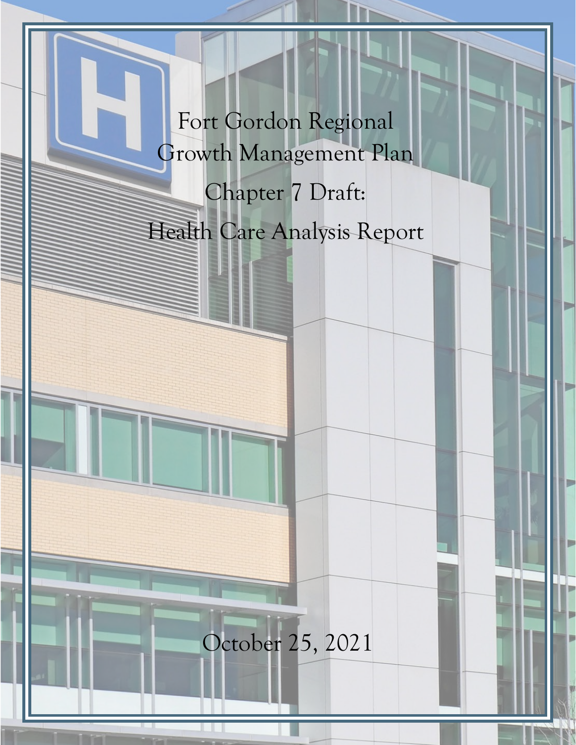# Fort Gordon Regional Growth Management Plan

## Chapter 7 Draft: Health Care Analysis Report

October 25, 2021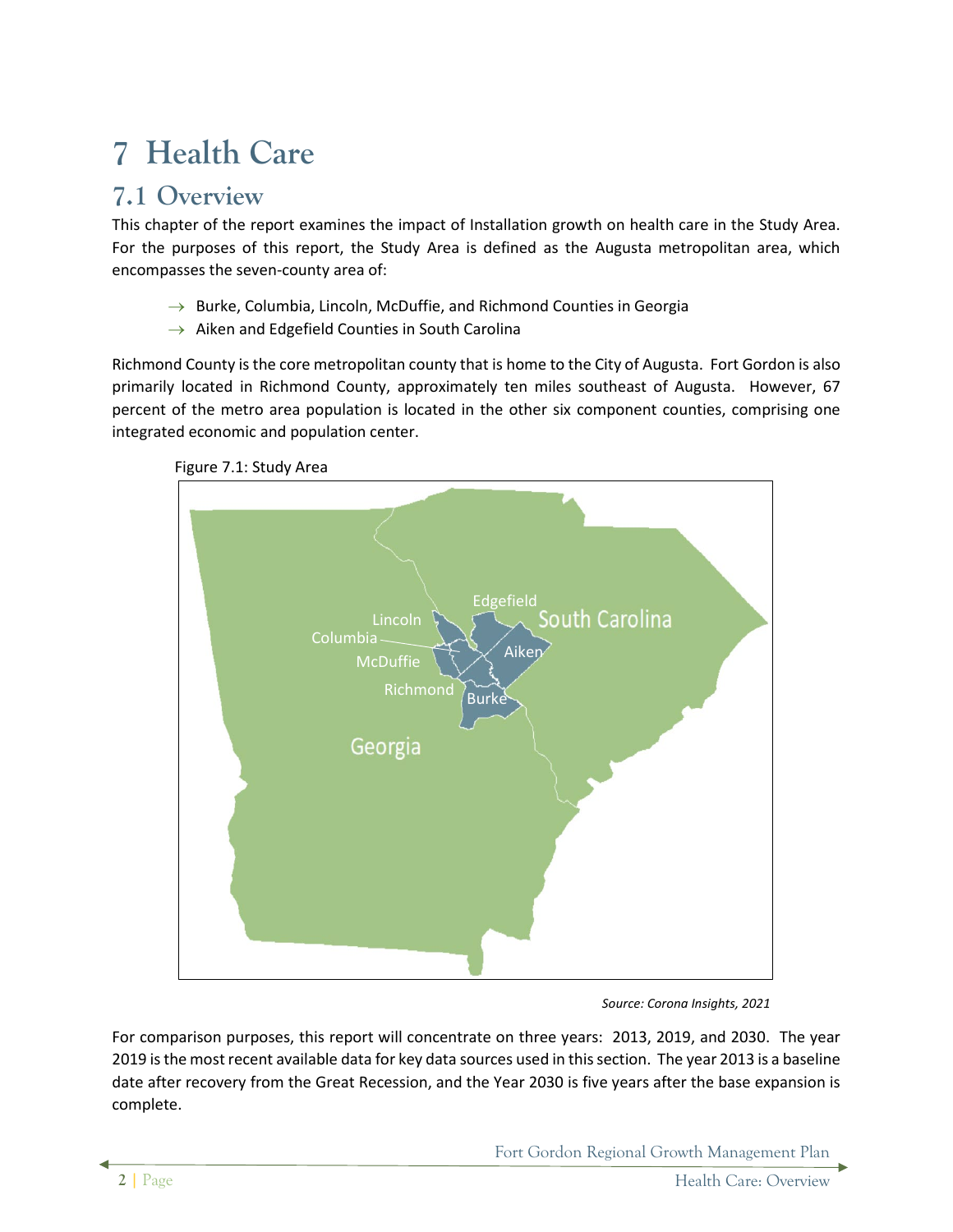# 7 Health Care

## 7.1 Overview

This chapter of the report examines the impact of Installation growth on health care in the Study Area. For the purposes of this report, the Study Area is defined as the Augusta metropolitan area, which encompasses the seven-county area of:

- → Burke, Columbia, Lincoln, McDuffie, and Richmond Counties in Georgia
- → Aiken and Edgefield Counties in South Carolina

Richmond County is the core metropolitan county that is home to the City of Augusta. Fort Gordon is also primarily located in Richmond County, approximately ten miles southeast of Augusta. However, 67 percent of the metro area population is located in the other six component counties, comprising one integrated economic and population center.

Figure 7.1: Study Area

*Source: Corona Insights, 2021*

For comparison purposes, this report will concentrate on three years: 2013, 2019, and 2030. The year 2019 is the most recent available data for key data sources used in this section. The year 2013 is a baseline date after recovery from the Great Recession, and the Year 2030 is five years after the base expansion is complete.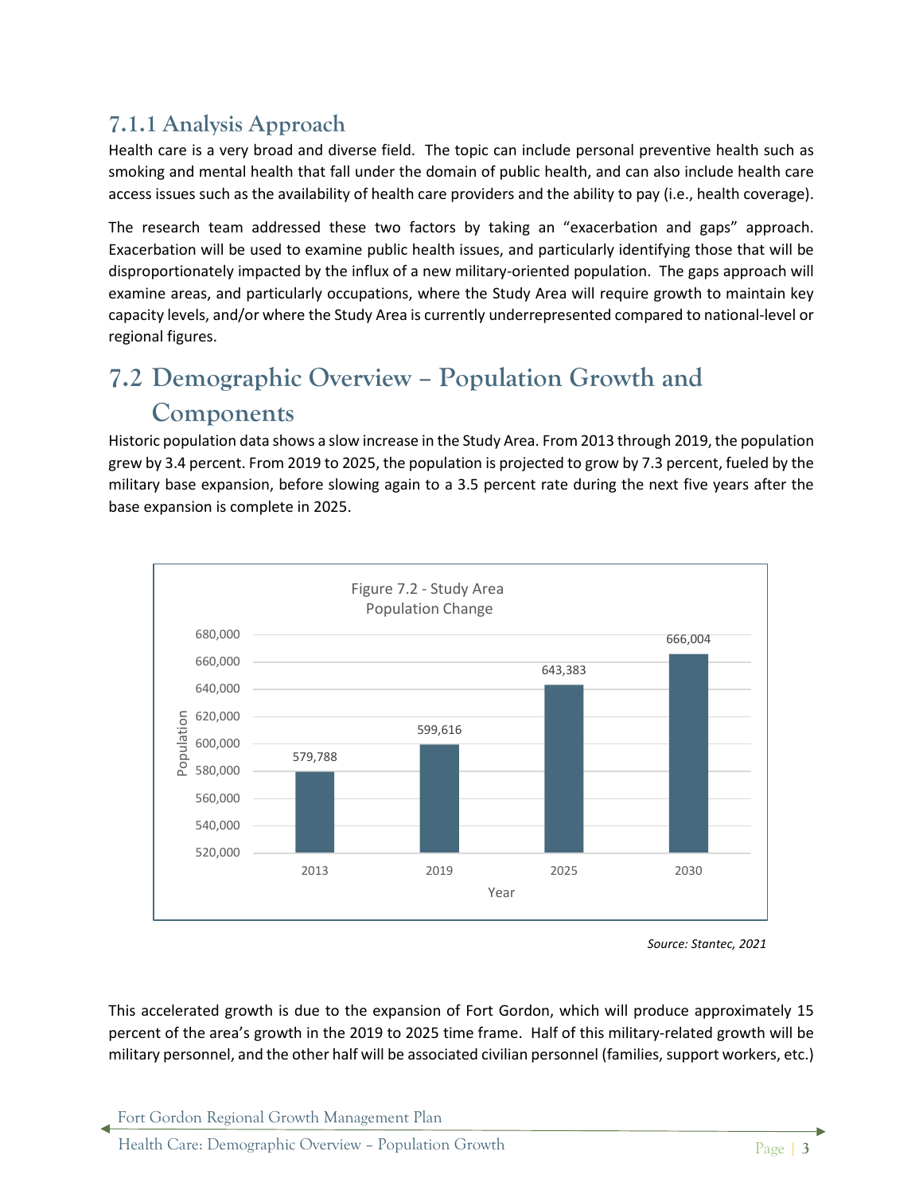### 7.1.1 Analysis Approach

Health care is a very broad and diverse field. The topic can include personal preventive health such as smoking and mental health that fall under the domain of public health, and can also include health care access issues such as the availability of health care providers and the ability to pay (i.e., health coverage).

The research team addressed these two factors by taking an "exacerbation and gaps" approach. Exacerbation will be used to examine public health issues, and particularly identifying those that will be disproportionately impacted by the influx of a new military-oriented population. The gaps approach will examine areas, and particularly occupations, where the Study Area will require growth to maintain key capacity levels, and/or where the Study Area is currently underrepresented compared to national-level or regional figures.

## 7.2 Demographic Overview – Population Growth and Components

Historic population data shows a slow increase in the Study Area. From 2013 through 2019, the population grew by 3.4 percent. From 2019 to 2025, the population is projected to grow by 7.3 percent, fueled by the military base expansion, before slowing again to a 3.5 percent rate during the next five years after the base expansion is complete in 2025.

Figure 7.2 - Study Area Population Change

| Year | Population |
|---|---|
| 2013 | 579,788 |
| 2019 | 599,616 |
| 2025 | 643,383 |
| 2030 | 666,004 |

*Source: Stantec, 2021*

This accelerated growth is due to the expansion of Fort Gordon, which will produce approximately 15 percent of the area's growth in the 2019 to 2025 time frame. Half of this military-related growth will be military personnel, and the other half will be associated civilian personnel (families, support workers, etc.)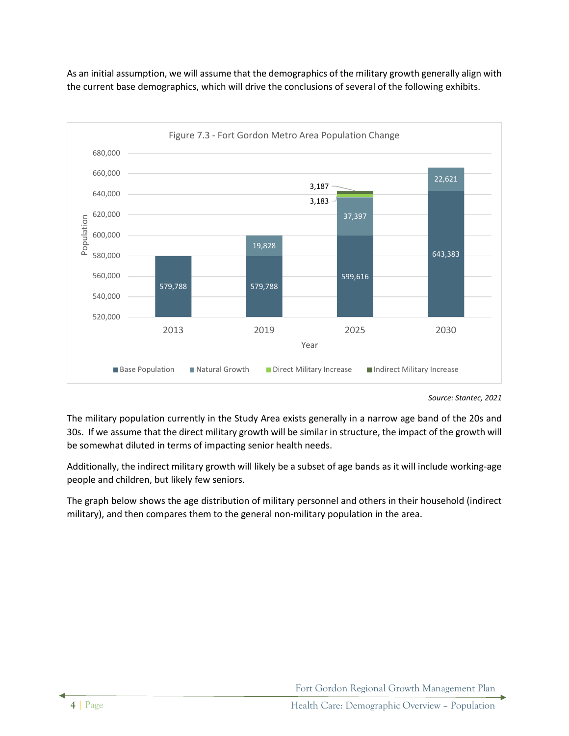As an initial assumption, we will assume that the demographics of the military growth generally align with the current base demographics, which will drive the conclusions of several of the following exhibits.

Figure 7.3 - Fort Gordon Metro Area Population Change

| Year | Base Population | Natural Growth | Direct Military Increase | Indirect Military Increase |
|---|---|---|---|---|
| 2013 | 579,788 | | | |
| 2019 | 579,788 | 19,828 | | |
| 2025 | 599,616 | 37,397 | 3,183 | 3,187 |
| 2030 | 643,383 | 22,621 | | |

*Source: Stantec, 2021*

The military population currently in the Study Area exists generally in a narrow age band of the 20s and 30s. If we assume that the direct military growth will be similar in structure, the impact of the growth will be somewhat diluted in terms of impacting senior health needs.

Additionally, the indirect military growth will likely be a subset of age bands as it will include working-age people and children, but likely few seniors.

The graph below shows the age distribution of military personnel and others in their household (indirect military), and then compares them to the general non-military population in the area.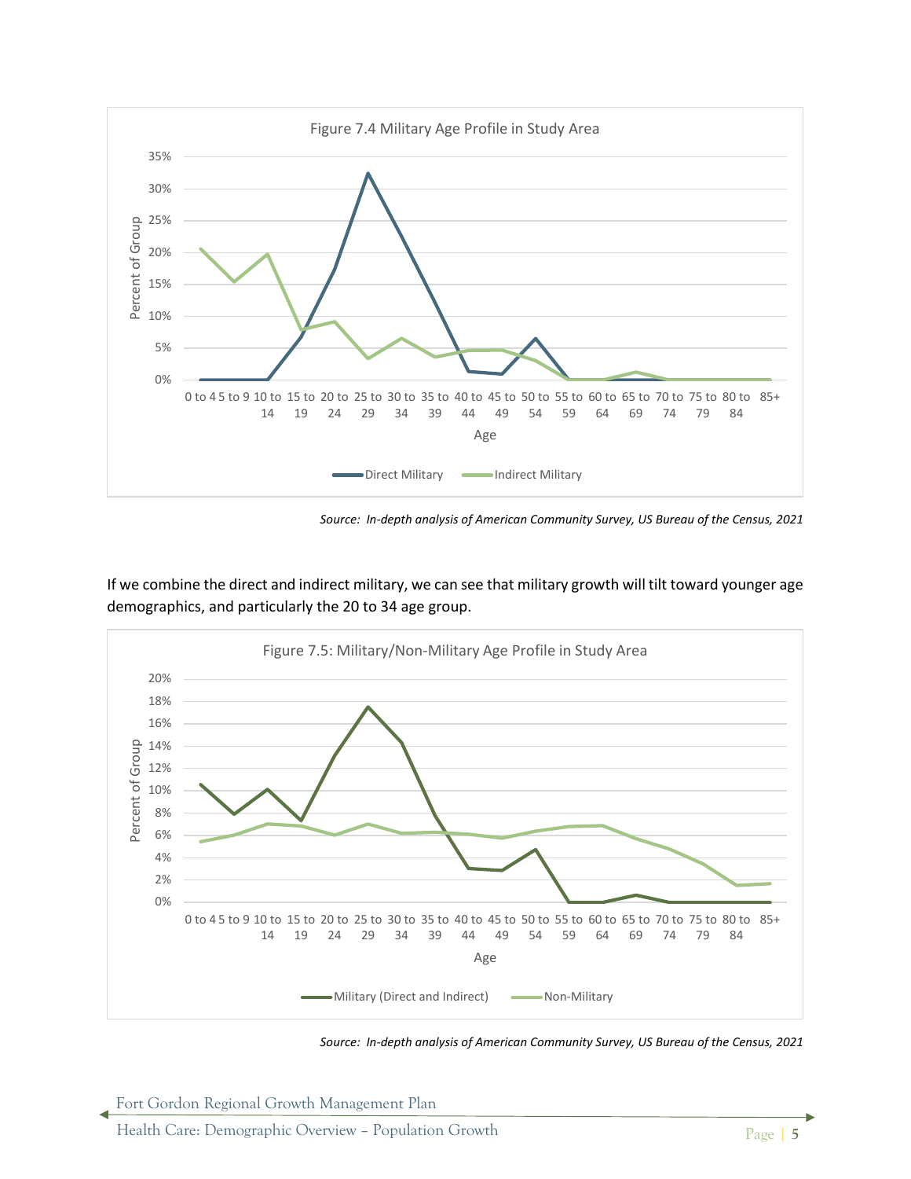Figure 7.4 Military Age Profile in Study Area

*Source: In-depth analysis of American Community Survey, US Bureau of the Census, 2021*

If we combine the direct and indirect military, we can see that military growth will tilt toward younger age demographics, and particularly the 20 to 34 age group.

Figure 7.5: Military/Non-Military Age Profile in Study Area

*Source: In-depth analysis of American Community Survey, US Bureau of the Census, 2021*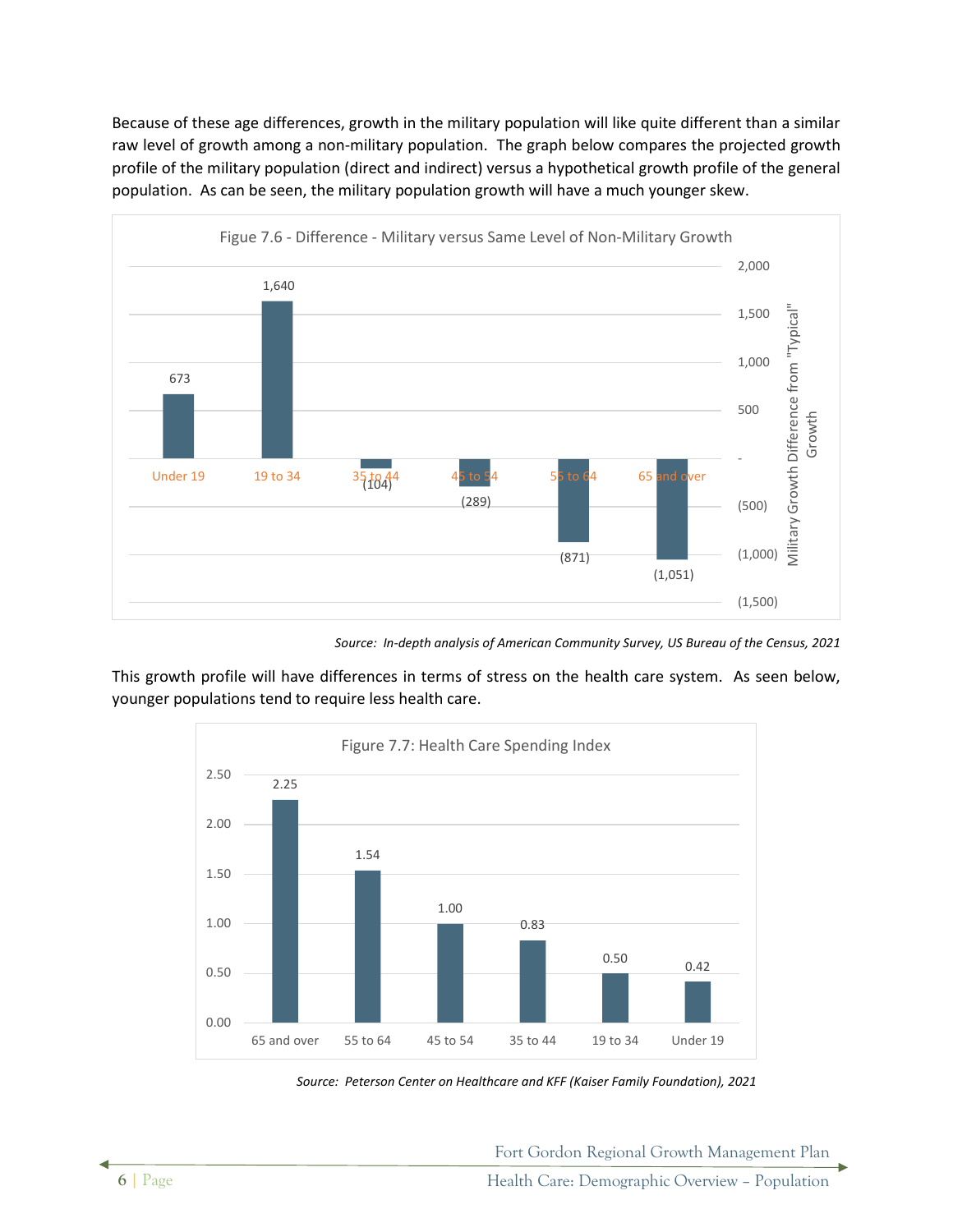Because of these age differences, growth in the military population will like quite different than a similar raw level of growth among a non-military population. The graph below compares the projected growth profile of the military population (direct and indirect) versus a hypothetical growth profile of the general population. As can be seen, the military population growth will have a much younger skew.

Figue 7.6 - Difference - Military versus Same Level of Non-Military Growth

| Age Group | Military Growth Difference from "Typical" Growth |
|---|---|
| Under 19 | 673 |
| 19 to 34 | 1,640 |
| 35 to 44 | (104) |
| 45 to 54 | (289) |
| 55 to 64 | (871) |
| 65 and over | (1,051) |

*Source: In-depth analysis of American Community Survey, US Bureau of the Census, 2021*

This growth profile will have differences in terms of stress on the health care system. As seen below, younger populations tend to require less health care.

Figure 7.7: Health Care Spending Index

| Age Group | Index |
|---|---|
| 65 and over | 2.25 |
| 55 to 64 | 1.54 |
| 45 to 54 | 1.00 |
| 35 to 44 | 0.83 |
| 19 to 34 | 0.50 |
| Under 19 | 0.42 |

*Source: Peterson Center on Healthcare and KFF (Kaiser Family Foundation), 2021*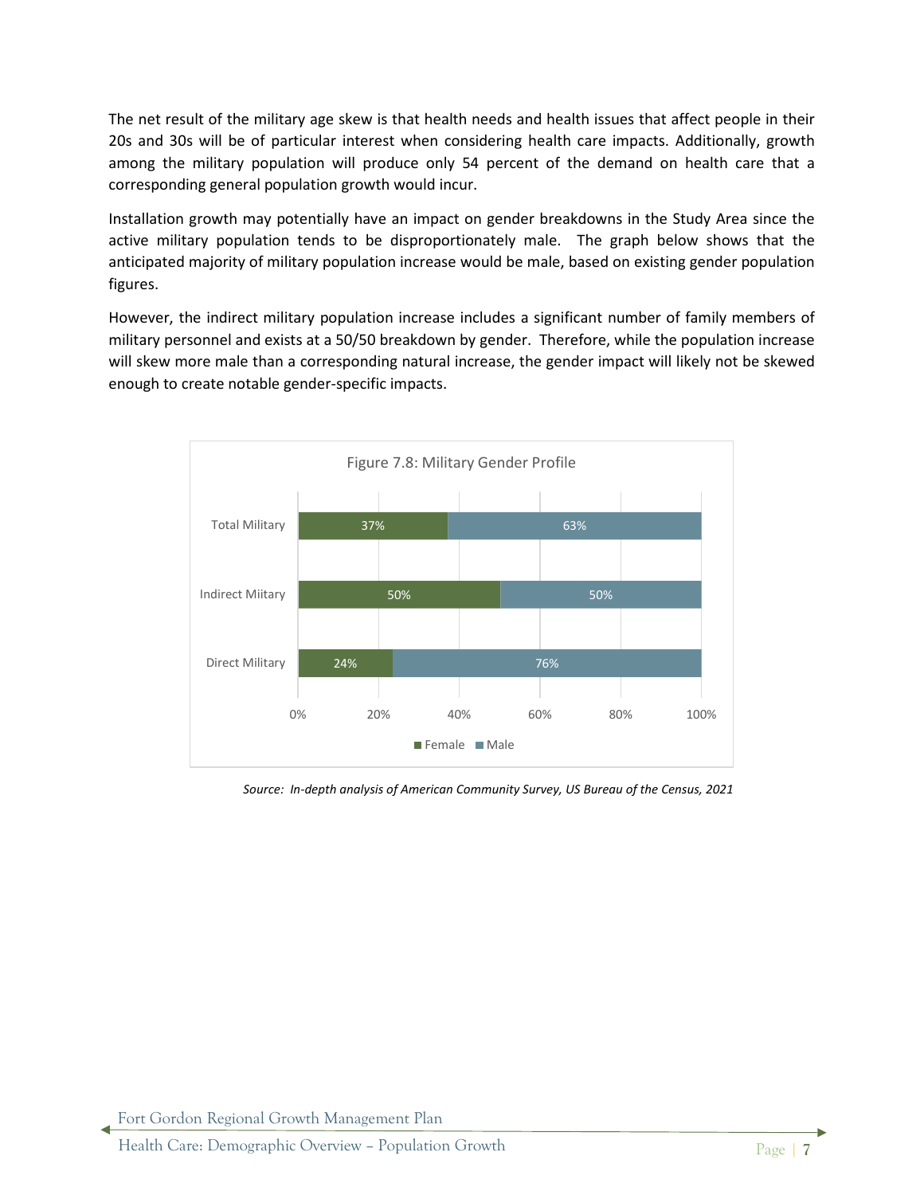The net result of the military age skew is that health needs and health issues that affect people in their 20s and 30s will be of particular interest when considering health care impacts. Additionally, growth among the military population will produce only 54 percent of the demand on health care that a corresponding general population growth would incur.

Installation growth may potentially have an impact on gender breakdowns in the Study Area since the active military population tends to be disproportionately male. The graph below shows that the anticipated majority of military population increase would be male, based on existing gender population figures.

However, the indirect military population increase includes a significant number of family members of military personnel and exists at a 50/50 breakdown by gender. Therefore, while the population increase will skew more male than a corresponding natural increase, the gender impact will likely not be skewed enough to create notable gender-specific impacts.

Figure 7.8: Military Gender Profile

| | Female | Male |
|---|---|---|
| Total Military | 37% | 63% |
| Indirect Miitary | 50% | 50% |
| Direct Military | 24% | 76% |

*Source: In-depth analysis of American Community Survey, US Bureau of the Census, 2021*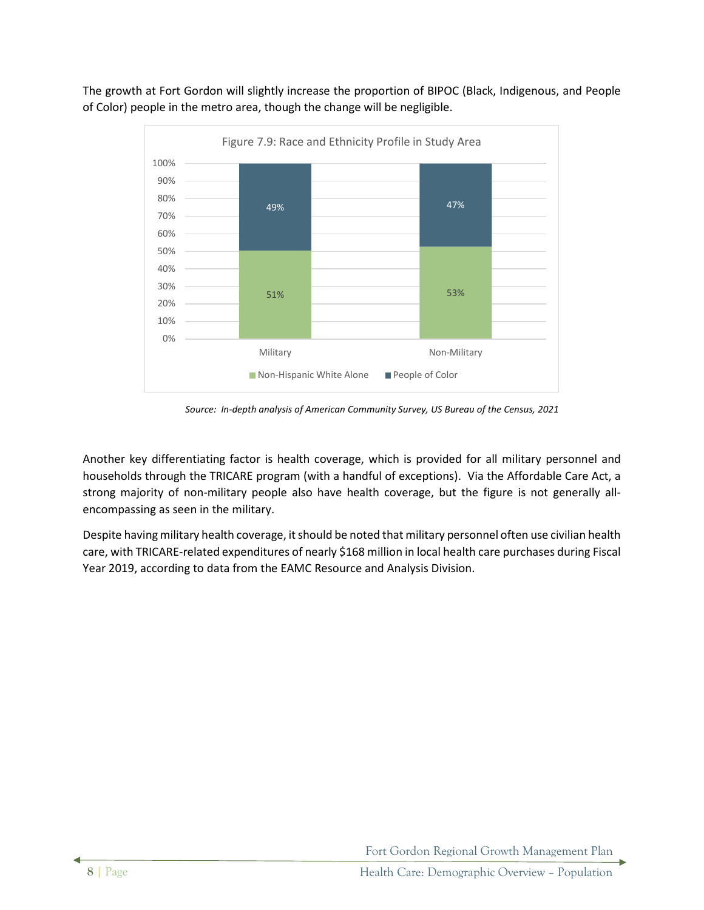The growth at Fort Gordon will slightly increase the proportion of BIPOC (Black, Indigenous, and People of Color) people in the metro area, though the change will be negligible.

Figure 7.9: Race and Ethnicity Profile in Study Area

| | Non-Hispanic White Alone | People of Color |
|---|---|---|
| Military | 51% | 49% |
| Non-Military | 53% | 47% |

*Source: In-depth analysis of American Community Survey, US Bureau of the Census, 2021*

Another key differentiating factor is health coverage, which is provided for all military personnel and households through the TRICARE program (with a handful of exceptions). Via the Affordable Care Act, a strong majority of non-military people also have health coverage, but the figure is not generally all-encompassing as seen in the military.

Despite having military health coverage, it should be noted that military personnel often use civilian health care, with TRICARE-related expenditures of nearly $168 million in local health care purchases during Fiscal Year 2019, according to data from the EAMC Resource and Analysis Division.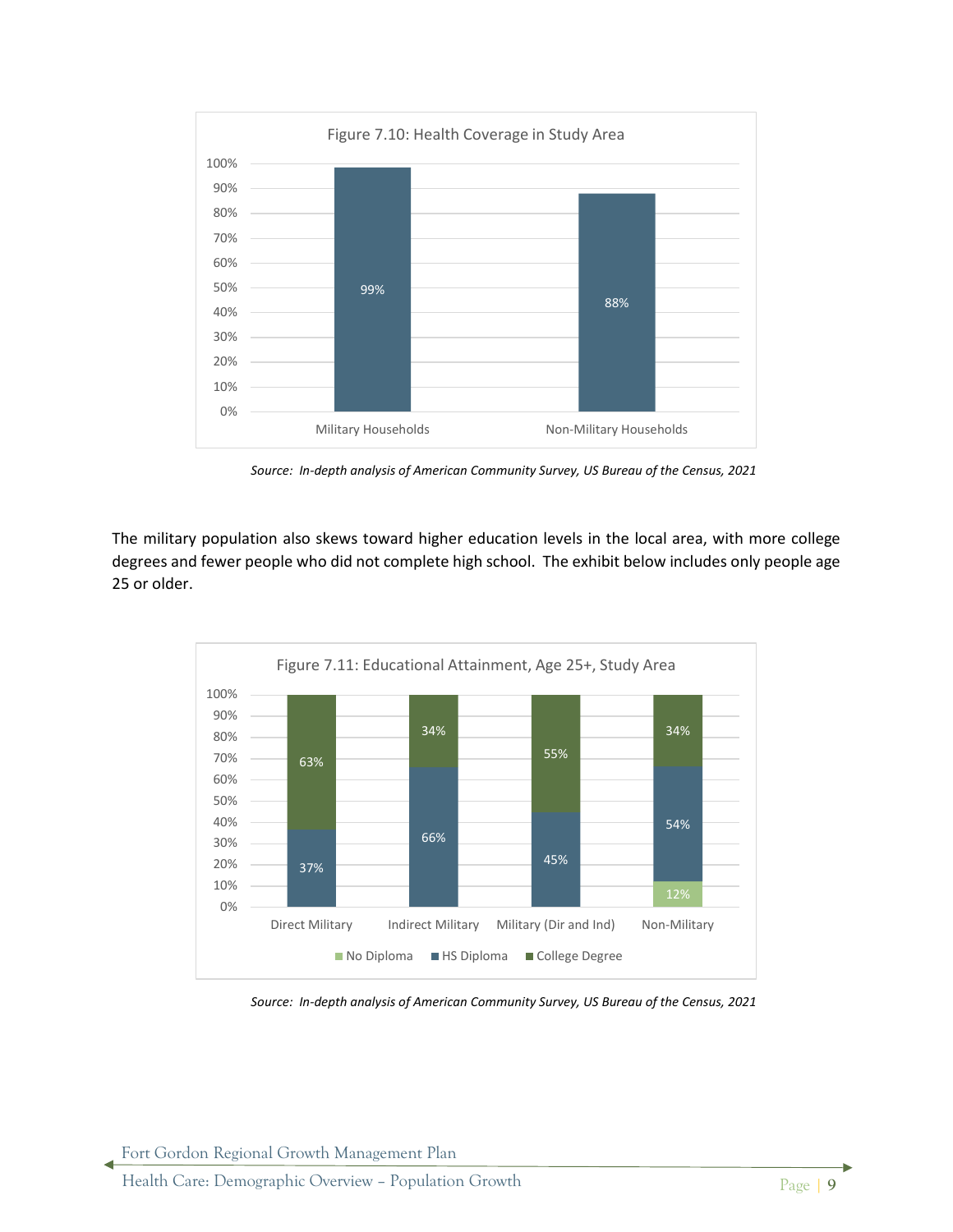Figure 7.10: Health Coverage in Study Area

| | Military Households | Non-Military Households |
|---|---|---|
| Health Coverage | 99% | 88% |

*Source: In-depth analysis of American Community Survey, US Bureau of the Census, 2021*

The military population also skews toward higher education levels in the local area, with more college degrees and fewer people who did not complete high school. The exhibit below includes only people age 25 or older.

Figure 7.11: Educational Attainment, Age 25+, Study Area

| | Direct Military | Indirect Military | Military (Dir and Ind) | Non-Military |
|---|---|---|---|---|
| No Diploma | | | | 12% |
| HS Diploma | 37% | 66% | 45% | 54% |
| College Degree | 63% | 34% | 55% | 34% |

*Source: In-depth analysis of American Community Survey, US Bureau of the Census, 2021*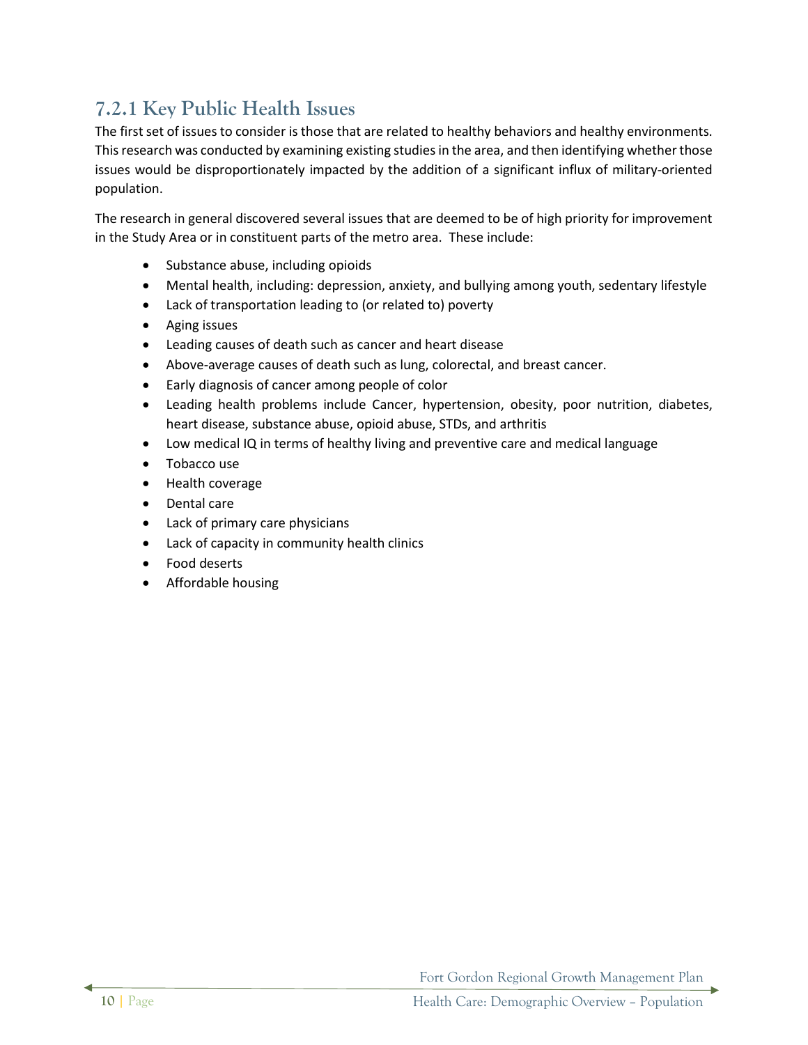### 7.2.1 Key Public Health Issues

The first set of issues to consider is those that are related to healthy behaviors and healthy environments. This research was conducted by examining existing studies in the area, and then identifying whether those issues would be disproportionately impacted by the addition of a significant influx of military-oriented population.

The research in general discovered several issues that are deemed to be of high priority for improvement in the Study Area or in constituent parts of the metro area. These include:

- Substance abuse, including opioids
- Mental health, including: depression, anxiety, and bullying among youth, sedentary lifestyle
- Lack of transportation leading to (or related to) poverty
- Aging issues
- Leading causes of death such as cancer and heart disease
- Above-average causes of death such as lung, colorectal, and breast cancer.
- Early diagnosis of cancer among people of color
- Leading health problems include Cancer, hypertension, obesity, poor nutrition, diabetes, heart disease, substance abuse, opioid abuse, STDs, and arthritis
- Low medical IQ in terms of healthy living and preventive care and medical language
- Tobacco use
- Health coverage
- Dental care
- Lack of primary care physicians
- Lack of capacity in community health clinics
- Food deserts
- Affordable housing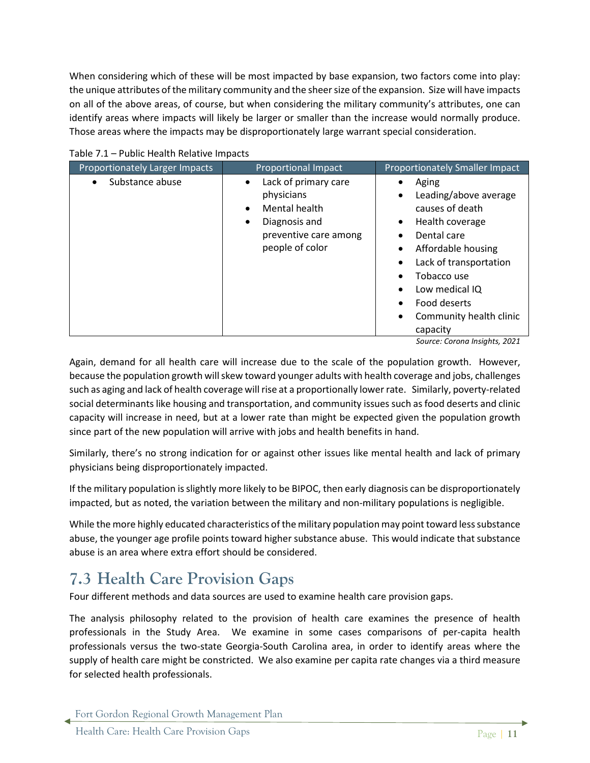When considering which of these will be most impacted by base expansion, two factors come into play: the unique attributes of the military community and the sheer size of the expansion. Size will have impacts on all of the above areas, of course, but when considering the military community's attributes, one can identify areas where impacts will likely be larger or smaller than the increase would normally produce. Those areas where the impacts may be disproportionately large warrant special consideration.

Table 7.1 – Public Health Relative Impacts

| Proportionately Larger Impacts | Proportional Impact | Proportionately Smaller Impact |
|---|---|---|
| • Substance abuse | • Lack of primary care physicians<br>• Mental health<br>• Diagnosis and preventive care among people of color | • Aging<br>• Leading/above average causes of death<br>• Health coverage<br>• Dental care<br>• Affordable housing<br>• Lack of transportation<br>• Tobacco use<br>• Low medical IQ<br>• Food deserts<br>• Community health clinic capacity |

*Source: Corona Insights, 2021*

Again, demand for all health care will increase due to the scale of the population growth. However, because the population growth will skew toward younger adults with health coverage and jobs, challenges such as aging and lack of health coverage will rise at a proportionally lower rate. Similarly, poverty-related social determinants like housing and transportation, and community issues such as food deserts and clinic capacity will increase in need, but at a lower rate than might be expected given the population growth since part of the new population will arrive with jobs and health benefits in hand.

Similarly, there's no strong indication for or against other issues like mental health and lack of primary physicians being disproportionately impacted.

If the military population is slightly more likely to be BIPOC, then early diagnosis can be disproportionately impacted, but as noted, the variation between the military and non-military populations is negligible.

While the more highly educated characteristics of the military population may point toward less substance abuse, the younger age profile points toward higher substance abuse. This would indicate that substance abuse is an area where extra effort should be considered.

## 7.3 Health Care Provision Gaps

Four different methods and data sources are used to examine health care provision gaps.

The analysis philosophy related to the provision of health care examines the presence of health professionals in the Study Area. We examine in some cases comparisons of per-capita health professionals versus the two-state Georgia-South Carolina area, in order to identify areas where the supply of health care might be constricted. We also examine per capita rate changes via a third measure for selected health professionals.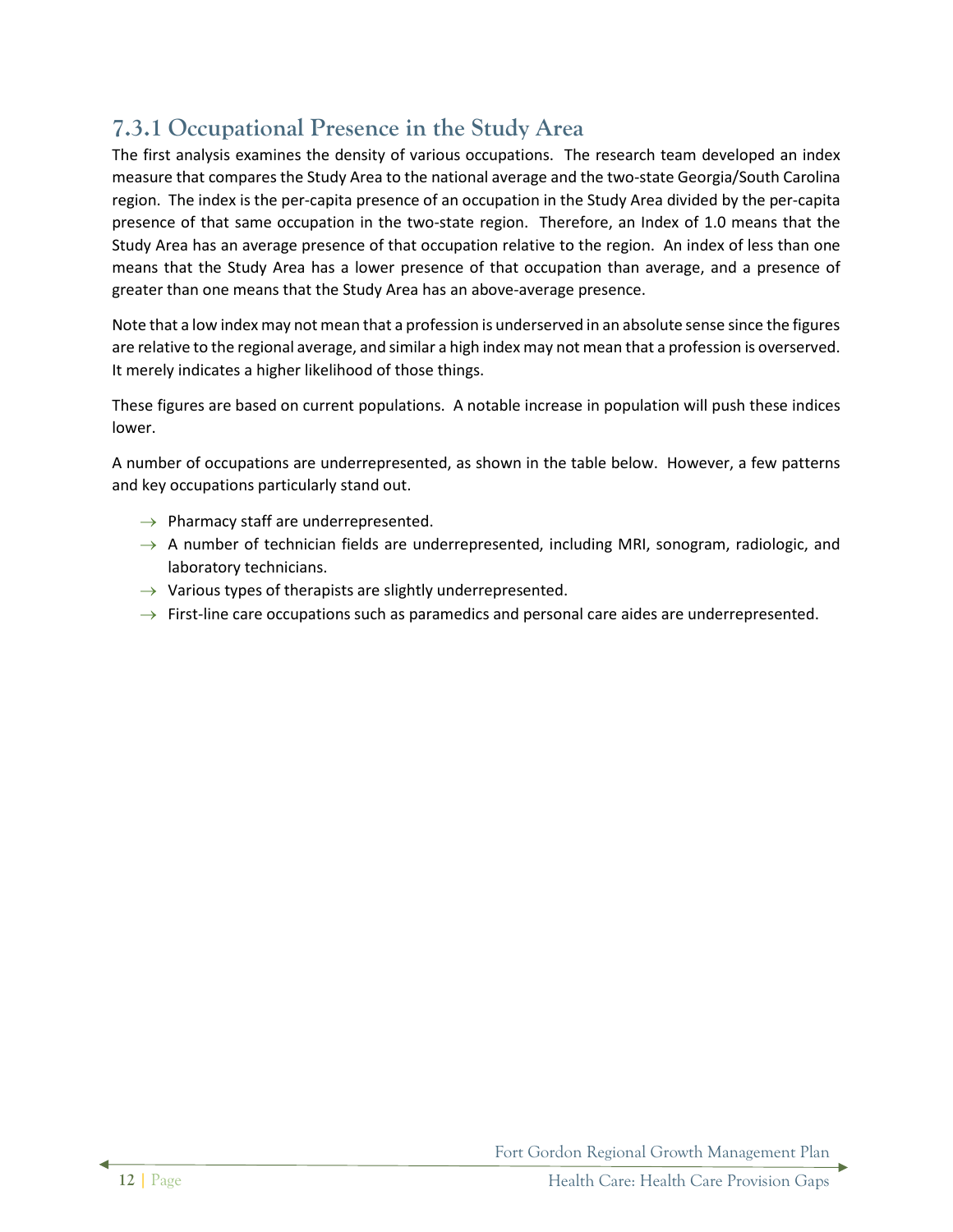### 7.3.1 Occupational Presence in the Study Area

The first analysis examines the density of various occupations. The research team developed an index measure that compares the Study Area to the national average and the two-state Georgia/South Carolina region. The index is the per-capita presence of an occupation in the Study Area divided by the per-capita presence of that same occupation in the two-state region. Therefore, an Index of 1.0 means that the Study Area has an average presence of that occupation relative to the region. An index of less than one means that the Study Area has a lower presence of that occupation than average, and a presence of greater than one means that the Study Area has an above-average presence.

Note that a low index may not mean that a profession is underserved in an absolute sense since the figures are relative to the regional average, and similar a high index may not mean that a profession is overserved. It merely indicates a higher likelihood of those things.

These figures are based on current populations. A notable increase in population will push these indices lower.

A number of occupations are underrepresented, as shown in the table below. However, a few patterns and key occupations particularly stand out.

- Pharmacy staff are underrepresented.
- A number of technician fields are underrepresented, including MRI, sonogram, radiologic, and laboratory technicians.
- Various types of therapists are slightly underrepresented.
- First-line care occupations such as paramedics and personal care aides are underrepresented.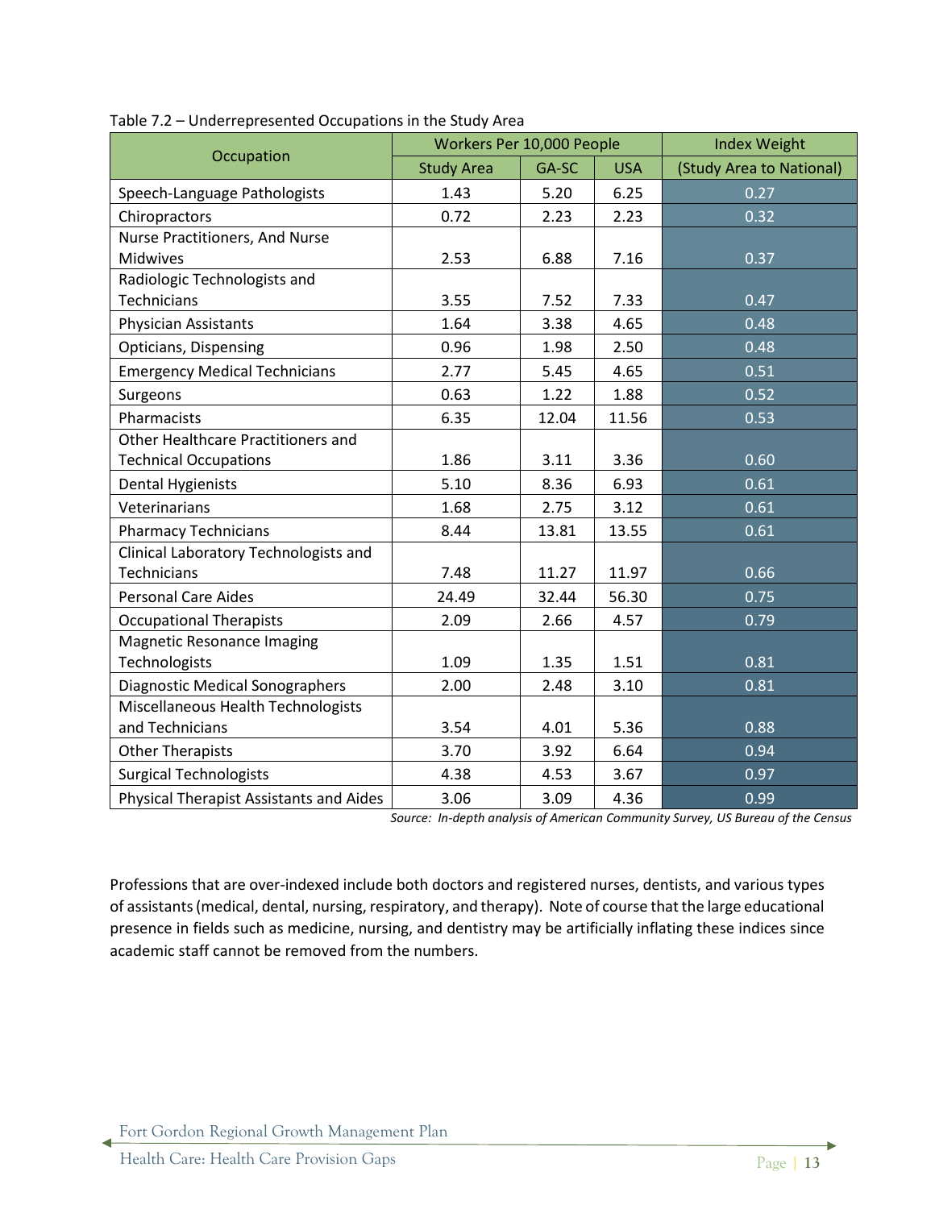Table 7.2 – Underrepresented Occupations in the Study Area

| Occupation | Workers Per 10,000 People | | | Index Weight |
|---|---|---|---|---|
| | Study Area | GA-SC | USA | (Study Area to National) |
| Speech-Language Pathologists | 1.43 | 5.20 | 6.25 | 0.27 |
| Chiropractors | 0.72 | 2.23 | 2.23 | 0.32 |
| Nurse Practitioners, And Nurse Midwives | 2.53 | 6.88 | 7.16 | 0.37 |
| Radiologic Technologists and Technicians | 3.55 | 7.52 | 7.33 | 0.47 |
| Physician Assistants | 1.64 | 3.38 | 4.65 | 0.48 |
| Opticians, Dispensing | 0.96 | 1.98 | 2.50 | 0.48 |
| Emergency Medical Technicians | 2.77 | 5.45 | 4.65 | 0.51 |
| Surgeons | 0.63 | 1.22 | 1.88 | 0.52 |
| Pharmacists | 6.35 | 12.04 | 11.56 | 0.53 |
| Other Healthcare Practitioners and Technical Occupations | 1.86 | 3.11 | 3.36 | 0.60 |
| Dental Hygienists | 5.10 | 8.36 | 6.93 | 0.61 |
| Veterinarians | 1.68 | 2.75 | 3.12 | 0.61 |
| Pharmacy Technicians | 8.44 | 13.81 | 13.55 | 0.61 |
| Clinical Laboratory Technologists and Technicians | 7.48 | 11.27 | 11.97 | 0.66 |
| Personal Care Aides | 24.49 | 32.44 | 56.30 | 0.75 |
| Occupational Therapists | 2.09 | 2.66 | 4.57 | 0.79 |
| Magnetic Resonance Imaging Technologists | 1.09 | 1.35 | 1.51 | 0.81 |
| Diagnostic Medical Sonographers | 2.00 | 2.48 | 3.10 | 0.81 |
| Miscellaneous Health Technologists and Technicians | 3.54 | 4.01 | 5.36 | 0.88 |
| Other Therapists | 3.70 | 3.92 | 6.64 | 0.94 |
| Surgical Technologists | 4.38 | 4.53 | 3.67 | 0.97 |
| Physical Therapist Assistants and Aides | 3.06 | 3.09 | 4.36 | 0.99 |

*Source: In-depth analysis of American Community Survey, US Bureau of the Census*

Professions that are over-indexed include both doctors and registered nurses, dentists, and various types of assistants (medical, dental, nursing, respiratory, and therapy). Note of course that the large educational presence in fields such as medicine, nursing, and dentistry may be artificially inflating these indices since academic staff cannot be removed from the numbers.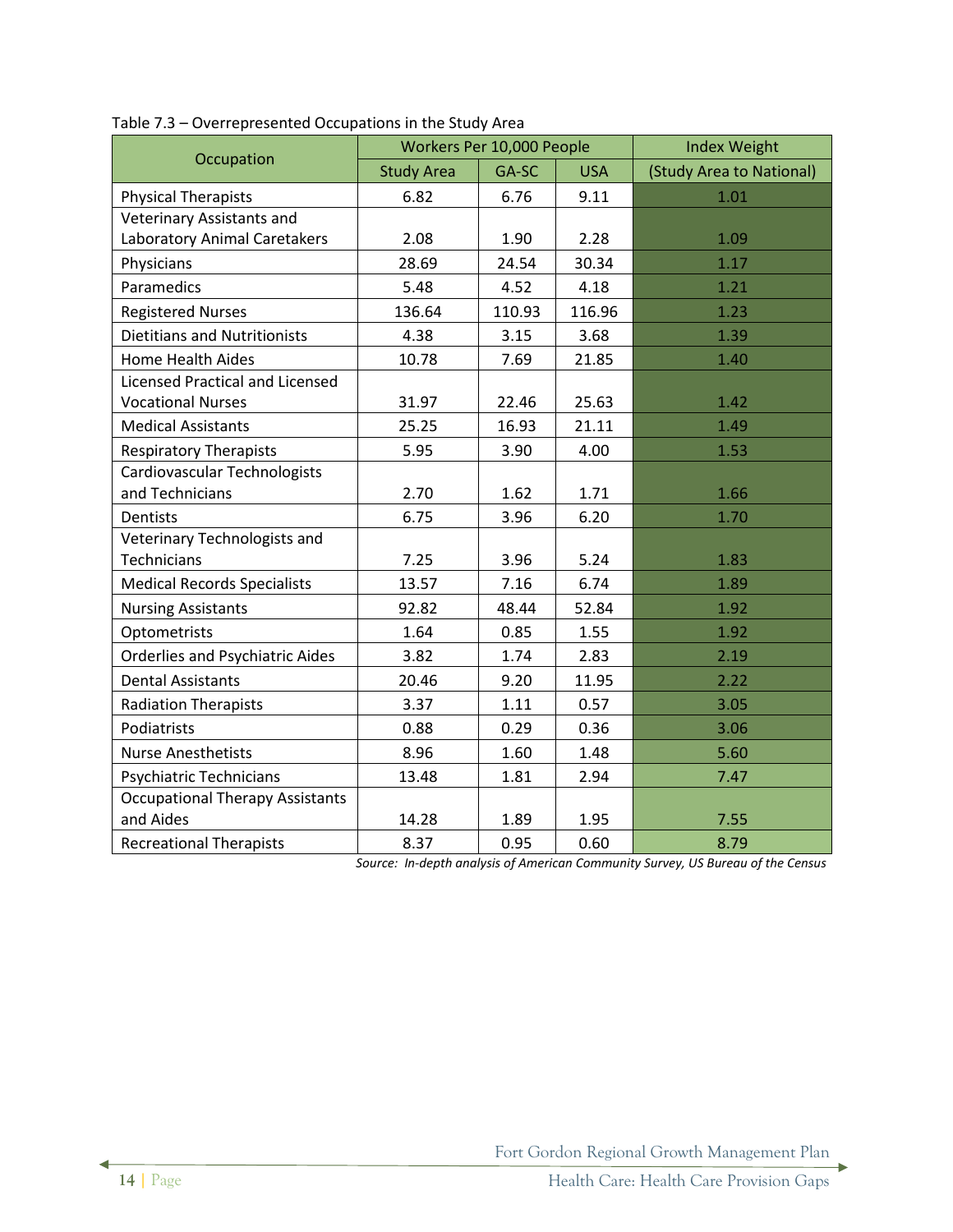Table 7.3 – Overrepresented Occupations in the Study Area

| Occupation | Workers Per 10,000 People | | | Index Weight |
|---|---|---|---|---|
| | Study Area | GA-SC | USA | (Study Area to National) |
| Physical Therapists | 6.82 | 6.76 | 9.11 | 1.01 |
| Veterinary Assistants and Laboratory Animal Caretakers | 2.08 | 1.90 | 2.28 | 1.09 |
| Physicians | 28.69 | 24.54 | 30.34 | 1.17 |
| Paramedics | 5.48 | 4.52 | 4.18 | 1.21 |
| Registered Nurses | 136.64 | 110.93 | 116.96 | 1.23 |
| Dietitians and Nutritionists | 4.38 | 3.15 | 3.68 | 1.39 |
| Home Health Aides | 10.78 | 7.69 | 21.85 | 1.40 |
| Licensed Practical and Licensed Vocational Nurses | 31.97 | 22.46 | 25.63 | 1.42 |
| Medical Assistants | 25.25 | 16.93 | 21.11 | 1.49 |
| Respiratory Therapists | 5.95 | 3.90 | 4.00 | 1.53 |
| Cardiovascular Technologists and Technicians | 2.70 | 1.62 | 1.71 | 1.66 |
| Dentists | 6.75 | 3.96 | 6.20 | 1.70 |
| Veterinary Technologists and Technicians | 7.25 | 3.96 | 5.24 | 1.83 |
| Medical Records Specialists | 13.57 | 7.16 | 6.74 | 1.89 |
| Nursing Assistants | 92.82 | 48.44 | 52.84 | 1.92 |
| Optometrists | 1.64 | 0.85 | 1.55 | 1.92 |
| Orderlies and Psychiatric Aides | 3.82 | 1.74 | 2.83 | 2.19 |
| Dental Assistants | 20.46 | 9.20 | 11.95 | 2.22 |
| Radiation Therapists | 3.37 | 1.11 | 0.57 | 3.05 |
| Podiatrists | 0.88 | 0.29 | 0.36 | 3.06 |
| Nurse Anesthetists | 8.96 | 1.60 | 1.48 | 5.60 |
| Psychiatric Technicians | 13.48 | 1.81 | 2.94 | 7.47 |
| Occupational Therapy Assistants and Aides | 14.28 | 1.89 | 1.95 | 7.55 |
| Recreational Therapists | 8.37 | 0.95 | 0.60 | 8.79 |

*Source: In-depth analysis of American Community Survey, US Bureau of the Census*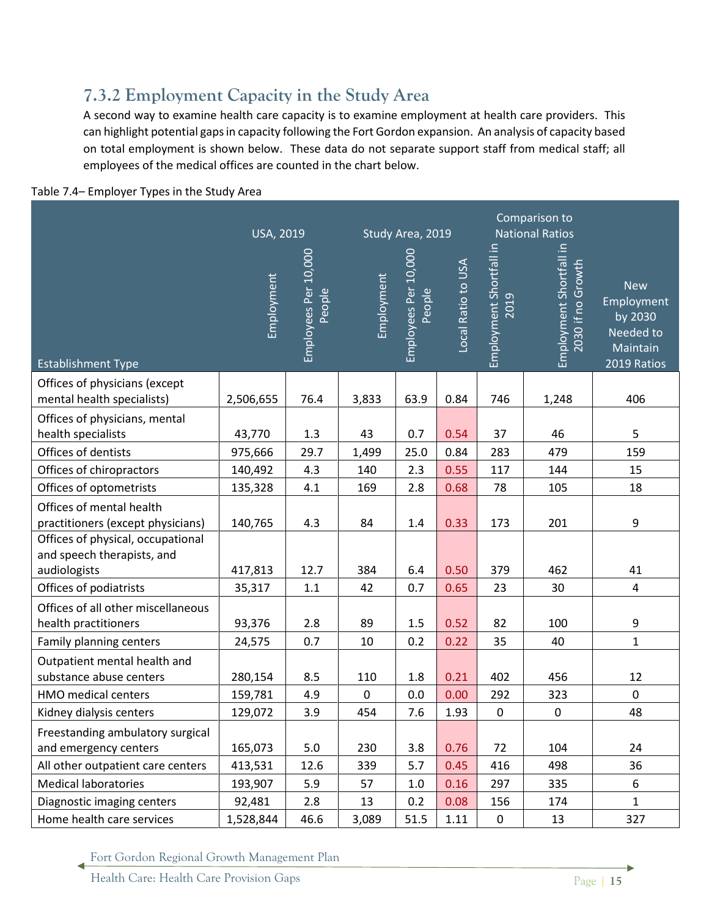## 7.3.2 Employment Capacity in the Study Area

A second way to examine health care capacity is to examine employment at health care providers. This can highlight potential gaps in capacity following the Fort Gordon expansion. An analysis of capacity based on total employment is shown below. These data do not separate support staff from medical staff; all employees of the medical offices are counted in the chart below.

Table 7.4– Employer Types in the Study Area

| | USA, 2019 | | Study Area, 2019 | | | Comparison to National Ratios | | |
|---|---|---|---|---|---|---|---|---|
| Establishment Type | Employment | Employees Per 10,000 People | Employment | Employees Per 10,000 People | Local Ratio to USA | Employment Shortfall in 2019 | Employment Shortfall in 2030 if no Growth | New Employment by 2030 Needed to Maintain 2019 Ratios |
| Offices of physicians (except mental health specialists) | 2,506,655 | 76.4 | 3,833 | 63.9 | 0.84 | 746 | 1,248 | 406 |
| Offices of physicians, mental health specialists | 43,770 | 1.3 | 43 | 0.7 | 0.54 | 37 | 46 | 5 |
| Offices of dentists | 975,666 | 29.7 | 1,499 | 25.0 | 0.84 | 283 | 479 | 159 |
| Offices of chiropractors | 140,492 | 4.3 | 140 | 2.3 | 0.55 | 117 | 144 | 15 |
| Offices of optometrists | 135,328 | 4.1 | 169 | 2.8 | 0.68 | 78 | 105 | 18 |
| Offices of mental health practitioners (except physicians) | 140,765 | 4.3 | 84 | 1.4 | 0.33 | 173 | 201 | 9 |
| Offices of physical, occupational and speech therapists, and audiologists | 417,813 | 12.7 | 384 | 6.4 | 0.50 | 379 | 462 | 41 |
| Offices of podiatrists | 35,317 | 1.1 | 42 | 0.7 | 0.65 | 23 | 30 | 4 |
| Offices of all other miscellaneous health practitioners | 93,376 | 2.8 | 89 | 1.5 | 0.52 | 82 | 100 | 9 |
| Family planning centers | 24,575 | 0.7 | 10 | 0.2 | 0.22 | 35 | 40 | 1 |
| Outpatient mental health and substance abuse centers | 280,154 | 8.5 | 110 | 1.8 | 0.21 | 402 | 456 | 12 |
| HMO medical centers | 159,781 | 4.9 | 0 | 0.0 | 0.00 | 292 | 323 | 0 |
| Kidney dialysis centers | 129,072 | 3.9 | 454 | 7.6 | 1.93 | 0 | 0 | 48 |
| Freestanding ambulatory surgical and emergency centers | 165,073 | 5.0 | 230 | 3.8 | 0.76 | 72 | 104 | 24 |
| All other outpatient care centers | 413,531 | 12.6 | 339 | 5.7 | 0.45 | 416 | 498 | 36 |
| Medical laboratories | 193,907 | 5.9 | 57 | 1.0 | 0.16 | 297 | 335 | 6 |
| Diagnostic imaging centers | 92,481 | 2.8 | 13 | 0.2 | 0.08 | 156 | 174 | 1 |
| Home health care services | 1,528,844 | 46.6 | 3,089 | 51.5 | 1.11 | 0 | 13 | 327 |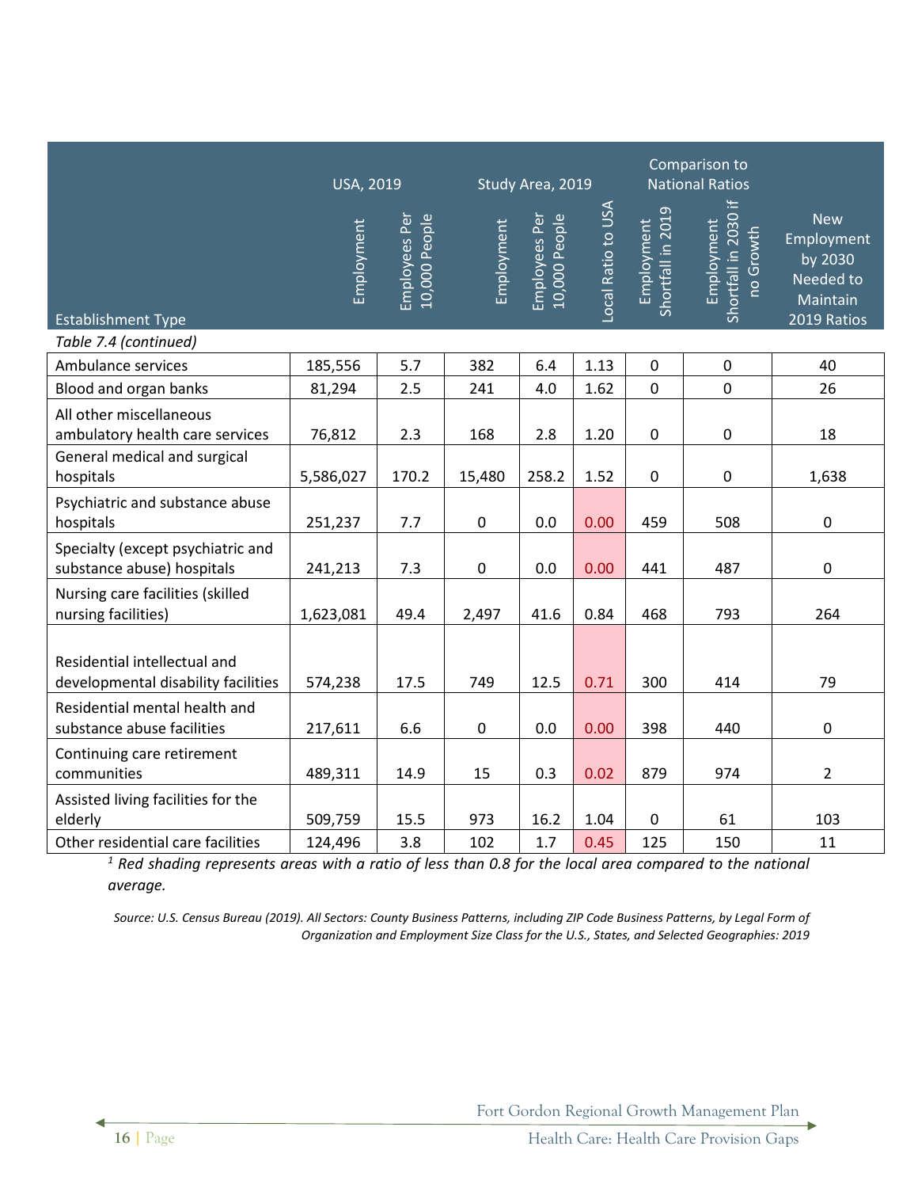| Establishment Type | USA, 2019 | | Study Area, 2019 | | | Comparison to National Ratios | | |
|---|---|---|---|---|---|---|---|---|
| | Employment | Employees Per 10,000 People | Employment | Employees Per 10,000 People | Local Ratio to USA | Employment Shortfall in 2019 | Employment Shortfall in 2030 if no Growth | New Employment by 2030 Needed to Maintain 2019 Ratios |
| *Table 7.4 (continued)* | | | | | | | | |
| Ambulance services | 185,556 | 5.7 | 382 | 6.4 | 1.13 | 0 | 0 | 40 |
| Blood and organ banks | 81,294 | 2.5 | 241 | 4.0 | 1.62 | 0 | 0 | 26 |
| All other miscellaneous ambulatory health care services | 76,812 | 2.3 | 168 | 2.8 | 1.20 | 0 | 0 | 18 |
| General medical and surgical hospitals | 5,586,027 | 170.2 | 15,480 | 258.2 | 1.52 | 0 | 0 | 1,638 |
| Psychiatric and substance abuse hospitals | 251,237 | 7.7 | 0 | 0.0 | 0.00 | 459 | 508 | 0 |
| Specialty (except psychiatric and substance abuse) hospitals | 241,213 | 7.3 | 0 | 0.0 | 0.00 | 441 | 487 | 0 |
| Nursing care facilities (skilled nursing facilities) | 1,623,081 | 49.4 | 2,497 | 41.6 | 0.84 | 468 | 793 | 264 |
| Residential intellectual and developmental disability facilities | 574,238 | 17.5 | 749 | 12.5 | 0.71 | 300 | 414 | 79 |
| Residential mental health and substance abuse facilities | 217,611 | 6.6 | 0 | 0.0 | 0.00 | 398 | 440 | 0 |
| Continuing care retirement communities | 489,311 | 14.9 | 15 | 0.3 | 0.02 | 879 | 974 | 2 |
| Assisted living facilities for the elderly | 509,759 | 15.5 | 973 | 16.2 | 1.04 | 0 | 61 | 103 |
| Other residential care facilities | 124,496 | 3.8 | 102 | 1.7 | 0.45 | 125 | 150 | 11 |

*[1] Red shading represents areas with a ratio of less than 0.8 for the local area compared to the national average.*

*Source: U.S. Census Bureau (2019). All Sectors: County Business Patterns, including ZIP Code Business Patterns, by Legal Form of Organization and Employment Size Class for the U.S., States, and Selected Geographies: 2019*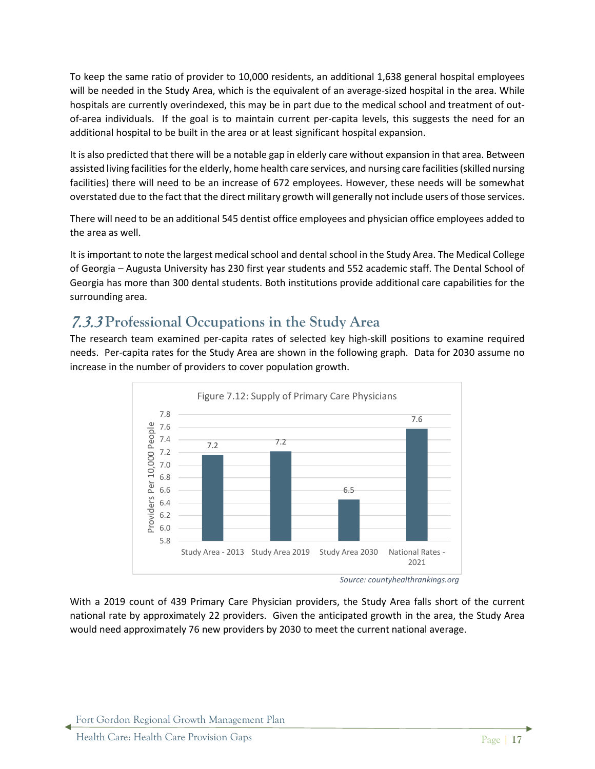To keep the same ratio of provider to 10,000 residents, an additional 1,638 general hospital employees will be needed in the Study Area, which is the equivalent of an average-sized hospital in the area. While hospitals are currently overindexed, this may be in part due to the medical school and treatment of out-of-area individuals. If the goal is to maintain current per-capita levels, this suggests the need for an additional hospital to be built in the area or at least significant hospital expansion.

It is also predicted that there will be a notable gap in elderly care without expansion in that area. Between assisted living facilities for the elderly, home health care services, and nursing care facilities (skilled nursing facilities) there will need to be an increase of 672 employees. However, these needs will be somewhat overstated due to the fact that the direct military growth will generally not include users of those services.

There will need to be an additional 545 dentist office employees and physician office employees added to the area as well.

It is important to note the largest medical school and dental school in the Study Area. The Medical College of Georgia – Augusta University has 230 first year students and 552 academic staff. The Dental School of Georgia has more than 300 dental students. Both institutions provide additional care capabilities for the surrounding area.

## *7.3.3* Professional Occupations in the Study Area

The research team examined per-capita rates of selected key high-skill positions to examine required needs. Per-capita rates for the Study Area are shown in the following graph. Data for 2030 assume no increase in the number of providers to cover population growth.

Figure 7.12: Supply of Primary Care Physicians

| | Providers Per 10,000 People |
|---|---|
| Study Area - 2013 | 7.2 |
| Study Area 2019 | 7.2 |
| Study Area 2030 | 6.5 |
| National Rates - 2021 | 7.6 |

*Source: countyhealthrankings.org*

With a 2019 count of 439 Primary Care Physician providers, the Study Area falls short of the current national rate by approximately 22 providers. Given the anticipated growth in the area, the Study Area would need approximately 76 new providers by 2030 to meet the current national average.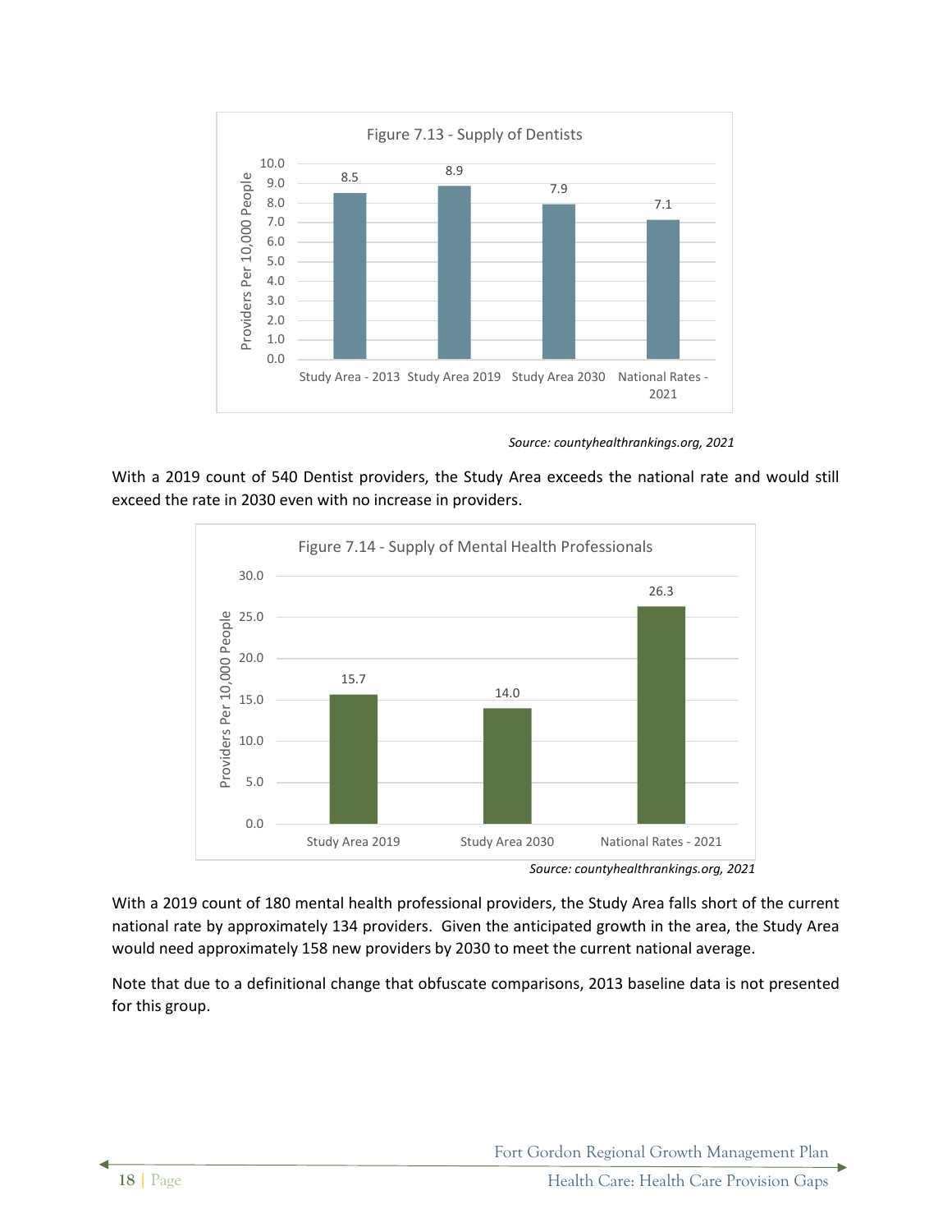Figure 7.13 - Supply of Dentists

| | Providers Per 10,000 People |
|---|---|
| Study Area - 2013 | 8.5 |
| Study Area 2019 | 8.9 |
| Study Area 2030 | 7.9 |
| National Rates - 2021 | 7.1 |

*Source: countyhealthrankings.org, 2021*

With a 2019 count of 540 Dentist providers, the Study Area exceeds the national rate and would still exceed the rate in 2030 even with no increase in providers.

Figure 7.14 - Supply of Mental Health Professionals

| | Providers Per 10,000 People |
|---|---|
| Study Area 2019 | 15.7 |
| Study Area 2030 | 14.0 |
| National Rates - 2021 | 26.3 |

*Source: countyhealthrankings.org, 2021*

With a 2019 count of 180 mental health professional providers, the Study Area falls short of the current national rate by approximately 134 providers. Given the anticipated growth in the area, the Study Area would need approximately 158 new providers by 2030 to meet the current national average.

Note that due to a definitional change that obfuscate comparisons, 2013 baseline data is not presented for this group.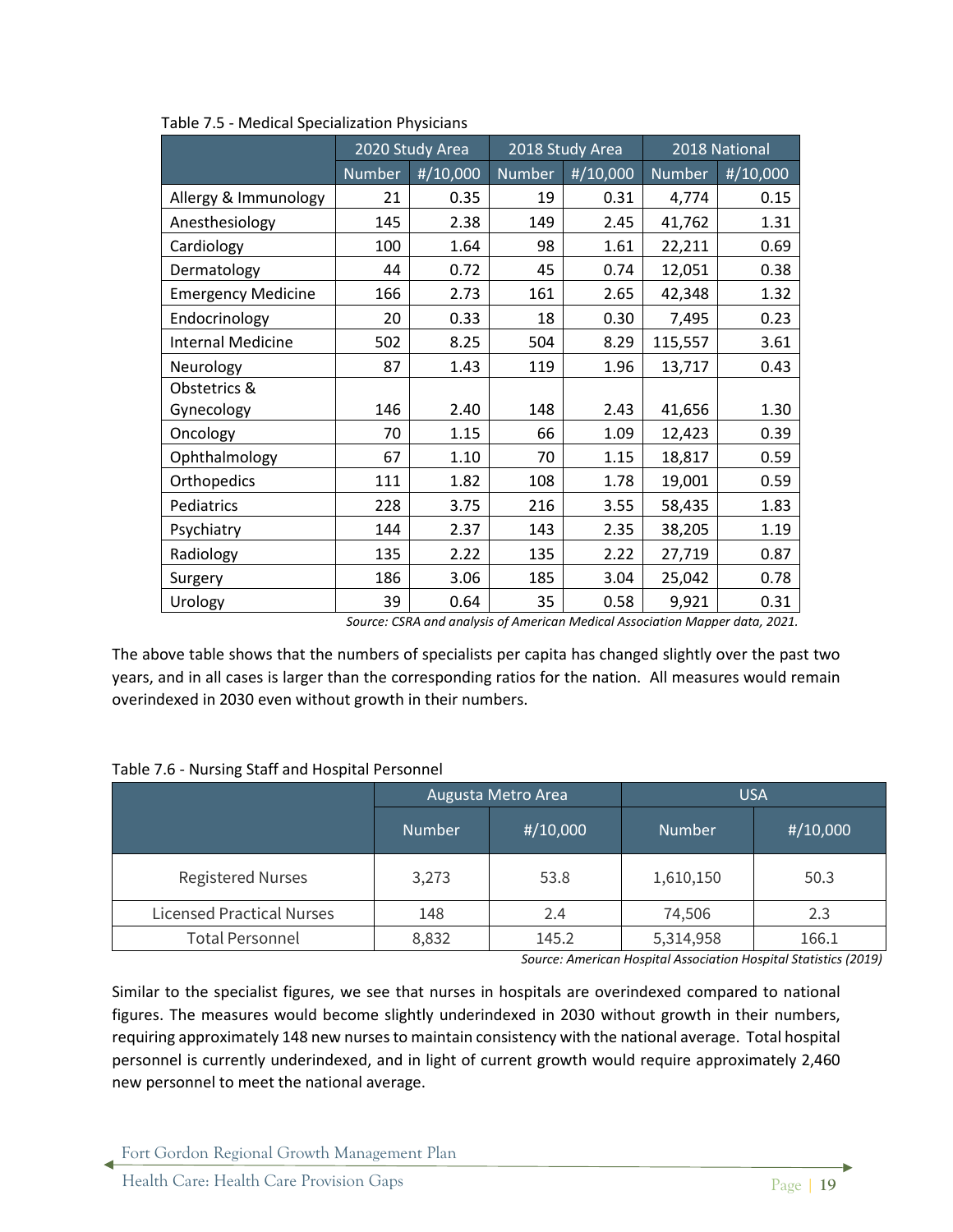Table 7.5 - Medical Specialization Physicians

| | 2020 Study Area | | 2018 Study Area | | 2018 National | |
|---|---|---|---|---|---|---|
| | Number | #/10,000 | Number | #/10,000 | Number | #/10,000 |
| Allergy & Immunology | 21 | 0.35 | 19 | 0.31 | 4,774 | 0.15 |
| Anesthesiology | 145 | 2.38 | 149 | 2.45 | 41,762 | 1.31 |
| Cardiology | 100 | 1.64 | 98 | 1.61 | 22,211 | 0.69 |
| Dermatology | 44 | 0.72 | 45 | 0.74 | 12,051 | 0.38 |
| Emergency Medicine | 166 | 2.73 | 161 | 2.65 | 42,348 | 1.32 |
| Endocrinology | 20 | 0.33 | 18 | 0.30 | 7,495 | 0.23 |
| Internal Medicine | 502 | 8.25 | 504 | 8.29 | 115,557 | 3.61 |
| Neurology | 87 | 1.43 | 119 | 1.96 | 13,717 | 0.43 |
| Obstetrics & Gynecology | 146 | 2.40 | 148 | 2.43 | 41,656 | 1.30 |
| Oncology | 70 | 1.15 | 66 | 1.09 | 12,423 | 0.39 |
| Ophthalmology | 67 | 1.10 | 70 | 1.15 | 18,817 | 0.59 |
| Orthopedics | 111 | 1.82 | 108 | 1.78 | 19,001 | 0.59 |
| Pediatrics | 228 | 3.75 | 216 | 3.55 | 58,435 | 1.83 |
| Psychiatry | 144 | 2.37 | 143 | 2.35 | 38,205 | 1.19 |
| Radiology | 135 | 2.22 | 135 | 2.22 | 27,719 | 0.87 |
| Surgery | 186 | 3.06 | 185 | 3.04 | 25,042 | 0.78 |
| Urology | 39 | 0.64 | 35 | 0.58 | 9,921 | 0.31 |

*Source: CSRA and analysis of American Medical Association Mapper data, 2021.*

The above table shows that the numbers of specialists per capita has changed slightly over the past two years, and in all cases is larger than the corresponding ratios for the nation. All measures would remain overindexed in 2030 even without growth in their numbers.

Table 7.6 - Nursing Staff and Hospital Personnel

| | Augusta Metro Area | | USA | |
|---|---|---|---|---|
| | Number | #/10,000 | Number | #/10,000 |
| Registered Nurses | 3,273 | 53.8 | 1,610,150 | 50.3 |
| Licensed Practical Nurses | 148 | 2.4 | 74,506 | 2.3 |
| Total Personnel | 8,832 | 145.2 | 5,314,958 | 166.1 |

*Source: American Hospital Association Hospital Statistics (2019)*

Similar to the specialist figures, we see that nurses in hospitals are overindexed compared to national figures. The measures would become slightly underindexed in 2030 without growth in their numbers, requiring approximately 148 new nurses to maintain consistency with the national average. Total hospital personnel is currently underindexed, and in light of current growth would require approximately 2,460 new personnel to meet the national average.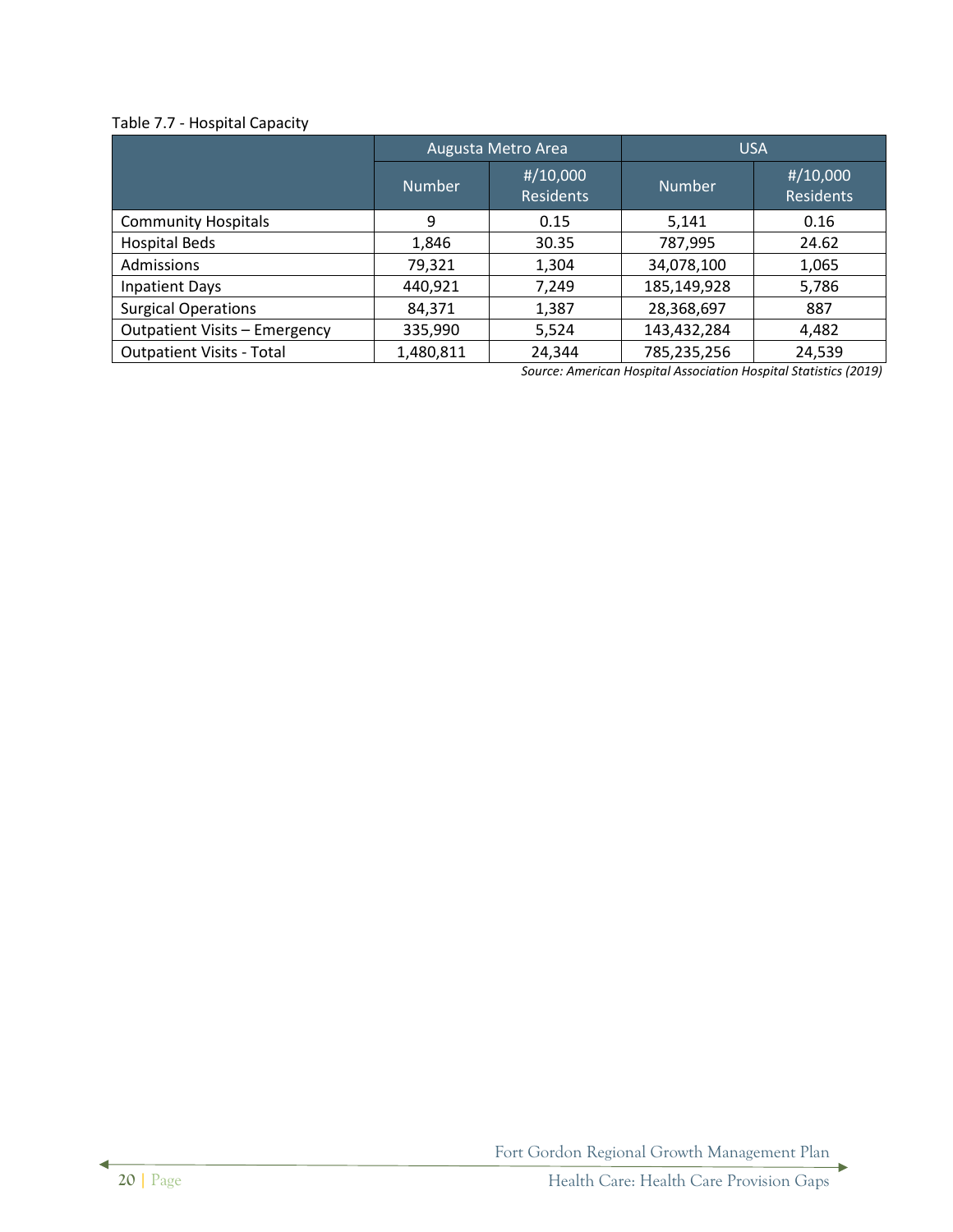Table 7.7 - Hospital Capacity

| | Augusta Metro Area | | USA | |
|---|---|---|---|---|
| | Number | #/10,000 Residents | Number | #/10,000 Residents |
| Community Hospitals | 9 | 0.15 | 5,141 | 0.16 |
| Hospital Beds | 1,846 | 30.35 | 787,995 | 24.62 |
| Admissions | 79,321 | 1,304 | 34,078,100 | 1,065 |
| Inpatient Days | 440,921 | 7,249 | 185,149,928 | 5,786 |
| Surgical Operations | 84,371 | 1,387 | 28,368,697 | 887 |
| Outpatient Visits – Emergency | 335,990 | 5,524 | 143,432,284 | 4,482 |
| Outpatient Visits - Total | 1,480,811 | 24,344 | 785,235,256 | 24,539 |

*Source: American Hospital Association Hospital Statistics (2019)*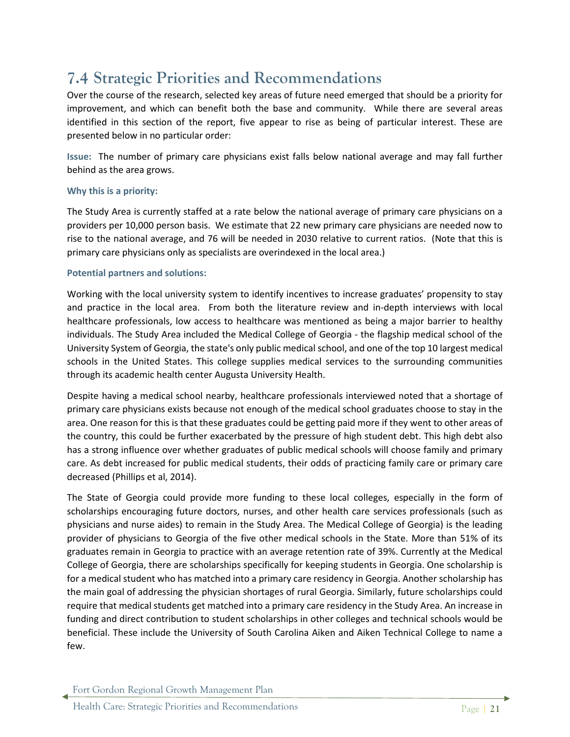## 7.4 Strategic Priorities and Recommendations

Over the course of the research, selected key areas of future need emerged that should be a priority for improvement, and which can benefit both the base and community. While there are several areas identified in this section of the report, five appear to rise as being of particular interest. These are presented below in no particular order:

**Issue:** The number of primary care physicians exist falls below national average and may fall further behind as the area grows.

**Why this is a priority:**

The Study Area is currently staffed at a rate below the national average of primary care physicians on a providers per 10,000 person basis. We estimate that 22 new primary care physicians are needed now to rise to the national average, and 76 will be needed in 2030 relative to current ratios. (Note that this is primary care physicians only as specialists are overindexed in the local area.)

**Potential partners and solutions:**

Working with the local university system to identify incentives to increase graduates' propensity to stay and practice in the local area. From both the literature review and in-depth interviews with local healthcare professionals, low access to healthcare was mentioned as being a major barrier to healthy individuals. The Study Area included the Medical College of Georgia - the flagship medical school of the University System of Georgia, the state's only public medical school, and one of the top 10 largest medical schools in the United States. This college supplies medical services to the surrounding communities through its academic health center Augusta University Health.

Despite having a medical school nearby, healthcare professionals interviewed noted that a shortage of primary care physicians exists because not enough of the medical school graduates choose to stay in the area. One reason for this is that these graduates could be getting paid more if they went to other areas of the country, this could be further exacerbated by the pressure of high student debt. This high debt also has a strong influence over whether graduates of public medical schools will choose family and primary care. As debt increased for public medical students, their odds of practicing family care or primary care decreased (Phillips et al, 2014).

The State of Georgia could provide more funding to these local colleges, especially in the form of scholarships encouraging future doctors, nurses, and other health care services professionals (such as physicians and nurse aides) to remain in the Study Area. The Medical College of Georgia) is the leading provider of physicians to Georgia of the five other medical schools in the State. More than 51% of its graduates remain in Georgia to practice with an average retention rate of 39%. Currently at the Medical College of Georgia, there are scholarships specifically for keeping students in Georgia. One scholarship is for a medical student who has matched into a primary care residency in Georgia. Another scholarship has the main goal of addressing the physician shortages of rural Georgia. Similarly, future scholarships could require that medical students get matched into a primary care residency in the Study Area. An increase in funding and direct contribution to student scholarships in other colleges and technical schools would be beneficial. These include the University of South Carolina Aiken and Aiken Technical College to name a few.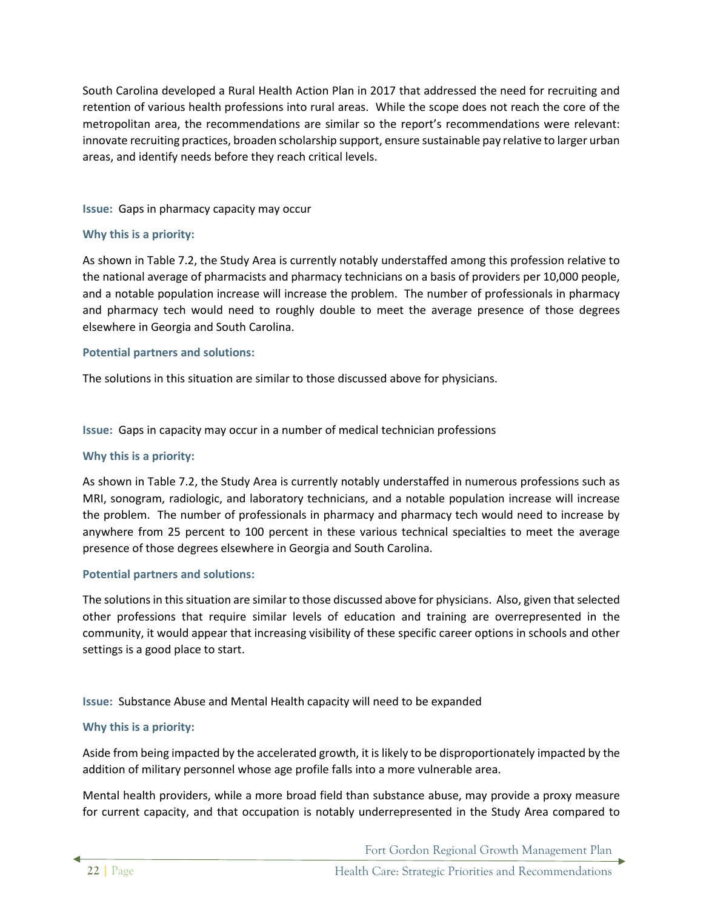South Carolina developed a Rural Health Action Plan in 2017 that addressed the need for recruiting and retention of various health professions into rural areas. While the scope does not reach the core of the metropolitan area, the recommendations are similar so the report's recommendations were relevant: innovate recruiting practices, broaden scholarship support, ensure sustainable pay relative to larger urban areas, and identify needs before they reach critical levels.

**Issue:** Gaps in pharmacy capacity may occur

**Why this is a priority:**

As shown in Table 7.2, the Study Area is currently notably understaffed among this profession relative to the national average of pharmacists and pharmacy technicians on a basis of providers per 10,000 people, and a notable population increase will increase the problem. The number of professionals in pharmacy and pharmacy tech would need to roughly double to meet the average presence of those degrees elsewhere in Georgia and South Carolina.

**Potential partners and solutions:**

The solutions in this situation are similar to those discussed above for physicians.

**Issue:** Gaps in capacity may occur in a number of medical technician professions

**Why this is a priority:**

As shown in Table 7.2, the Study Area is currently notably understaffed in numerous professions such as MRI, sonogram, radiologic, and laboratory technicians, and a notable population increase will increase the problem. The number of professionals in pharmacy and pharmacy tech would need to increase by anywhere from 25 percent to 100 percent in these various technical specialties to meet the average presence of those degrees elsewhere in Georgia and South Carolina.

**Potential partners and solutions:**

The solutions in this situation are similar to those discussed above for physicians. Also, given that selected other professions that require similar levels of education and training are overrepresented in the community, it would appear that increasing visibility of these specific career options in schools and other settings is a good place to start.

**Issue:** Substance Abuse and Mental Health capacity will need to be expanded

**Why this is a priority:**

Aside from being impacted by the accelerated growth, it is likely to be disproportionately impacted by the addition of military personnel whose age profile falls into a more vulnerable area.

Mental health providers, while a more broad field than substance abuse, may provide a proxy measure for current capacity, and that occupation is notably underrepresented in the Study Area compared to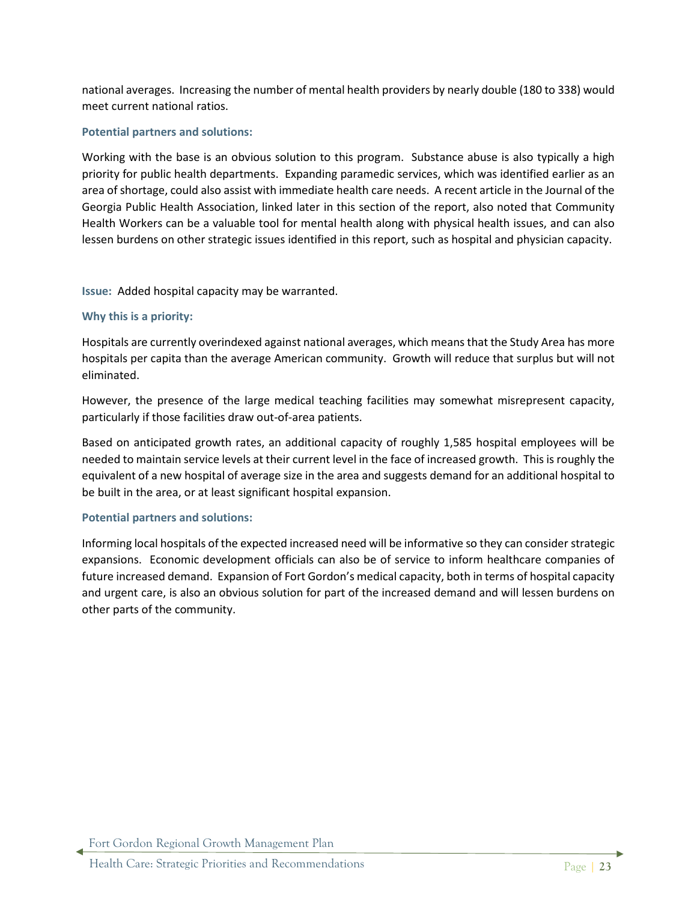national averages. Increasing the number of mental health providers by nearly double (180 to 338) would meet current national ratios.

**Potential partners and solutions:**

Working with the base is an obvious solution to this program. Substance abuse is also typically a high priority for public health departments. Expanding paramedic services, which was identified earlier as an area of shortage, could also assist with immediate health care needs. A recent article in the Journal of the Georgia Public Health Association, linked later in this section of the report, also noted that Community Health Workers can be a valuable tool for mental health along with physical health issues, and can also lessen burdens on other strategic issues identified in this report, such as hospital and physician capacity.

**Issue:** Added hospital capacity may be warranted.

**Why this is a priority:**

Hospitals are currently overindexed against national averages, which means that the Study Area has more hospitals per capita than the average American community. Growth will reduce that surplus but will not eliminated.

However, the presence of the large medical teaching facilities may somewhat misrepresent capacity, particularly if those facilities draw out-of-area patients.

Based on anticipated growth rates, an additional capacity of roughly 1,585 hospital employees will be needed to maintain service levels at their current level in the face of increased growth. This is roughly the equivalent of a new hospital of average size in the area and suggests demand for an additional hospital to be built in the area, or at least significant hospital expansion.

**Potential partners and solutions:**

Informing local hospitals of the expected increased need will be informative so they can consider strategic expansions. Economic development officials can also be of service to inform healthcare companies of future increased demand. Expansion of Fort Gordon's medical capacity, both in terms of hospital capacity and urgent care, is also an obvious solution for part of the increased demand and will lessen burdens on other parts of the community.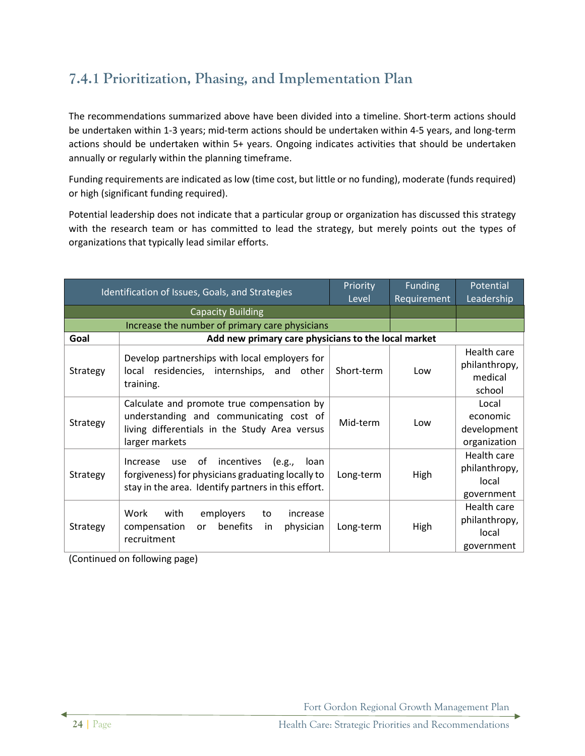### 7.4.1 Prioritization, Phasing, and Implementation Plan

The recommendations summarized above have been divided into a timeline. Short-term actions should be undertaken within 1-3 years; mid-term actions should be undertaken within 4-5 years, and long-term actions should be undertaken within 5+ years. Ongoing indicates activities that should be undertaken annually or regularly within the planning timeframe.

Funding requirements are indicated as low (time cost, but little or no funding), moderate (funds required) or high (significant funding required).

Potential leadership does not indicate that a particular group or organization has discussed this strategy with the research team or has committed to lead the strategy, but merely points out the types of organizations that typically lead similar efforts.

| Identification of Issues, Goals, and Strategies | | Priority Level | Funding Requirement | Potential Leadership |
|---|---|---|---|---|
| Capacity Building | | | | |
| Increase the number of primary care physicians | | | | |
| **Goal** | **Add new primary care physicians to the local market** | | | |
| Strategy | Develop partnerships with local employers for local residencies, internships, and other training. | Short-term | Low | Health care philanthropy, medical school |
| Strategy | Calculate and promote true compensation by understanding and communicating cost of living differentials in the Study Area versus larger markets | Mid-term | Low | Local economic development organization |
| Strategy | Increase use of incentives (e.g., loan forgiveness) for physicians graduating locally to stay in the area. Identify partners in this effort. | Long-term | High | Health care philanthropy, local government |
| Strategy | Work with employers to increase compensation or benefits in physician recruitment | Long-term | High | Health care philanthropy, local government |

(Continued on following page)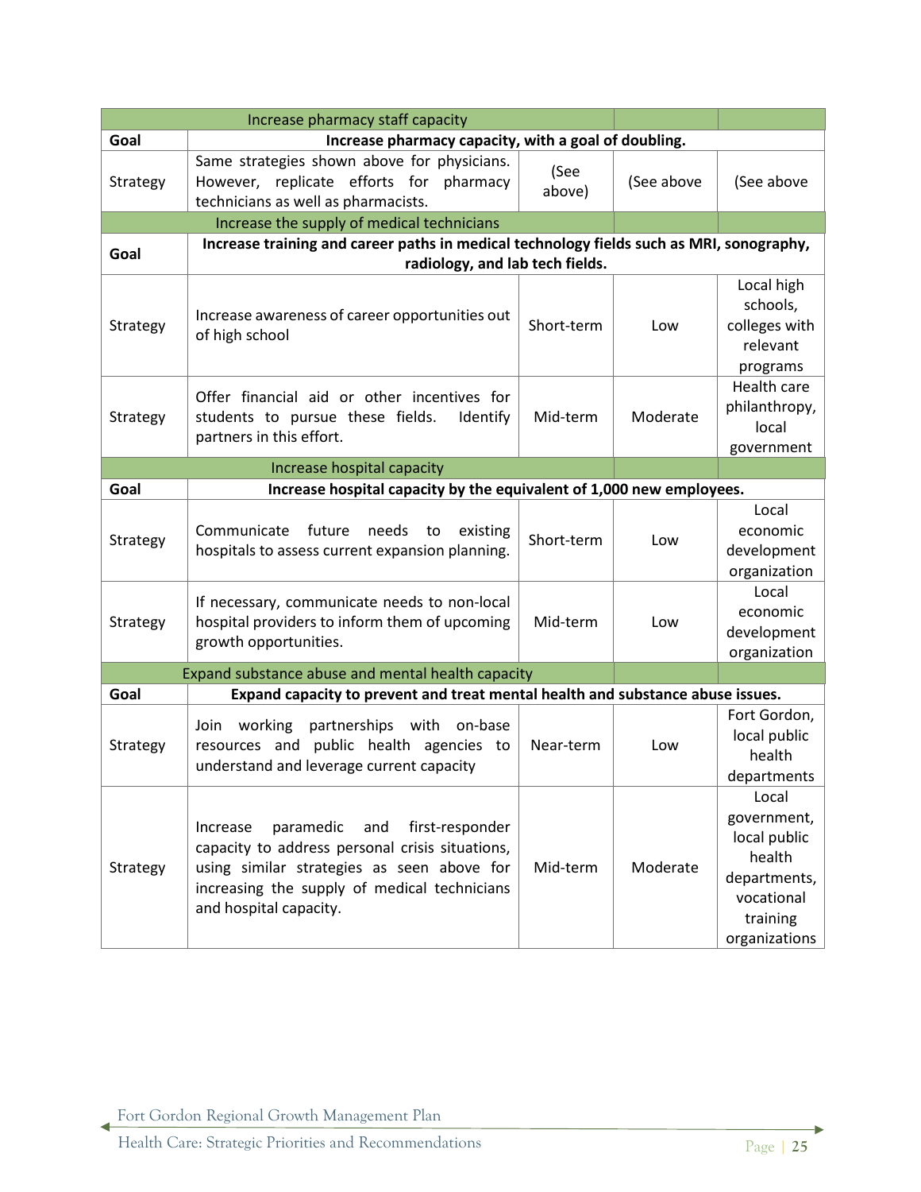| Increase pharmacy staff capacity | | | | |
|---|---|---|---|---|
| **Goal** | **Increase pharmacy capacity, with a goal of doubling.** | | | |
| Strategy | Same strategies shown above for physicians. However, replicate efforts for pharmacy technicians as well as pharmacists. | (See above) | (See above | (See above |
| **Increase the supply of medical technicians** | | | | |
| **Goal** | **Increase training and career paths in medical technology fields such as MRI, sonography, radiology, and lab tech fields.** | | | |
| Strategy | Increase awareness of career opportunities out of high school | Short-term | Low | Local high schools, colleges with relevant programs |
| Strategy | Offer financial aid or other incentives for students to pursue these fields. Identify partners in this effort. | Mid-term | Moderate | Health care philanthropy, local government |
| **Increase hospital capacity** | | | | |
| **Goal** | **Increase hospital capacity by the equivalent of 1,000 new employees.** | | | |
| Strategy | Communicate future needs to existing hospitals to assess current expansion planning. | Short-term | Low | Local economic development organization |
| Strategy | If necessary, communicate needs to non-local hospital providers to inform them of upcoming growth opportunities. | Mid-term | Low | Local economic development organization |
| **Expand substance abuse and mental health capacity** | | | | |
| **Goal** | **Expand capacity to prevent and treat mental health and substance abuse issues.** | | | |
| Strategy | Join working partnerships with on-base resources and public health agencies to understand and leverage current capacity | Near-term | Low | Fort Gordon, local public health departments |
| Strategy | Increase paramedic and first-responder capacity to address personal crisis situations, using similar strategies as seen above for increasing the supply of medical technicians and hospital capacity. | Mid-term | Moderate | Local government, local public health departments, vocational training organizations |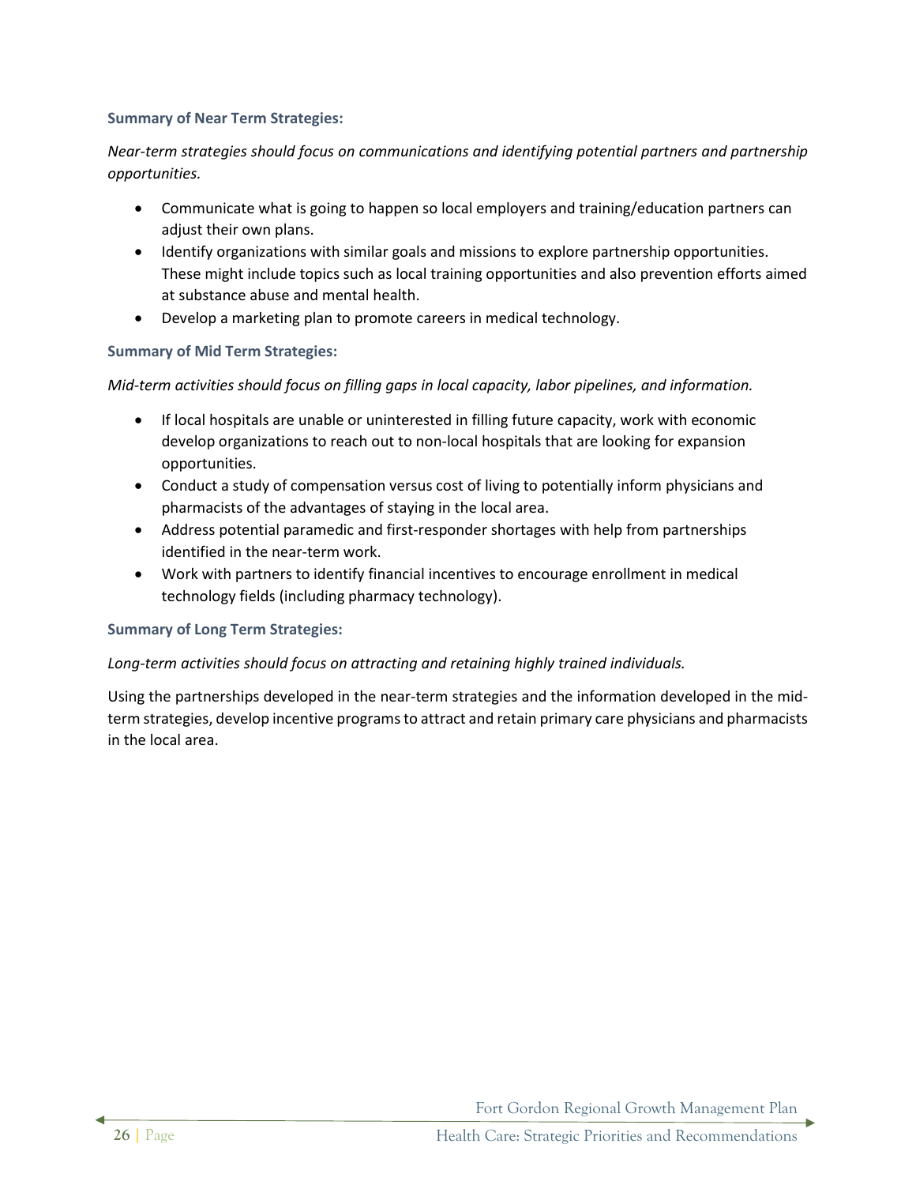### Summary of Near Term Strategies:

*Near-term strategies should focus on communications and identifying potential partners and partnership opportunities.*

- Communicate what is going to happen so local employers and training/education partners can adjust their own plans.
- Identify organizations with similar goals and missions to explore partnership opportunities. These might include topics such as local training opportunities and also prevention efforts aimed at substance abuse and mental health.
- Develop a marketing plan to promote careers in medical technology.

### Summary of Mid Term Strategies:

*Mid-term activities should focus on filling gaps in local capacity, labor pipelines, and information.*

- If local hospitals are unable or uninterested in filling future capacity, work with economic develop organizations to reach out to non-local hospitals that are looking for expansion opportunities.
- Conduct a study of compensation versus cost of living to potentially inform physicians and pharmacists of the advantages of staying in the local area.
- Address potential paramedic and first-responder shortages with help from partnerships identified in the near-term work.
- Work with partners to identify financial incentives to encourage enrollment in medical technology fields (including pharmacy technology).

### Summary of Long Term Strategies:

*Long-term activities should focus on attracting and retaining highly trained individuals.*

Using the partnerships developed in the near-term strategies and the information developed in the mid-term strategies, develop incentive programs to attract and retain primary care physicians and pharmacists in the local area.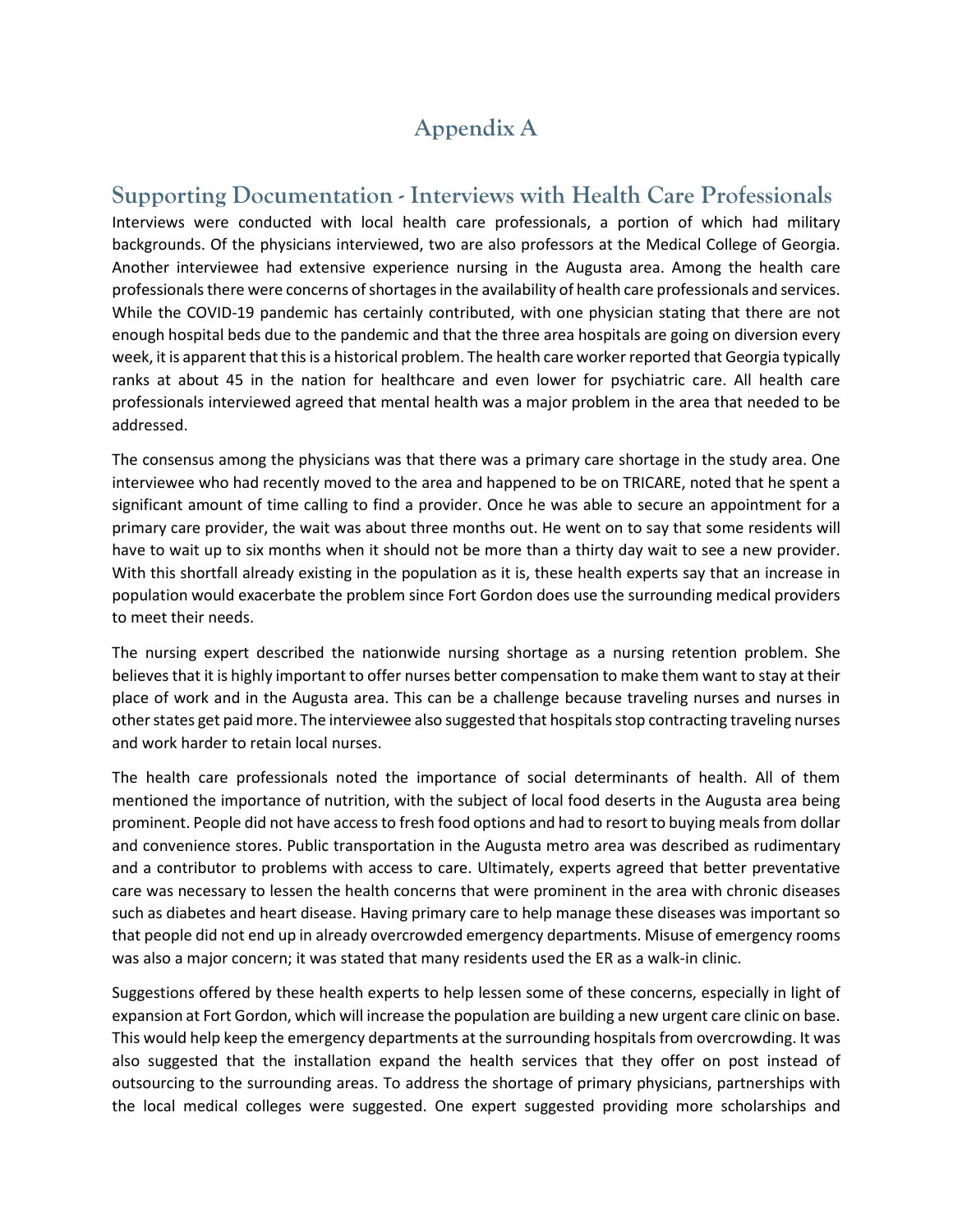# Appendix A

## Supporting Documentation - Interviews with Health Care Professionals

Interviews were conducted with local health care professionals, a portion of which had military backgrounds. Of the physicians interviewed, two are also professors at the Medical College of Georgia. Another interviewee had extensive experience nursing in the Augusta area. Among the health care professionals there were concerns of shortages in the availability of health care professionals and services. While the COVID-19 pandemic has certainly contributed, with one physician stating that there are not enough hospital beds due to the pandemic and that the three area hospitals are going on diversion every week, it is apparent that this is a historical problem. The health care worker reported that Georgia typically ranks at about 45 in the nation for healthcare and even lower for psychiatric care. All health care professionals interviewed agreed that mental health was a major problem in the area that needed to be addressed.

The consensus among the physicians was that there was a primary care shortage in the study area. One interviewee who had recently moved to the area and happened to be on TRICARE, noted that he spent a significant amount of time calling to find a provider. Once he was able to secure an appointment for a primary care provider, the wait was about three months out. He went on to say that some residents will have to wait up to six months when it should not be more than a thirty day wait to see a new provider. With this shortfall already existing in the population as it is, these health experts say that an increase in population would exacerbate the problem since Fort Gordon does use the surrounding medical providers to meet their needs.

The nursing expert described the nationwide nursing shortage as a nursing retention problem. She believes that it is highly important to offer nurses better compensation to make them want to stay at their place of work and in the Augusta area. This can be a challenge because traveling nurses and nurses in other states get paid more. The interviewee also suggested that hospitals stop contracting traveling nurses and work harder to retain local nurses.

The health care professionals noted the importance of social determinants of health. All of them mentioned the importance of nutrition, with the subject of local food deserts in the Augusta area being prominent. People did not have access to fresh food options and had to resort to buying meals from dollar and convenience stores. Public transportation in the Augusta metro area was described as rudimentary and a contributor to problems with access to care. Ultimately, experts agreed that better preventative care was necessary to lessen the health concerns that were prominent in the area with chronic diseases such as diabetes and heart disease. Having primary care to help manage these diseases was important so that people did not end up in already overcrowded emergency departments. Misuse of emergency rooms was also a major concern; it was stated that many residents used the ER as a walk-in clinic.

Suggestions offered by these health experts to help lessen some of these concerns, especially in light of expansion at Fort Gordon, which will increase the population are building a new urgent care clinic on base. This would help keep the emergency departments at the surrounding hospitals from overcrowding. It was also suggested that the installation expand the health services that they offer on post instead of outsourcing to the surrounding areas. To address the shortage of primary physicians, partnerships with the local medical colleges were suggested. One expert suggested providing more scholarships and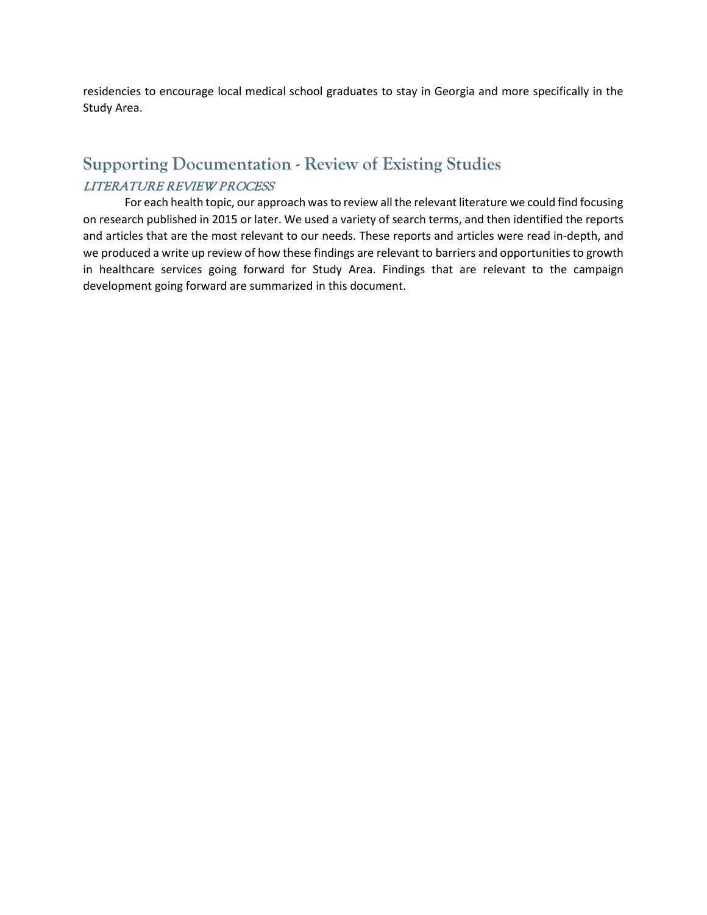residencies to encourage local medical school graduates to stay in Georgia and more specifically in the Study Area.

## Supporting Documentation - Review of Existing Studies

### *LITERATURE REVIEW PROCESS*

For each health topic, our approach was to review all the relevant literature we could find focusing on research published in 2015 or later. We used a variety of search terms, and then identified the reports and articles that are the most relevant to our needs. These reports and articles were read in-depth, and we produced a write up review of how these findings are relevant to barriers and opportunities to growth in healthcare services going forward for Study Area. Findings that are relevant to the campaign development going forward are summarized in this document.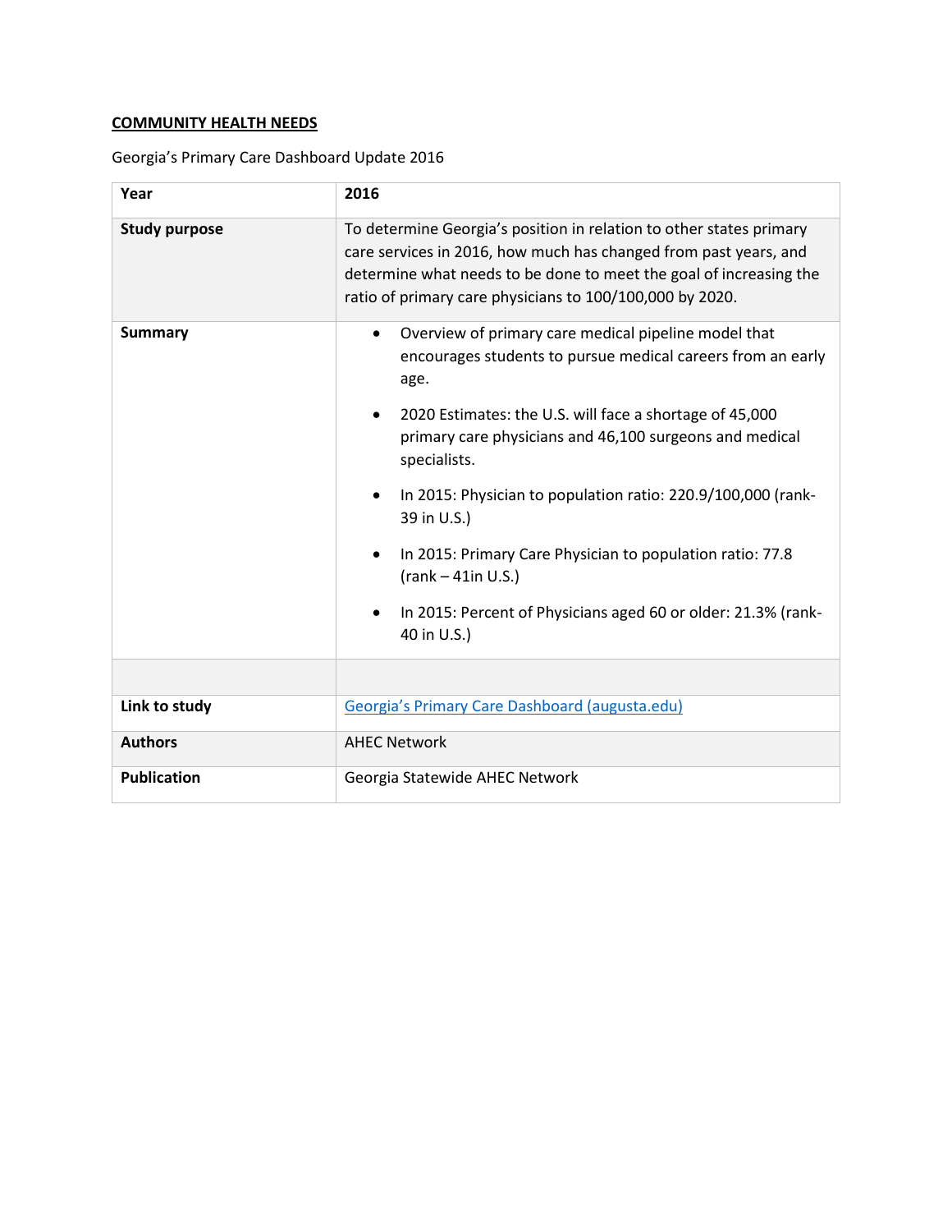**COMMUNITY HEALTH NEEDS**

Georgia's Primary Care Dashboard Update 2016

| **Year** | **2016** |
|---|---|
| **Study purpose** | To determine Georgia's position in relation to other states primary care services in 2016, how much has changed from past years, and determine what needs to be done to meet the goal of increasing the ratio of primary care physicians to 100/100,000 by 2020. |
| **Summary** | • Overview of primary care medical pipeline model that encourages students to pursue medical careers from an early age.<br>• 2020 Estimates: the U.S. will face a shortage of 45,000 primary care physicians and 46,100 surgeons and medical specialists.<br>• In 2015: Physician to population ratio: 220.9/100,000 (rank- 39 in U.S.)<br>• In 2015: Primary Care Physician to population ratio: 77.8 (rank – 41in U.S.)<br>• In 2015: Percent of Physicians aged 60 or older: 21.3% (rank- 40 in U.S.) |
| | |
| **Link to study** | Georgia's Primary Care Dashboard (augusta.edu) |
| **Authors** | AHEC Network |
| **Publication** | Georgia Statewide AHEC Network |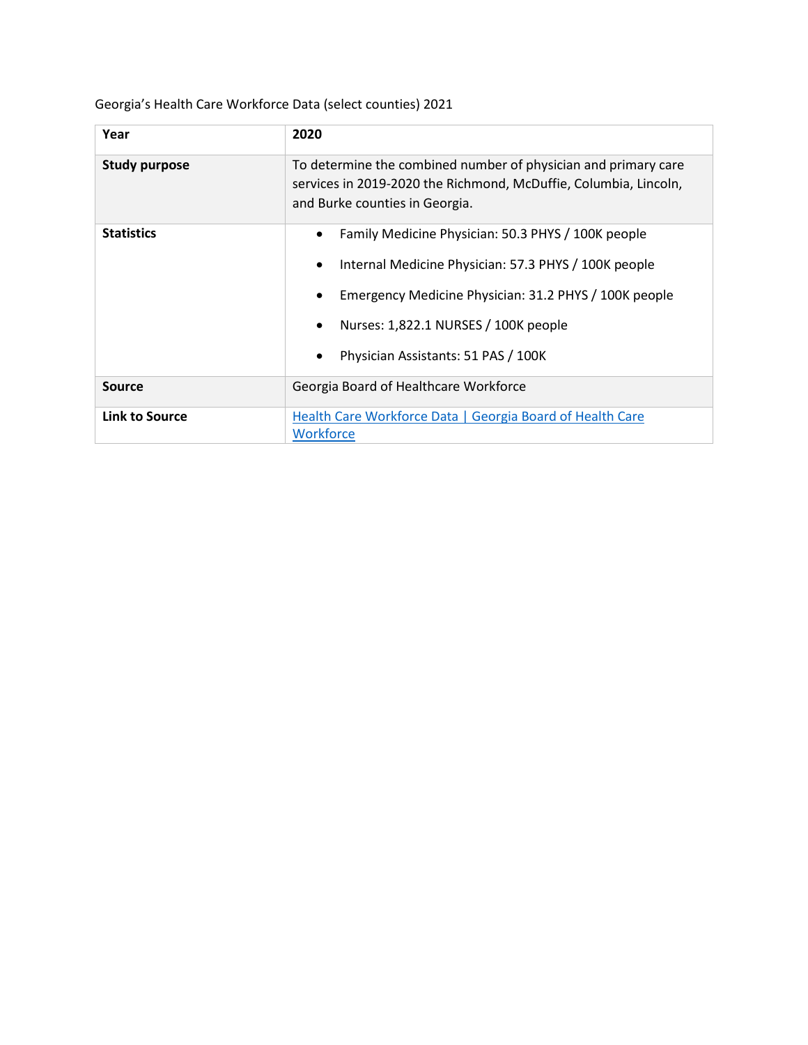Georgia's Health Care Workforce Data (select counties) 2021

| Year | 2020 |
|---|---|
| Study purpose | To determine the combined number of physician and primary care services in 2019-2020 the Richmond, McDuffie, Columbia, Lincoln, and Burke counties in Georgia. |
| Statistics | • Family Medicine Physician: 50.3 PHYS / 100K people<br>• Internal Medicine Physician: 57.3 PHYS / 100K people<br>• Emergency Medicine Physician: 31.2 PHYS / 100K people<br>• Nurses: 1,822.1 NURSES / 100K people<br>• Physician Assistants: 51 PAS / 100K |
| Source | Georgia Board of Healthcare Workforce |
| Link to Source | Health Care Workforce Data \| Georgia Board of Health Care Workforce |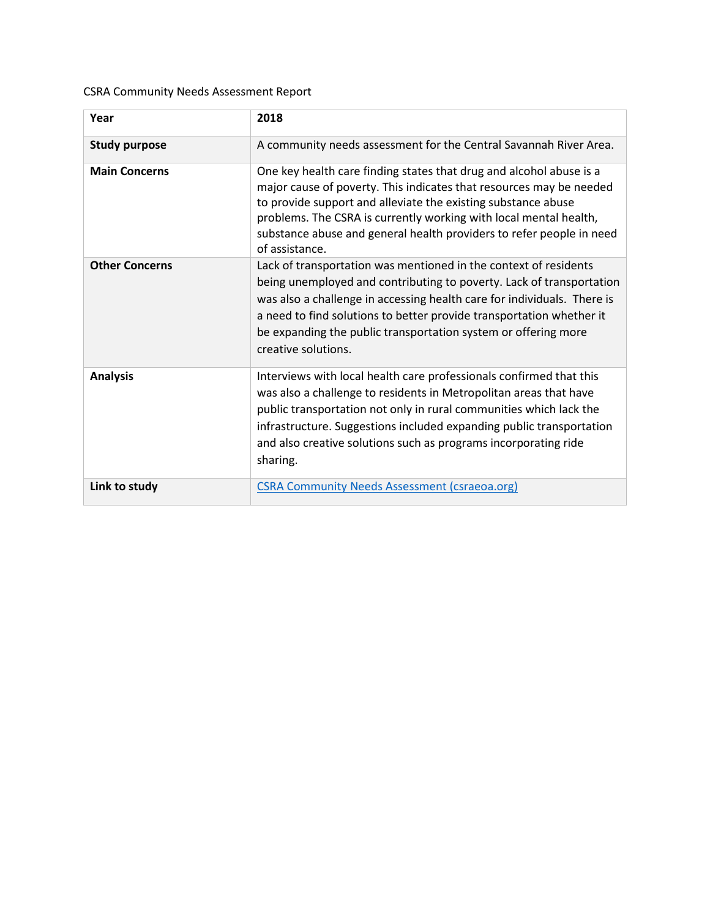CSRA Community Needs Assessment Report

| **Year** | **2018** |
|---|---|
| **Study purpose** | A community needs assessment for the Central Savannah River Area. |
| **Main Concerns** | One key health care finding states that drug and alcohol abuse is a major cause of poverty. This indicates that resources may be needed to provide support and alleviate the existing substance abuse problems. The CSRA is currently working with local mental health, substance abuse and general health providers to refer people in need of assistance. |
| **Other Concerns** | Lack of transportation was mentioned in the context of residents being unemployed and contributing to poverty. Lack of transportation was also a challenge in accessing health care for individuals. There is a need to find solutions to better provide transportation whether it be expanding the public transportation system or offering more creative solutions. |
| **Analysis** | Interviews with local health care professionals confirmed that this was also a challenge to residents in Metropolitan areas that have public transportation not only in rural communities which lack the infrastructure. Suggestions included expanding public transportation and also creative solutions such as programs incorporating ride sharing. |
| **Link to study** | [CSRA Community Needs Assessment (csraeoa.org)](csraeoa.org) |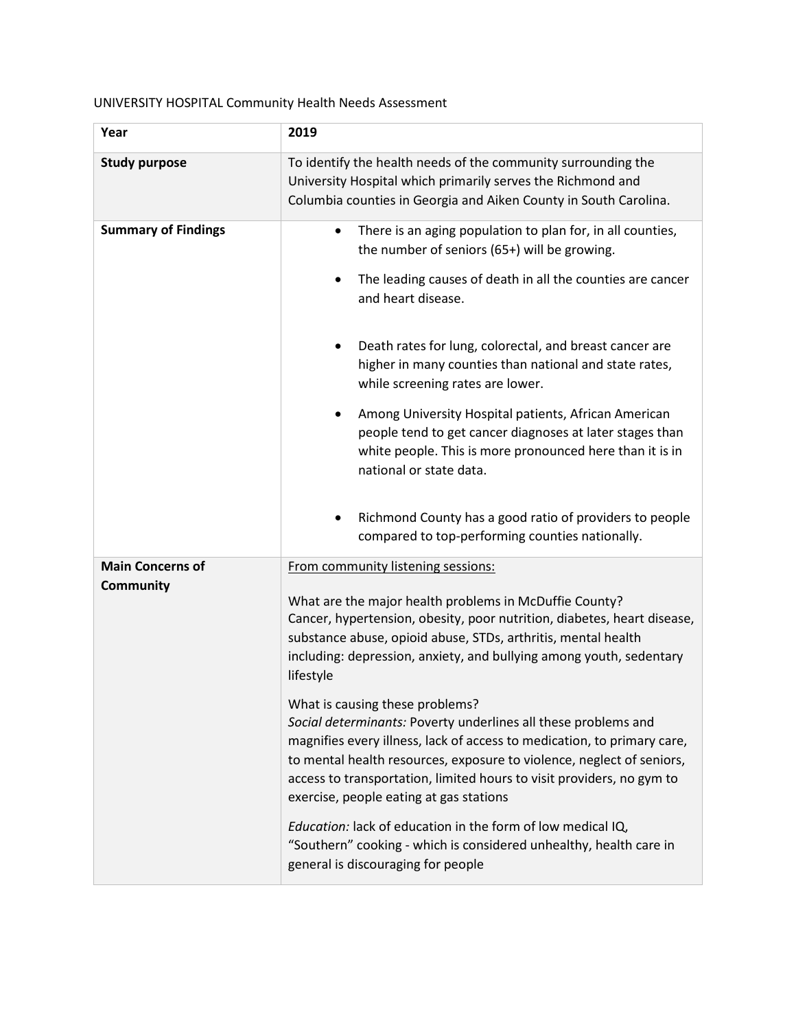UNIVERSITY HOSPITAL Community Health Needs Assessment

| Year | 2019 |
|---|---|
| **Study purpose** | To identify the health needs of the community surrounding the University Hospital which primarily serves the Richmond and Columbia counties in Georgia and Aiken County in South Carolina. |
| **Summary of Findings** | • There is an aging population to plan for, in all counties, the number of seniors (65+) will be growing.<br>• The leading causes of death in all the counties are cancer and heart disease.<br>• Death rates for lung, colorectal, and breast cancer are higher in many counties than national and state rates, while screening rates are lower.<br>• Among University Hospital patients, African American people tend to get cancer diagnoses at later stages than white people. This is more pronounced here than it is in national or state data.<br>• Richmond County has a good ratio of providers to people compared to top-performing counties nationally. |
| **Main Concerns of Community** | <u>From community listening sessions:</u><br><br>What are the major health problems in McDuffie County?<br>Cancer, hypertension, obesity, poor nutrition, diabetes, heart disease, substance abuse, opioid abuse, STDs, arthritis, mental health including: depression, anxiety, and bullying among youth, sedentary lifestyle<br><br>What is causing these problems?<br>*Social determinants:* Poverty underlines all these problems and magnifies every illness, lack of access to medication, to primary care, to mental health resources, exposure to violence, neglect of seniors, access to transportation, limited hours to visit providers, no gym to exercise, people eating at gas stations<br><br>*Education:* lack of education in the form of low medical IQ, "Southern" cooking - which is considered unhealthy, health care in general is discouraging for people |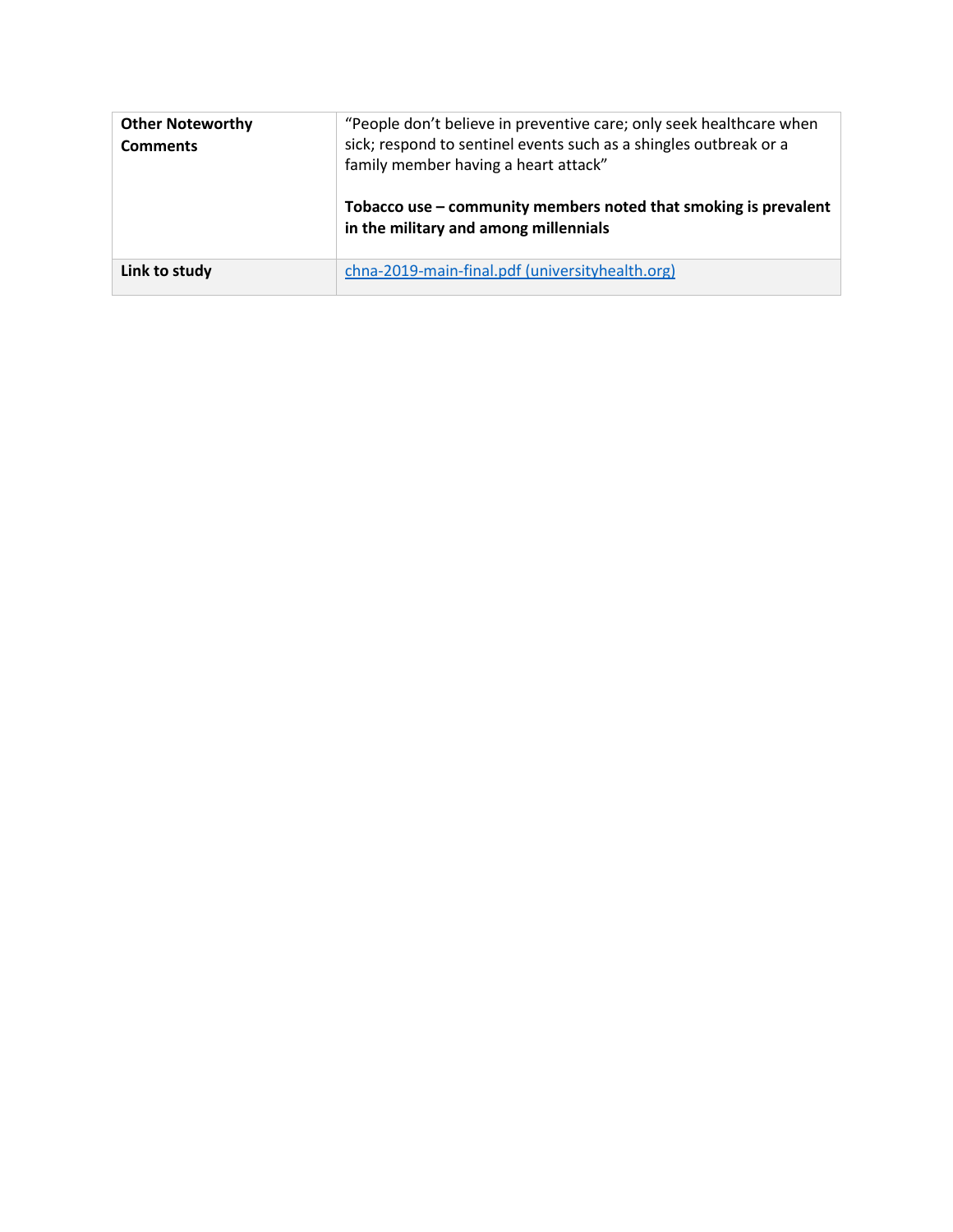| | |
|---|---|
| **Other Noteworthy Comments** | "People don't believe in preventive care; only seek healthcare when sick; respond to sentinel events such as a shingles outbreak or a family member having a heart attack"<br><br>**Tobacco use – community members noted that smoking is prevalent in the military and among millennials** |
| **Link to study** | [chna-2019-main-final.pdf (universityhealth.org)](chna-2019-main-final.pdf (universityhealth.org)) |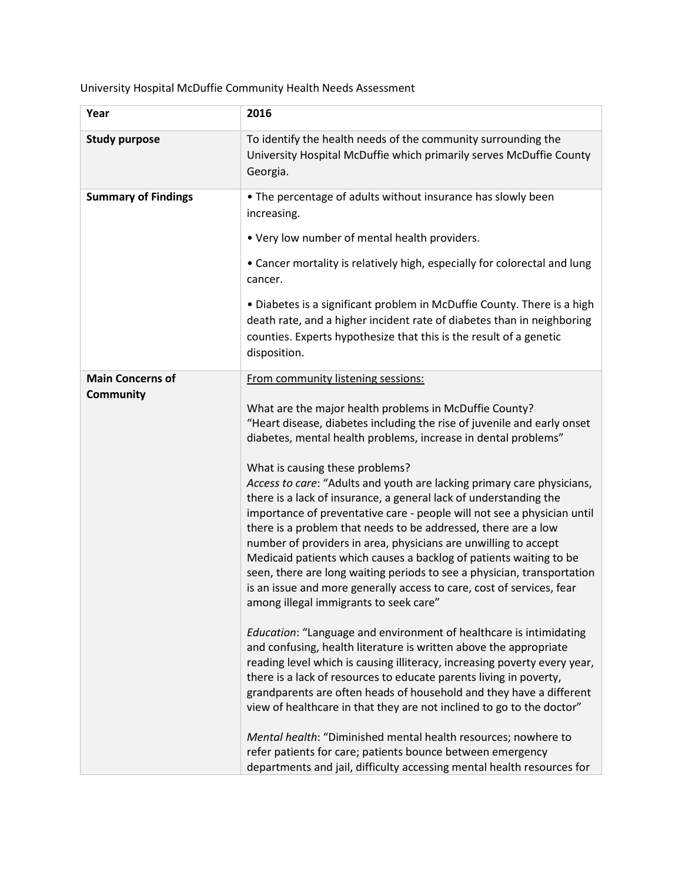University Hospital McDuffie Community Health Needs Assessment

| **Year** | **2016** |
| --- | --- |
| **Study purpose** | To identify the health needs of the community surrounding the University Hospital McDuffie which primarily serves McDuffie County Georgia. |
| **Summary of Findings** | • The percentage of adults without insurance has slowly been increasing.<br><br>• Very low number of mental health providers.<br><br>• Cancer mortality is relatively high, especially for colorectal and lung cancer.<br><br>• Diabetes is a significant problem in McDuffie County. There is a high death rate, and a higher incident rate of diabetes than in neighboring counties. Experts hypothesize that this is the result of a genetic disposition. |
| **Main Concerns of Community** | From community listening sessions:<br><br>What are the major health problems in McDuffie County?<br>"Heart disease, diabetes including the rise of juvenile and early onset diabetes, mental health problems, increase in dental problems"<br><br>What is causing these problems?<br>*Access to care*: "Adults and youth are lacking primary care physicians, there is a lack of insurance, a general lack of understanding the importance of preventative care - people will not see a physician until there is a problem that needs to be addressed, there are a low number of providers in area, physicians are unwilling to accept Medicaid patients which causes a backlog of patients waiting to be seen, there are long waiting periods to see a physician, transportation is an issue and more generally access to care, cost of services, fear among illegal immigrants to seek care"<br><br>*Education*: "Language and environment of healthcare is intimidating and confusing, health literature is written above the appropriate reading level which is causing illiteracy, increasing poverty every year, there is a lack of resources to educate parents living in poverty, grandparents are often heads of household and they have a different view of healthcare in that they are not inclined to go to the doctor"<br><br>*Mental health*: "Diminished mental health resources; nowhere to refer patients for care; patients bounce between emergency departments and jail, difficulty accessing mental health resources for |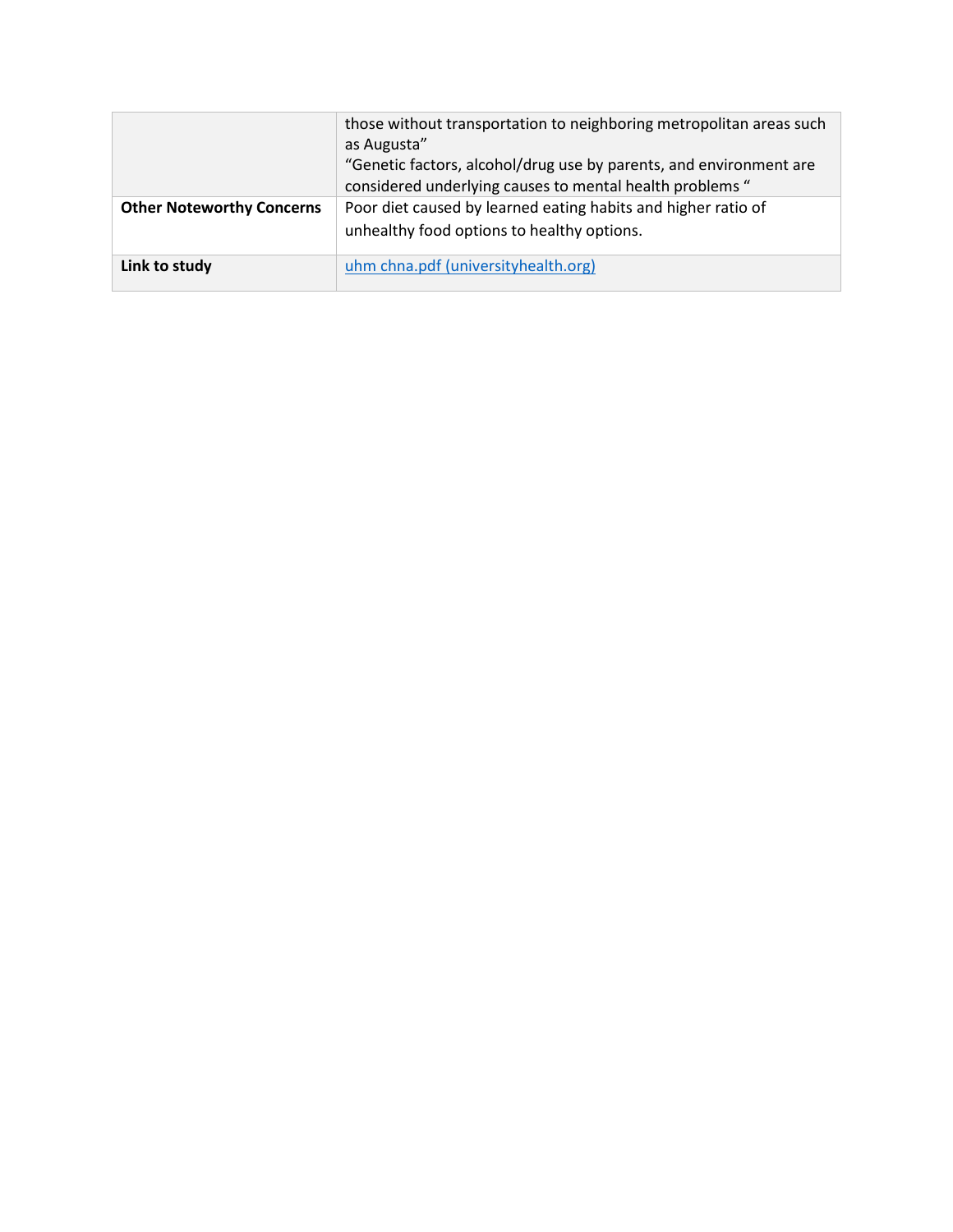| | |
|---|---|
| | those without transportation to neighboring metropolitan areas such as Augusta”<br>“Genetic factors, alcohol/drug use by parents, and environment are considered underlying causes to mental health problems “ |
| **Other Noteworthy Concerns** | Poor diet caused by learned eating habits and higher ratio of unhealthy food options to healthy options. |
| **Link to study** | uhm chna.pdf (universityhealth.org) |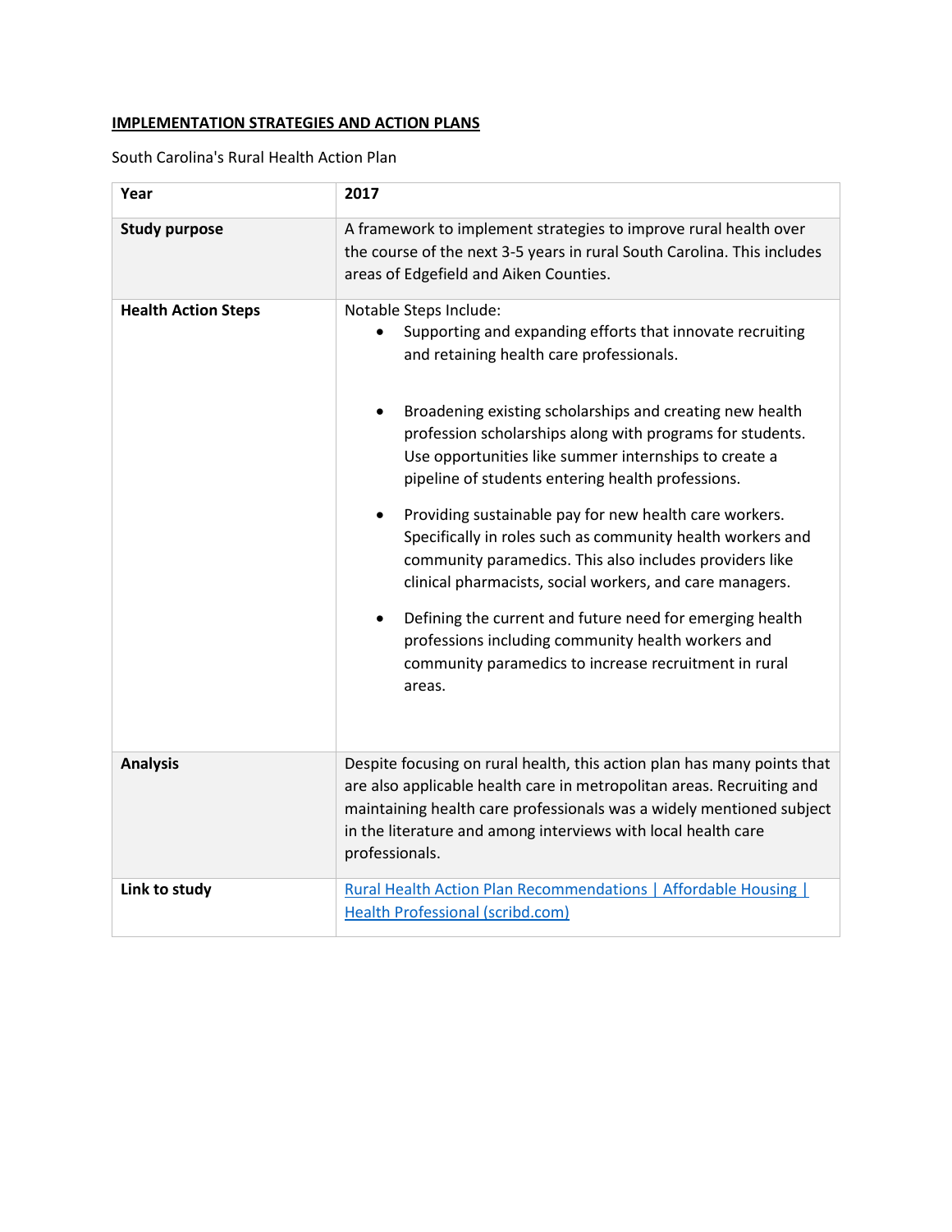**IMPLEMENTATION STRATEGIES AND ACTION PLANS**

South Carolina's Rural Health Action Plan

| **Year** | **2017** |
| --- | --- |
| **Study purpose** | A framework to implement strategies to improve rural health over the course of the next 3-5 years in rural South Carolina. This includes areas of Edgefield and Aiken Counties. |
| **Health Action Steps** | Notable Steps Include:<br>• Supporting and expanding efforts that innovate recruiting and retaining health care professionals.<br>• Broadening existing scholarships and creating new health profession scholarships along with programs for students. Use opportunities like summer internships to create a pipeline of students entering health professions.<br>• Providing sustainable pay for new health care workers. Specifically in roles such as community health workers and community paramedics. This also includes providers like clinical pharmacists, social workers, and care managers.<br>• Defining the current and future need for emerging health professions including community health workers and community paramedics to increase recruitment in rural areas. |
| **Analysis** | Despite focusing on rural health, this action plan has many points that are also applicable health care in metropolitan areas. Recruiting and maintaining health care professionals was a widely mentioned subject in the literature and among interviews with local health care professionals. |
| **Link to study** | Rural Health Action Plan Recommendations \| Affordable Housing \| Health Professional (scribd.com) |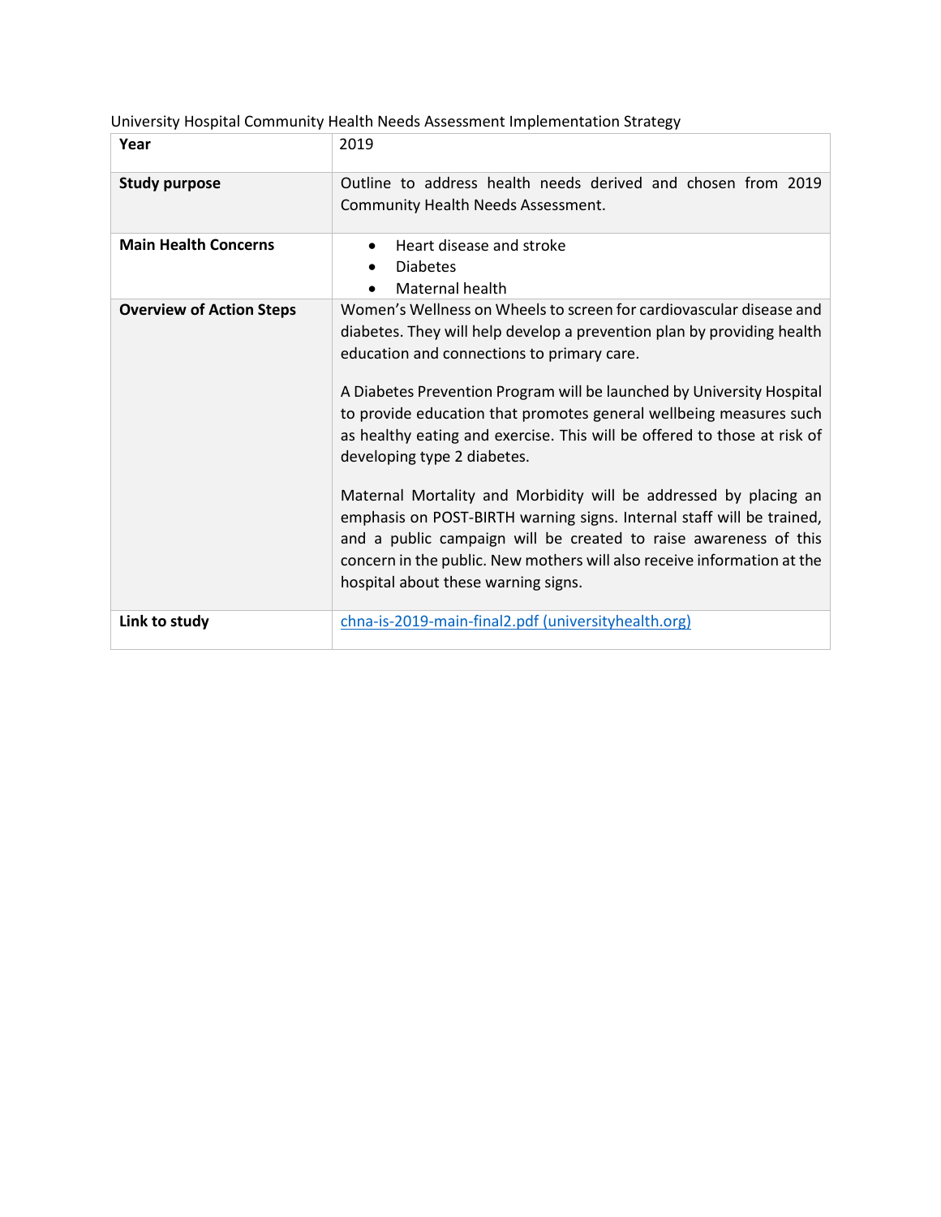University Hospital Community Health Needs Assessment Implementation Strategy

| | |
|---|---|
| **Year** | 2019 |
| **Study purpose** | Outline to address health needs derived and chosen from 2019 Community Health Needs Assessment. |
| **Main Health Concerns** | • Heart disease and stroke<br>• Diabetes<br>• Maternal health |
| **Overview of Action Steps** | Women's Wellness on Wheels to screen for cardiovascular disease and diabetes. They will help develop a prevention plan by providing health education and connections to primary care.<br><br>A Diabetes Prevention Program will be launched by University Hospital to provide education that promotes general wellbeing measures such as healthy eating and exercise. This will be offered to those at risk of developing type 2 diabetes.<br><br>Maternal Mortality and Morbidity will be addressed by placing an emphasis on POST-BIRTH warning signs. Internal staff will be trained, and a public campaign will be created to raise awareness of this concern in the public. New mothers will also receive information at the hospital about these warning signs. |
| **Link to study** | chna-is-2019-main-final2.pdf (universityhealth.org) |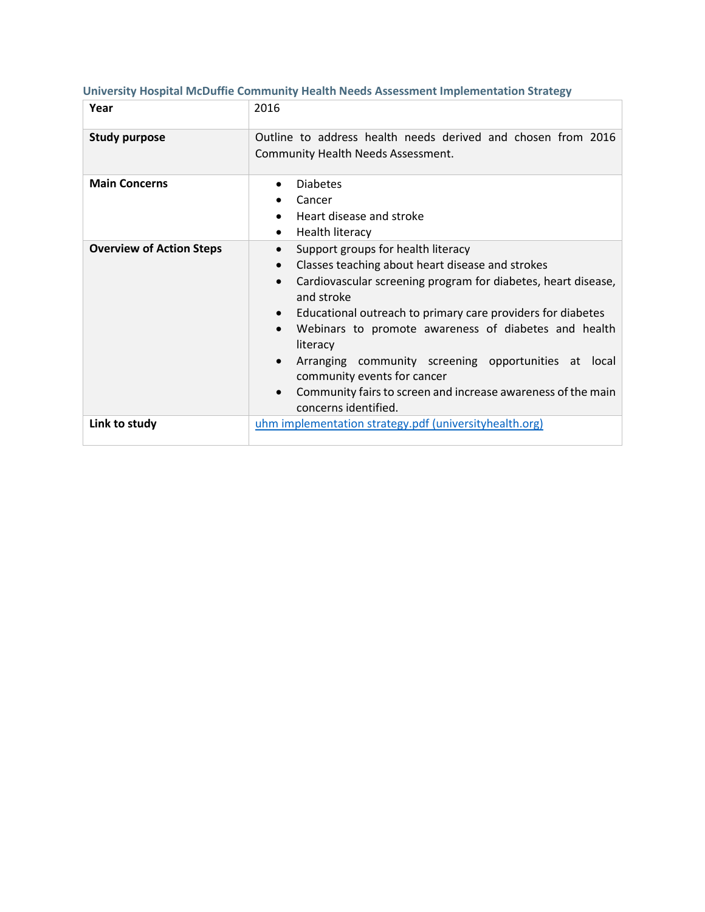### University Hospital McDuffie Community Health Needs Assessment Implementation Strategy

| Year | 2016 |
|---|---|
| **Study purpose** | Outline to address health needs derived and chosen from 2016 Community Health Needs Assessment. |
| **Main Concerns** | • Diabetes<br>• Cancer<br>• Heart disease and stroke<br>• Health literacy |
| **Overview of Action Steps** | • Support groups for health literacy<br>• Classes teaching about heart disease and strokes<br>• Cardiovascular screening program for diabetes, heart disease, and stroke<br>• Educational outreach to primary care providers for diabetes<br>• Webinars to promote awareness of diabetes and health literacy<br>• Arranging community screening opportunities at local community events for cancer<br>• Community fairs to screen and increase awareness of the main concerns identified. |
| **Link to study** | uhm implementation strategy.pdf (universityhealth.org) |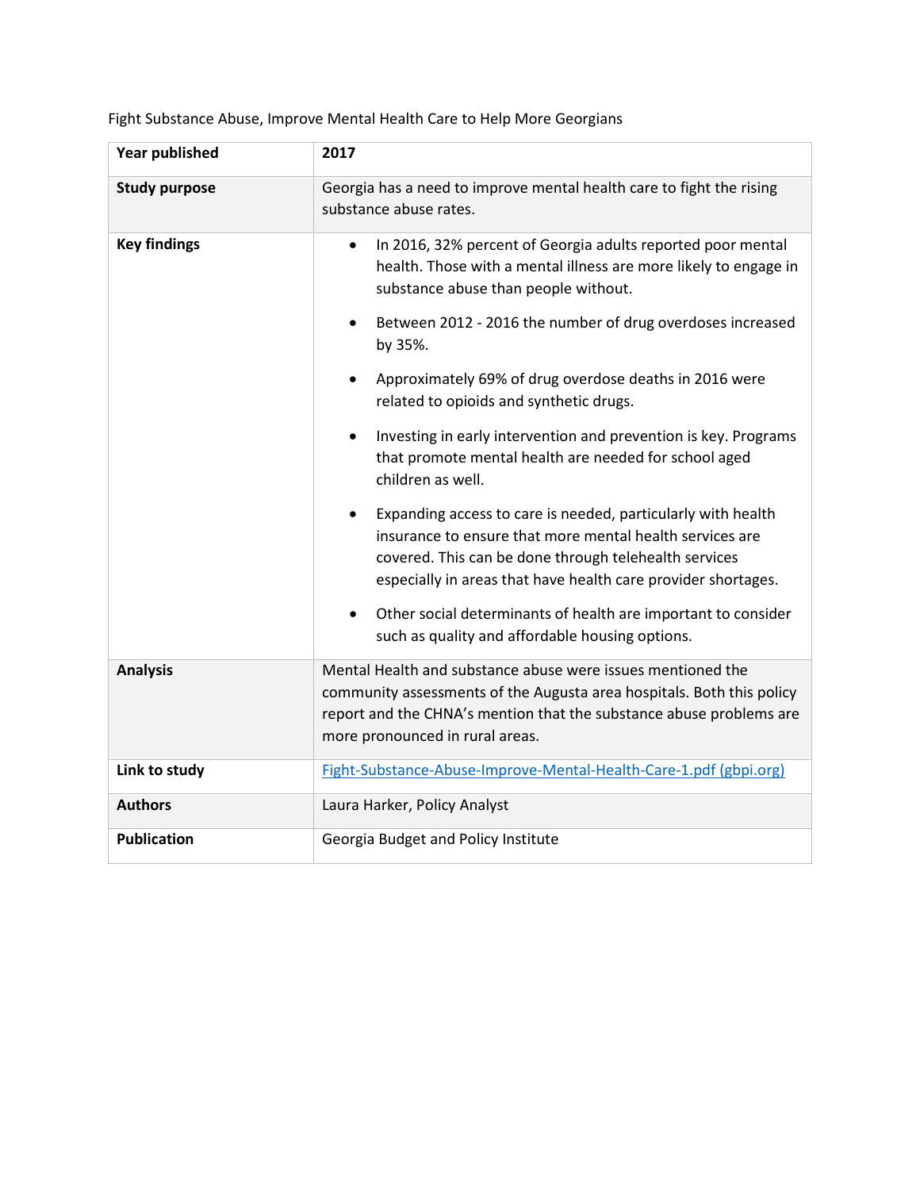Fight Substance Abuse, Improve Mental Health Care to Help More Georgians

| **Year published** | **2017** |
| --- | --- |
| **Study purpose** | Georgia has a need to improve mental health care to fight the rising substance abuse rates. |
| **Key findings** | • In 2016, 32% percent of Georgia adults reported poor mental health. Those with a mental illness are more likely to engage in substance abuse than people without. <br> • Between 2012 - 2016 the number of drug overdoses increased by 35%. <br> • Approximately 69% of drug overdose deaths in 2016 were related to opioids and synthetic drugs. <br> • Investing in early intervention and prevention is key. Programs that promote mental health are needed for school aged children as well. <br> • Expanding access to care is needed, particularly with health insurance to ensure that more mental health services are covered. This can be done through telehealth services especially in areas that have health care provider shortages. <br> • Other social determinants of health are important to consider such as quality and affordable housing options. |
| **Analysis** | Mental Health and substance abuse were issues mentioned the community assessments of the Augusta area hospitals. Both this policy report and the CHNA's mention that the substance abuse problems are more pronounced in rural areas. |
| **Link to study** | Fight-Substance-Abuse-Improve-Mental-Health-Care-1.pdf (gbpi.org) |
| **Authors** | Laura Harker, Policy Analyst |
| **Publication** | Georgia Budget and Policy Institute |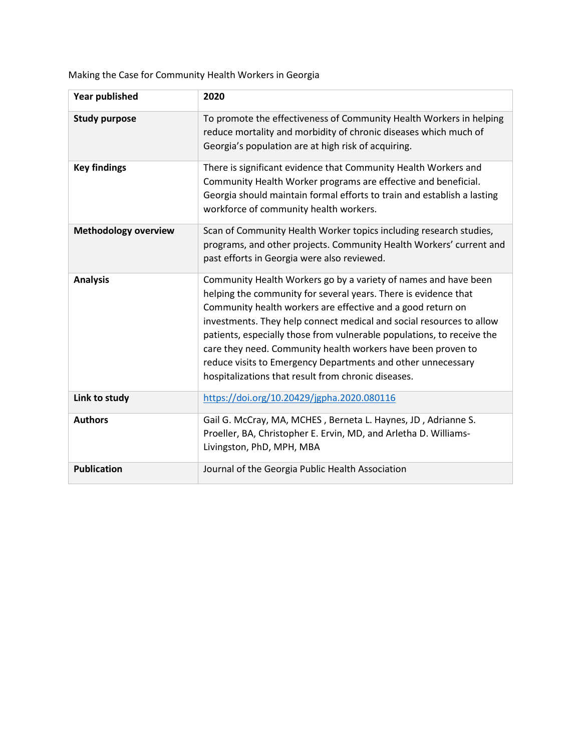Making the Case for Community Health Workers in Georgia

| **Year published** | **2020** |
|---|---|
| **Study purpose** | To promote the effectiveness of Community Health Workers in helping reduce mortality and morbidity of chronic diseases which much of Georgia's population are at high risk of acquiring. |
| **Key findings** | There is significant evidence that Community Health Workers and Community Health Worker programs are effective and beneficial. Georgia should maintain formal efforts to train and establish a lasting workforce of community health workers. |
| **Methodology overview** | Scan of Community Health Worker topics including research studies, programs, and other projects. Community Health Workers' current and past efforts in Georgia were also reviewed. |
| **Analysis** | Community Health Workers go by a variety of names and have been helping the community for several years. There is evidence that Community health workers are effective and a good return on investments. They help connect medical and social resources to allow patients, especially those from vulnerable populations, to receive the care they need. Community health workers have been proven to reduce visits to Emergency Departments and other unnecessary hospitalizations that result from chronic diseases. |
| **Link to study** | https://doi.org/10.20429/jgpha.2020.080116 |
| **Authors** | Gail G. McCray, MA, MCHES , Berneta L. Haynes, JD , Adrianne S. Proeller, BA, Christopher E. Ervin, MD, and Arletha D. Williams-Livingston, PhD, MPH, MBA |
| **Publication** | Journal of the Georgia Public Health Association |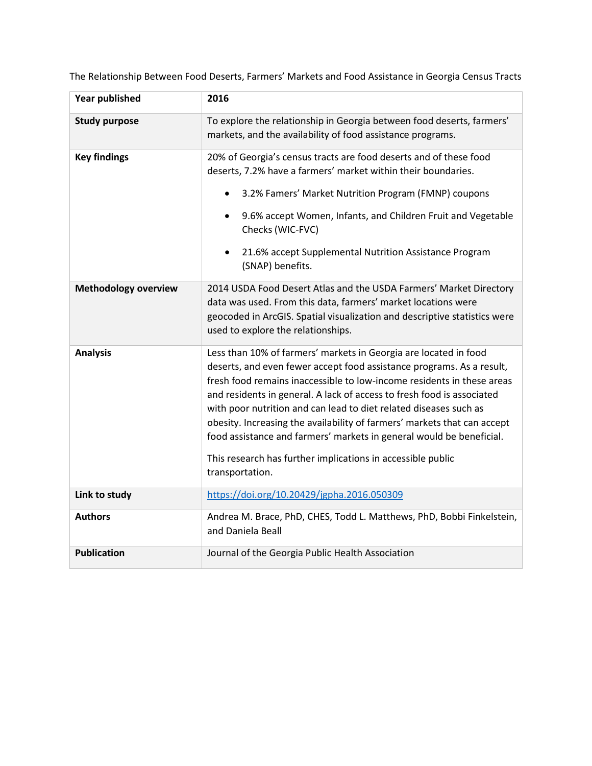The Relationship Between Food Deserts, Farmers' Markets and Food Assistance in Georgia Census Tracts

| **Year published** | **2016** |
|---|---|
| **Study purpose** | To explore the relationship in Georgia between food deserts, farmers' markets, and the availability of food assistance programs. |
| **Key findings** | 20% of Georgia's census tracts are food deserts and of these food deserts, 7.2% have a farmers' market within their boundaries.<br>• 3.2% Famers' Market Nutrition Program (FMNP) coupons<br>• 9.6% accept Women, Infants, and Children Fruit and Vegetable Checks (WIC-FVC)<br>• 21.6% accept Supplemental Nutrition Assistance Program (SNAP) benefits. |
| **Methodology overview** | 2014 USDA Food Desert Atlas and the USDA Farmers' Market Directory data was used. From this data, farmers' market locations were geocoded in ArcGIS. Spatial visualization and descriptive statistics were used to explore the relationships. |
| **Analysis** | Less than 10% of farmers' markets in Georgia are located in food deserts, and even fewer accept food assistance programs. As a result, fresh food remains inaccessible to low-income residents in these areas and residents in general. A lack of access to fresh food is associated with poor nutrition and can lead to diet related diseases such as obesity. Increasing the availability of farmers' markets that can accept food assistance and farmers' markets in general would be beneficial.<br><br>This research has further implications in accessible public transportation. |
| **Link to study** | [https://doi.org/10.20429/jgpha.2016.050309](https://doi.org/10.20429/jgpha.2016.050309) |
| **Authors** | Andrea M. Brace, PhD, CHES, Todd L. Matthews, PhD, Bobbi Finkelstein, and Daniela Beall |
| **Publication** | Journal of the Georgia Public Health Association |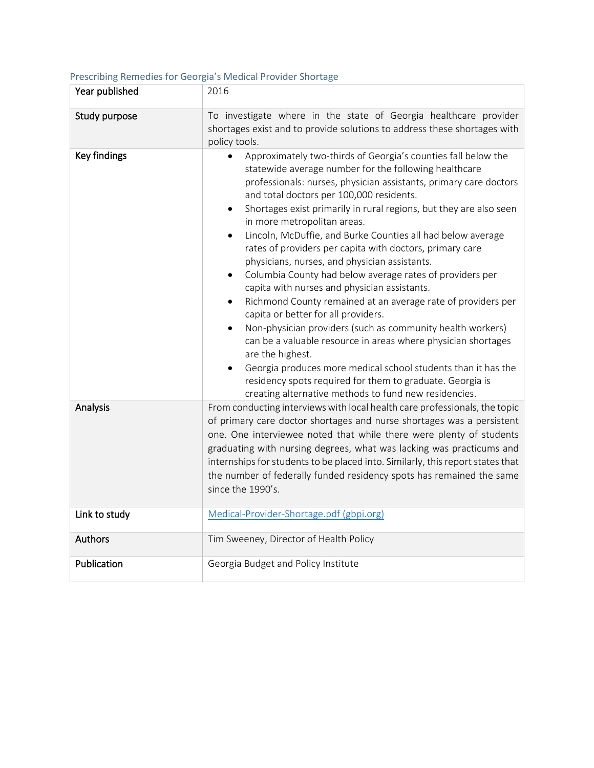### Prescribing Remedies for Georgia's Medical Provider Shortage

| | |
|---|---|
| **Year published** | 2016 |
| **Study purpose** | To investigate where in the state of Georgia healthcare provider shortages exist and to provide solutions to address these shortages with policy tools. |
| **Key findings** | • Approximately two-thirds of Georgia's counties fall below the statewide average number for the following healthcare professionals: nurses, physician assistants, primary care doctors and total doctors per 100,000 residents.<br>• Shortages exist primarily in rural regions, but they are also seen in more metropolitan areas.<br>• Lincoln, McDuffie, and Burke Counties all had below average rates of providers per capita with doctors, primary care physicians, nurses, and physician assistants.<br>• Columbia County had below average rates of providers per capita with nurses and physician assistants.<br>• Richmond County remained at an average rate of providers per capita or better for all providers.<br>• Non-physician providers (such as community health workers) can be a valuable resource in areas where physician shortages are the highest.<br>• Georgia produces more medical school students than it has the residency spots required for them to graduate. Georgia is creating alternative methods to fund new residencies. |
| **Analysis** | From conducting interviews with local health care professionals, the topic of primary care doctor shortages and nurse shortages was a persistent one. One interviewee noted that while there were plenty of students graduating with nursing degrees, what was lacking was practicums and internships for students to be placed into. Similarly, this report states that the number of federally funded residency spots has remained the same since the 1990's. |
| **Link to study** | [Medical-Provider-Shortage.pdf (gbpi.org)](Medical-Provider-Shortage.pdf) |
| **Authors** | Tim Sweeney, Director of Health Policy |
| **Publication** | Georgia Budget and Policy Institute |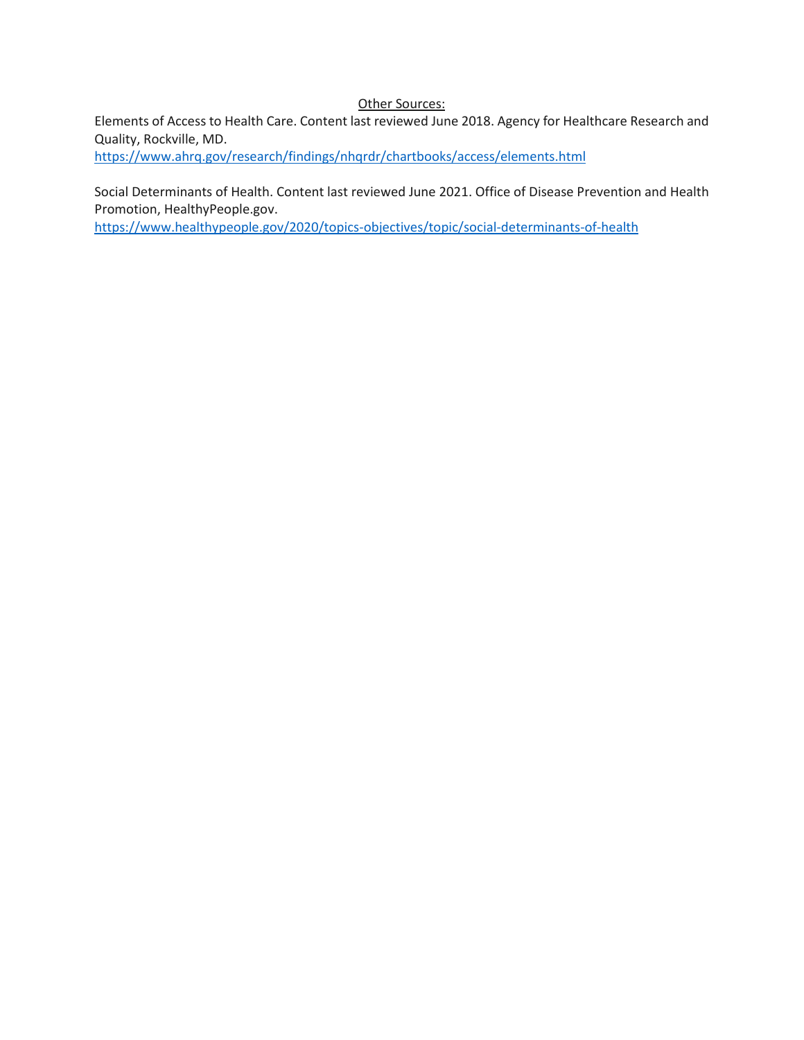<u>Other Sources:</u>

Elements of Access to Health Care. Content last reviewed June 2018. Agency for Healthcare Research and Quality, Rockville, MD.
https://www.ahrq.gov/research/findings/nhqrdr/chartbooks/access/elements.html

Social Determinants of Health. Content last reviewed June 2021. Office of Disease Prevention and Health Promotion, HealthyPeople.gov.
https://www.healthypeople.gov/2020/topics-objectives/topic/social-determinants-of-health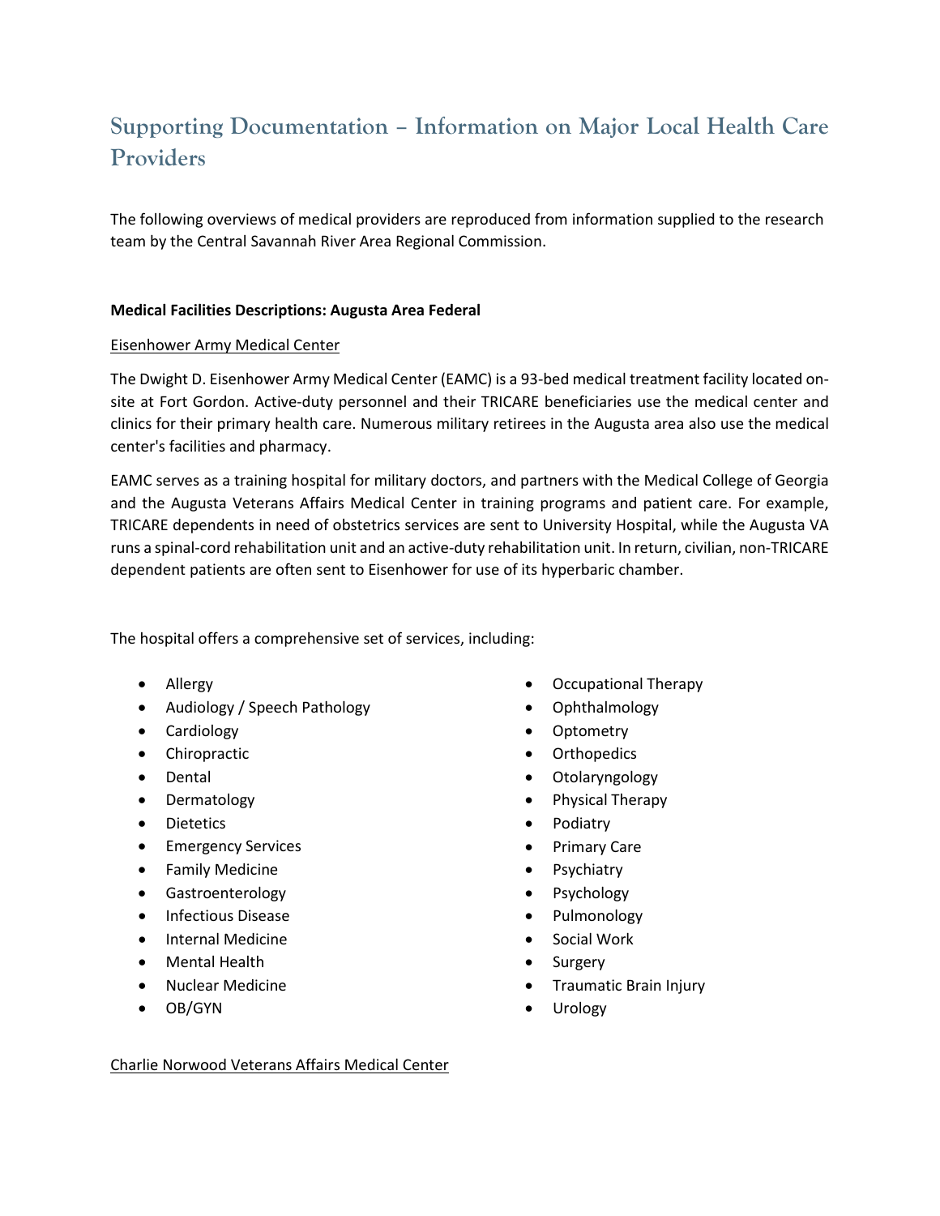# Supporting Documentation – Information on Major Local Health Care Providers

The following overviews of medical providers are reproduced from information supplied to the research team by the Central Savannah River Area Regional Commission.

**Medical Facilities Descriptions: Augusta Area Federal**

<u>Eisenhower Army Medical Center</u>

The Dwight D. Eisenhower Army Medical Center (EAMC) is a 93-bed medical treatment facility located on-site at Fort Gordon. Active-duty personnel and their TRICARE beneficiaries use the medical center and clinics for their primary health care. Numerous military retirees in the Augusta area also use the medical center's facilities and pharmacy.

EAMC serves as a training hospital for military doctors, and partners with the Medical College of Georgia and the Augusta Veterans Affairs Medical Center in training programs and patient care. For example, TRICARE dependents in need of obstetrics services are sent to University Hospital, while the Augusta VA runs a spinal-cord rehabilitation unit and an active-duty rehabilitation unit. In return, civilian, non-TRICARE dependent patients are often sent to Eisenhower for use of its hyperbaric chamber.

The hospital offers a comprehensive set of services, including:

- Allergy
- Audiology / Speech Pathology
- Cardiology
- Chiropractic
- Dental
- Dermatology
- Dietetics
- Emergency Services
- Family Medicine
- Gastroenterology
- Infectious Disease
- Internal Medicine
- Mental Health
- Nuclear Medicine
- OB/GYN
- Occupational Therapy
- Ophthalmology
- Optometry
- Orthopedics
- Otolaryngology
- Physical Therapy
- Podiatry
- Primary Care
- Psychiatry
- Psychology
- Pulmonology
- Social Work
- Surgery
- Traumatic Brain Injury
- Urology

<u>Charlie Norwood Veterans Affairs Medical Center</u>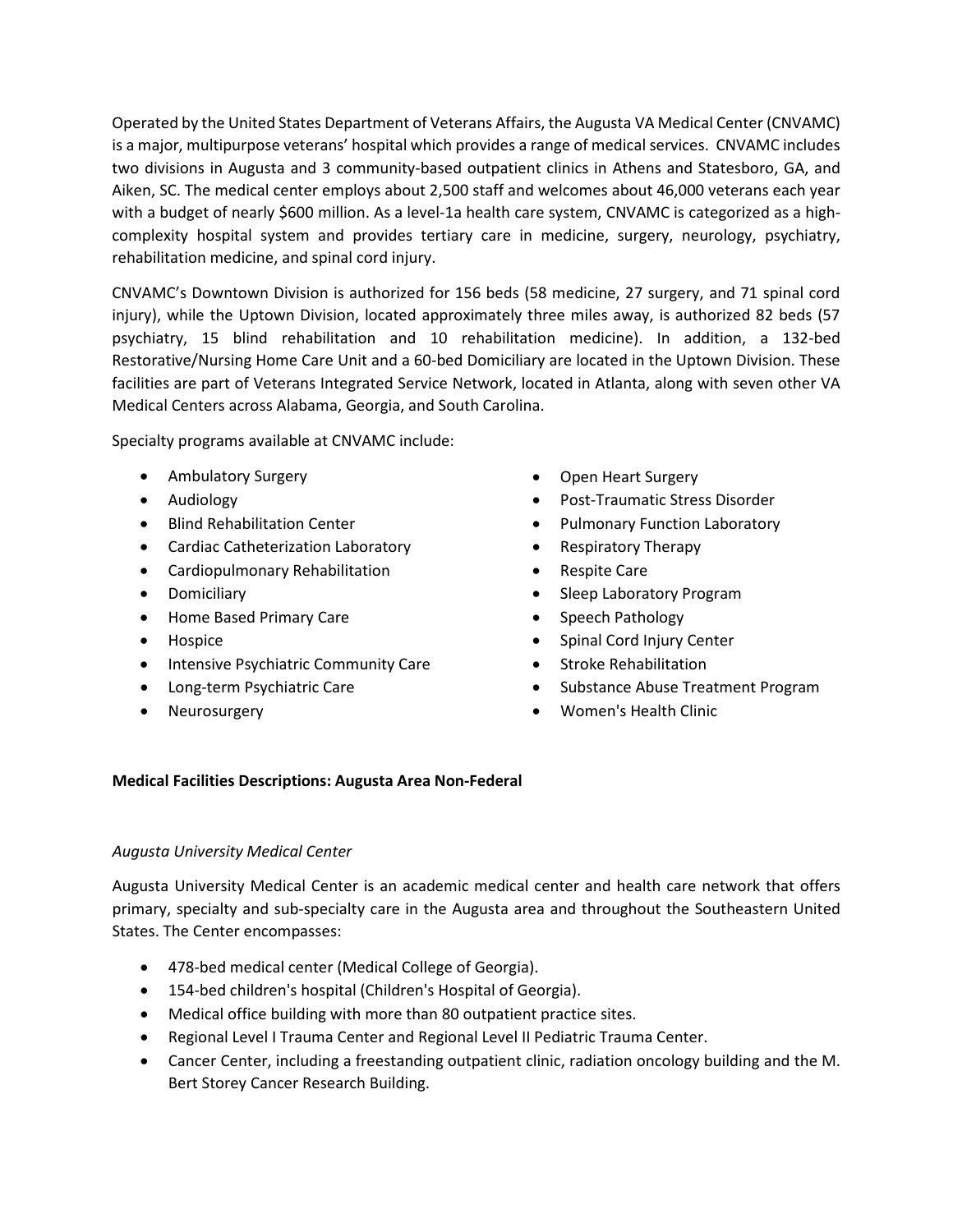Operated by the United States Department of Veterans Affairs, the Augusta VA Medical Center (CNVAMC) is a major, multipurpose veterans' hospital which provides a range of medical services. CNVAMC includes two divisions in Augusta and 3 community-based outpatient clinics in Athens and Statesboro, GA, and Aiken, SC. The medical center employs about 2,500 staff and welcomes about 46,000 veterans each year with a budget of nearly $600 million. As a level-1a health care system, CNVAMC is categorized as a high-complexity hospital system and provides tertiary care in medicine, surgery, neurology, psychiatry, rehabilitation medicine, and spinal cord injury.

CNVAMC's Downtown Division is authorized for 156 beds (58 medicine, 27 surgery, and 71 spinal cord injury), while the Uptown Division, located approximately three miles away, is authorized 82 beds (57 psychiatry, 15 blind rehabilitation and 10 rehabilitation medicine). In addition, a 132-bed Restorative/Nursing Home Care Unit and a 60-bed Domiciliary are located in the Uptown Division. These facilities are part of Veterans Integrated Service Network, located in Atlanta, along with seven other VA Medical Centers across Alabama, Georgia, and South Carolina.

Specialty programs available at CNVAMC include:

- Ambulatory Surgery
- Audiology
- Blind Rehabilitation Center
- Cardiac Catheterization Laboratory
- Cardiopulmonary Rehabilitation
- Domiciliary
- Home Based Primary Care
- Hospice
- Intensive Psychiatric Community Care
- Long-term Psychiatric Care
- Neurosurgery
- Open Heart Surgery
- Post-Traumatic Stress Disorder
- Pulmonary Function Laboratory
- Respiratory Therapy
- Respite Care
- Sleep Laboratory Program
- Speech Pathology
- Spinal Cord Injury Center
- Stroke Rehabilitation
- Substance Abuse Treatment Program
- Women's Health Clinic

**Medical Facilities Descriptions: Augusta Area Non-Federal**

*Augusta University Medical Center*

Augusta University Medical Center is an academic medical center and health care network that offers primary, specialty and sub-specialty care in the Augusta area and throughout the Southeastern United States. The Center encompasses:

- 478-bed medical center (Medical College of Georgia).
- 154-bed children's hospital (Children's Hospital of Georgia).
- Medical office building with more than 80 outpatient practice sites.
- Regional Level I Trauma Center and Regional Level II Pediatric Trauma Center.
- Cancer Center, including a freestanding outpatient clinic, radiation oncology building and the M. Bert Storey Cancer Research Building.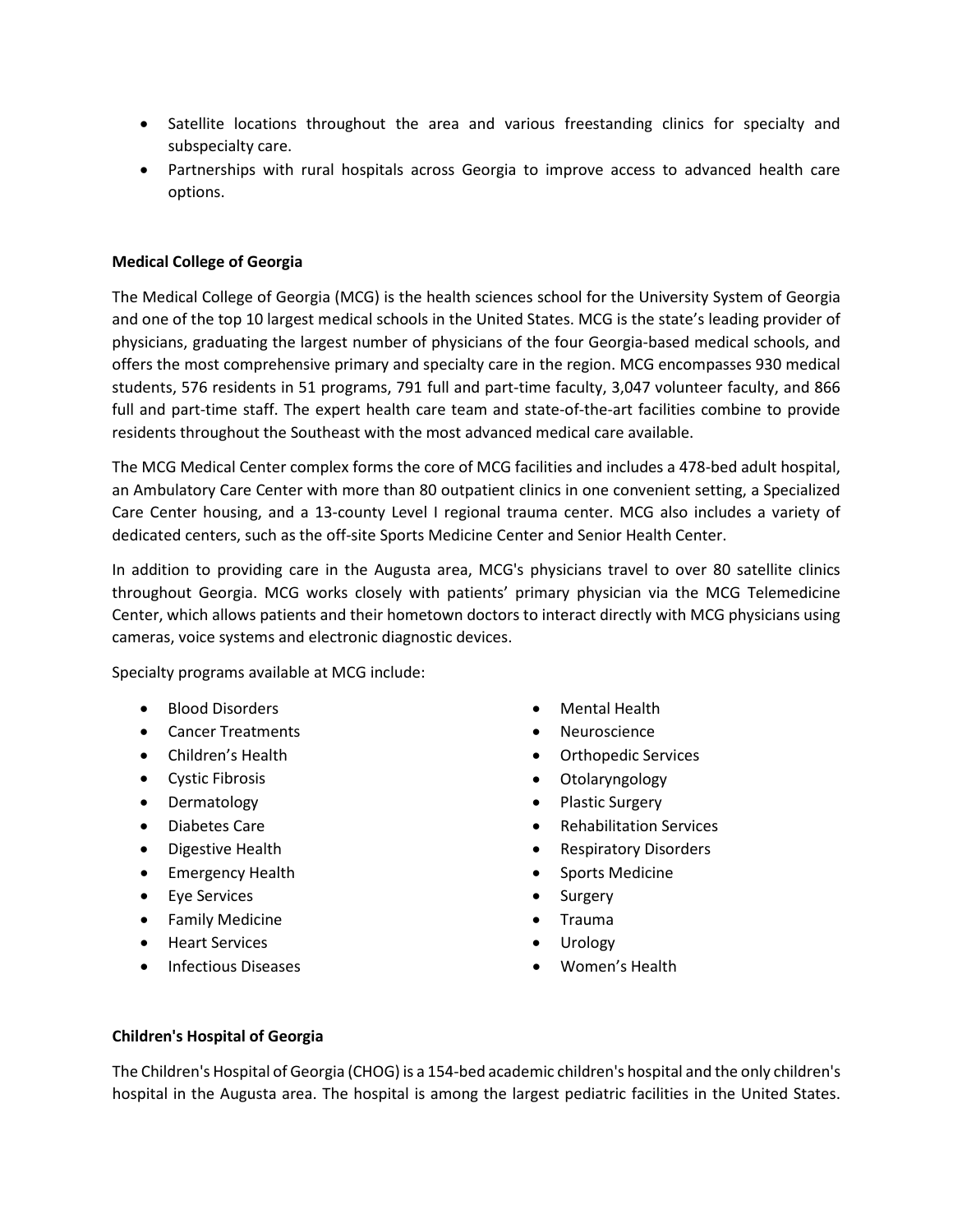- Satellite locations throughout the area and various freestanding clinics for specialty and subspecialty care.
- Partnerships with rural hospitals across Georgia to improve access to advanced health care options.

**Medical College of Georgia**

The Medical College of Georgia (MCG) is the health sciences school for the University System of Georgia and one of the top 10 largest medical schools in the United States. MCG is the state's leading provider of physicians, graduating the largest number of physicians of the four Georgia-based medical schools, and offers the most comprehensive primary and specialty care in the region. MCG encompasses 930 medical students, 576 residents in 51 programs, 791 full and part-time faculty, 3,047 volunteer faculty, and 866 full and part-time staff. The expert health care team and state-of-the-art facilities combine to provide residents throughout the Southeast with the most advanced medical care available.

The MCG Medical Center complex forms the core of MCG facilities and includes a 478-bed adult hospital, an Ambulatory Care Center with more than 80 outpatient clinics in one convenient setting, a Specialized Care Center housing, and a 13-county Level I regional trauma center. MCG also includes a variety of dedicated centers, such as the off-site Sports Medicine Center and Senior Health Center.

In addition to providing care in the Augusta area, MCG's physicians travel to over 80 satellite clinics throughout Georgia. MCG works closely with patients' primary physician via the MCG Telemedicine Center, which allows patients and their hometown doctors to interact directly with MCG physicians using cameras, voice systems and electronic diagnostic devices.

Specialty programs available at MCG include:

- Blood Disorders
- Cancer Treatments
- Children's Health
- Cystic Fibrosis
- Dermatology
- Diabetes Care
- Digestive Health
- Emergency Health
- Eye Services
- Family Medicine
- Heart Services
- Infectious Diseases
- Mental Health
- Neuroscience
- Orthopedic Services
- Otolaryngology
- Plastic Surgery
- Rehabilitation Services
- Respiratory Disorders
- Sports Medicine
- Surgery
- Trauma
- Urology
- Women's Health

**Children's Hospital of Georgia**

The Children's Hospital of Georgia (CHOG) is a 154-bed academic children's hospital and the only children's hospital in the Augusta area. The hospital is among the largest pediatric facilities in the United States.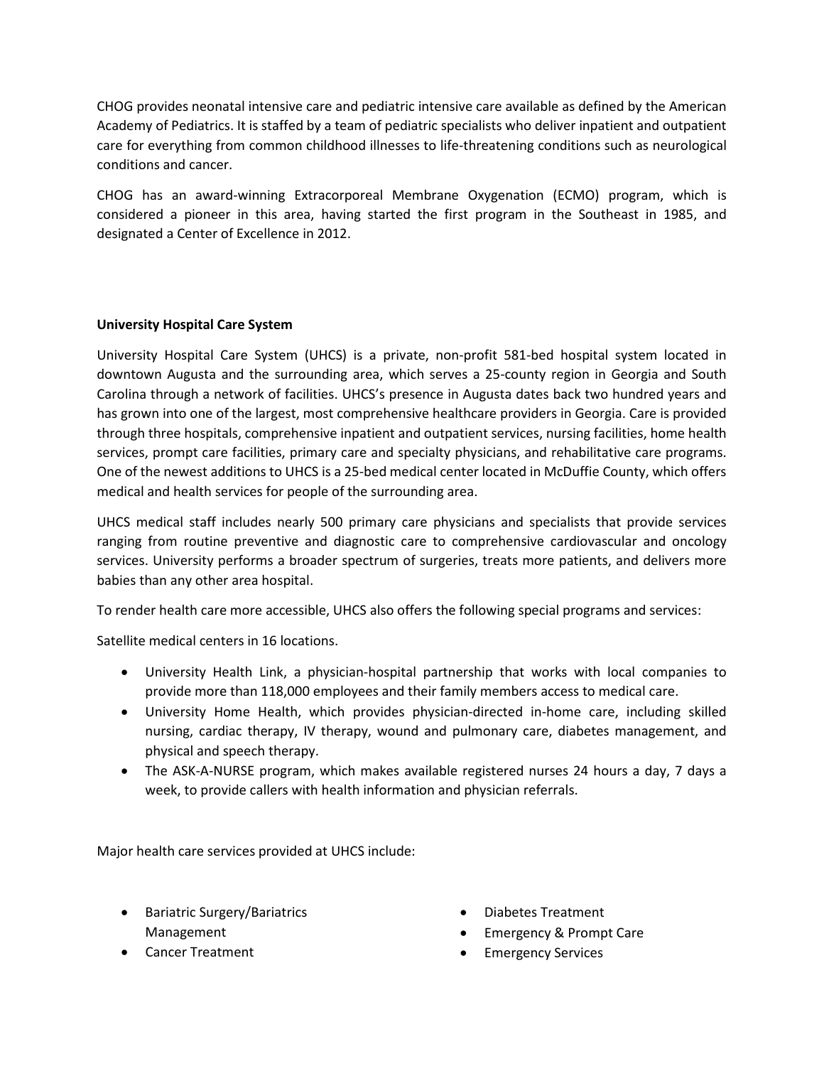CHOG provides neonatal intensive care and pediatric intensive care available as defined by the American Academy of Pediatrics. It is staffed by a team of pediatric specialists who deliver inpatient and outpatient care for everything from common childhood illnesses to life-threatening conditions such as neurological conditions and cancer.

CHOG has an award-winning Extracorporeal Membrane Oxygenation (ECMO) program, which is considered a pioneer in this area, having started the first program in the Southeast in 1985, and designated a Center of Excellence in 2012.

**University Hospital Care System**

University Hospital Care System (UHCS) is a private, non-profit 581-bed hospital system located in downtown Augusta and the surrounding area, which serves a 25-county region in Georgia and South Carolina through a network of facilities. UHCS's presence in Augusta dates back two hundred years and has grown into one of the largest, most comprehensive healthcare providers in Georgia. Care is provided through three hospitals, comprehensive inpatient and outpatient services, nursing facilities, home health services, prompt care facilities, primary care and specialty physicians, and rehabilitative care programs. One of the newest additions to UHCS is a 25-bed medical center located in McDuffie County, which offers medical and health services for people of the surrounding area.

UHCS medical staff includes nearly 500 primary care physicians and specialists that provide services ranging from routine preventive and diagnostic care to comprehensive cardiovascular and oncology services. University performs a broader spectrum of surgeries, treats more patients, and delivers more babies than any other area hospital.

To render health care more accessible, UHCS also offers the following special programs and services:

Satellite medical centers in 16 locations.

- University Health Link, a physician-hospital partnership that works with local companies to provide more than 118,000 employees and their family members access to medical care.
- University Home Health, which provides physician-directed in-home care, including skilled nursing, cardiac therapy, IV therapy, wound and pulmonary care, diabetes management, and physical and speech therapy.
- The ASK-A-NURSE program, which makes available registered nurses 24 hours a day, 7 days a week, to provide callers with health information and physician referrals.

Major health care services provided at UHCS include:

- Bariatric Surgery/Bariatrics Management
- Cancer Treatment
- Diabetes Treatment
- Emergency & Prompt Care
- Emergency Services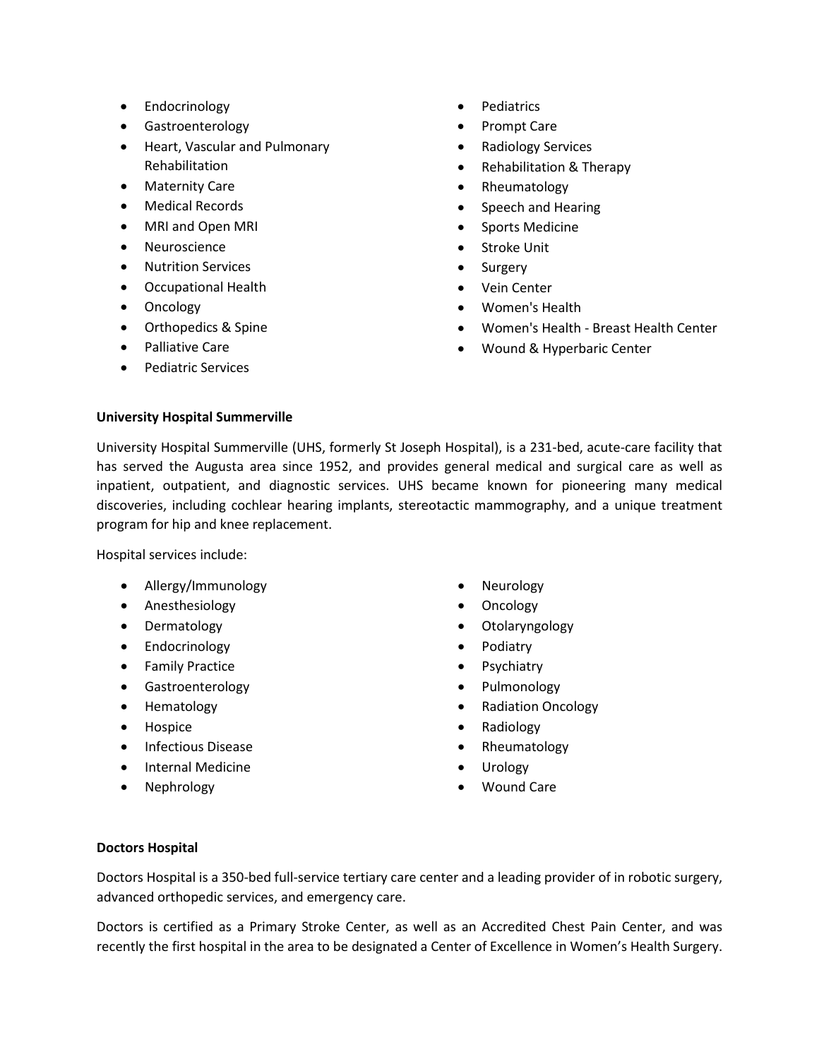- Endocrinology
- Gastroenterology
- Heart, Vascular and Pulmonary Rehabilitation
- Maternity Care
- Medical Records
- MRI and Open MRI
- Neuroscience
- Nutrition Services
- Occupational Health
- Oncology
- Orthopedics & Spine
- Palliative Care
- Pediatric Services
- Pediatrics
- Prompt Care
- Radiology Services
- Rehabilitation & Therapy
- Rheumatology
- Speech and Hearing
- Sports Medicine
- Stroke Unit
- Surgery
- Vein Center
- Women's Health
- Women's Health - Breast Health Center
- Wound & Hyperbaric Center

**University Hospital Summerville**

University Hospital Summerville (UHS, formerly St Joseph Hospital), is a 231-bed, acute-care facility that has served the Augusta area since 1952, and provides general medical and surgical care as well as inpatient, outpatient, and diagnostic services. UHS became known for pioneering many medical discoveries, including cochlear hearing implants, stereotactic mammography, and a unique treatment program for hip and knee replacement.

Hospital services include:

- Allergy/Immunology
- Anesthesiology
- Dermatology
- Endocrinology
- Family Practice
- Gastroenterology
- Hematology
- Hospice
- Infectious Disease
- Internal Medicine
- Nephrology
- Neurology
- Oncology
- Otolaryngology
- Podiatry
- Psychiatry
- Pulmonology
- Radiation Oncology
- Radiology
- Rheumatology
- Urology
- Wound Care

**Doctors Hospital**

Doctors Hospital is a 350-bed full-service tertiary care center and a leading provider of in robotic surgery, advanced orthopedic services, and emergency care.

Doctors is certified as a Primary Stroke Center, as well as an Accredited Chest Pain Center, and was recently the first hospital in the area to be designated a Center of Excellence in Women's Health Surgery.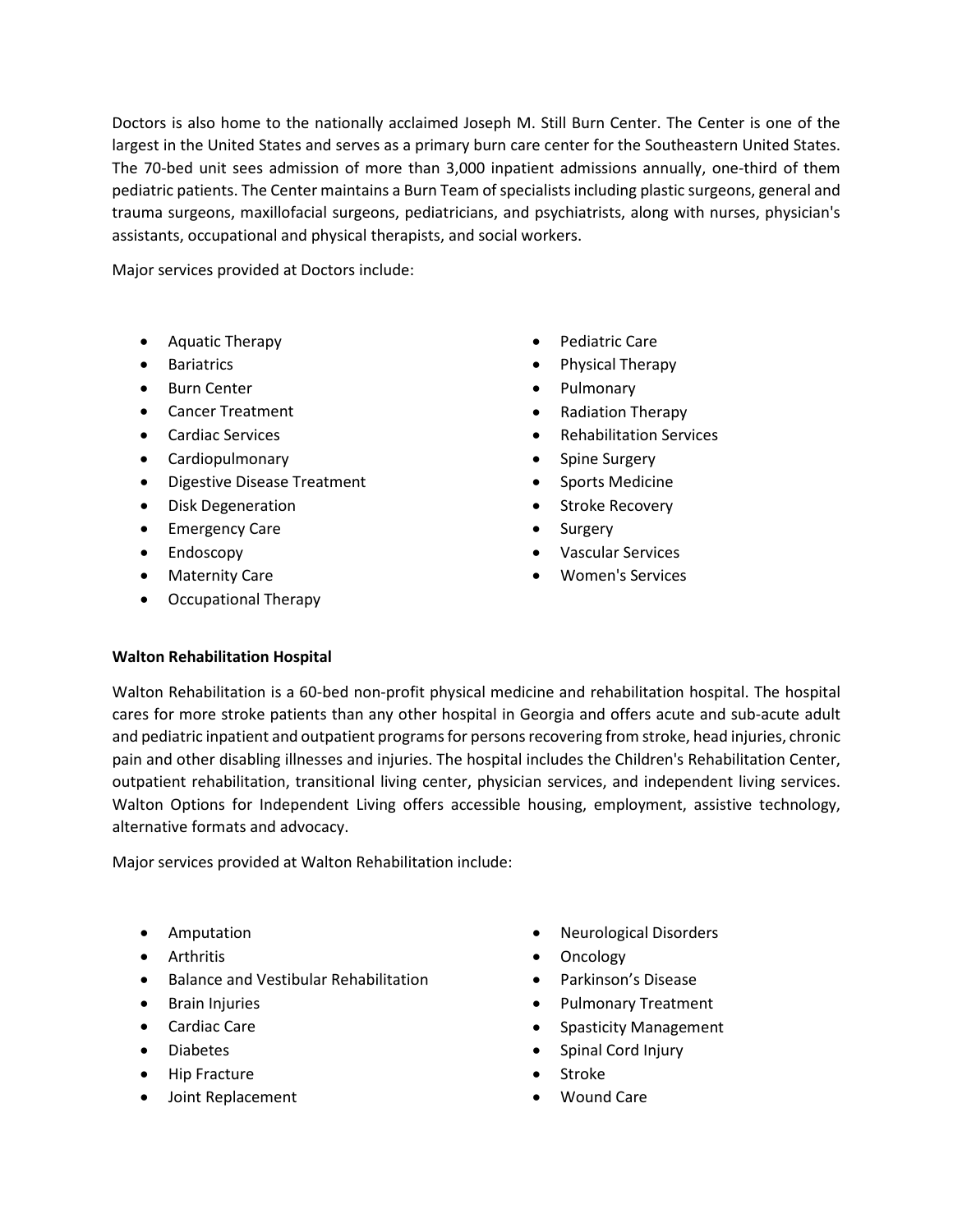Doctors is also home to the nationally acclaimed Joseph M. Still Burn Center. The Center is one of the largest in the United States and serves as a primary burn care center for the Southeastern United States. The 70-bed unit sees admission of more than 3,000 inpatient admissions annually, one-third of them pediatric patients. The Center maintains a Burn Team of specialists including plastic surgeons, general and trauma surgeons, maxillofacial surgeons, pediatricians, and psychiatrists, along with nurses, physician's assistants, occupational and physical therapists, and social workers.

Major services provided at Doctors include:

- Aquatic Therapy
- Bariatrics
- Burn Center
- Cancer Treatment
- Cardiac Services
- Cardiopulmonary
- Digestive Disease Treatment
- Disk Degeneration
- Emergency Care
- Endoscopy
- Maternity Care
- Occupational Therapy
- Pediatric Care
- Physical Therapy
- Pulmonary
- Radiation Therapy
- Rehabilitation Services
- Spine Surgery
- Sports Medicine
- Stroke Recovery
- Surgery
- Vascular Services
- Women's Services

**Walton Rehabilitation Hospital**

Walton Rehabilitation is a 60-bed non-profit physical medicine and rehabilitation hospital. The hospital cares for more stroke patients than any other hospital in Georgia and offers acute and sub-acute adult and pediatric inpatient and outpatient programs for persons recovering from stroke, head injuries, chronic pain and other disabling illnesses and injuries. The hospital includes the Children's Rehabilitation Center, outpatient rehabilitation, transitional living center, physician services, and independent living services. Walton Options for Independent Living offers accessible housing, employment, assistive technology, alternative formats and advocacy.

Major services provided at Walton Rehabilitation include:

- Amputation
- Arthritis
- Balance and Vestibular Rehabilitation
- Brain Injuries
- Cardiac Care
- Diabetes
- Hip Fracture
- Joint Replacement
- Neurological Disorders
- Oncology
- Parkinson's Disease
- Pulmonary Treatment
- Spasticity Management
- Spinal Cord Injury
- Stroke
- Wound Care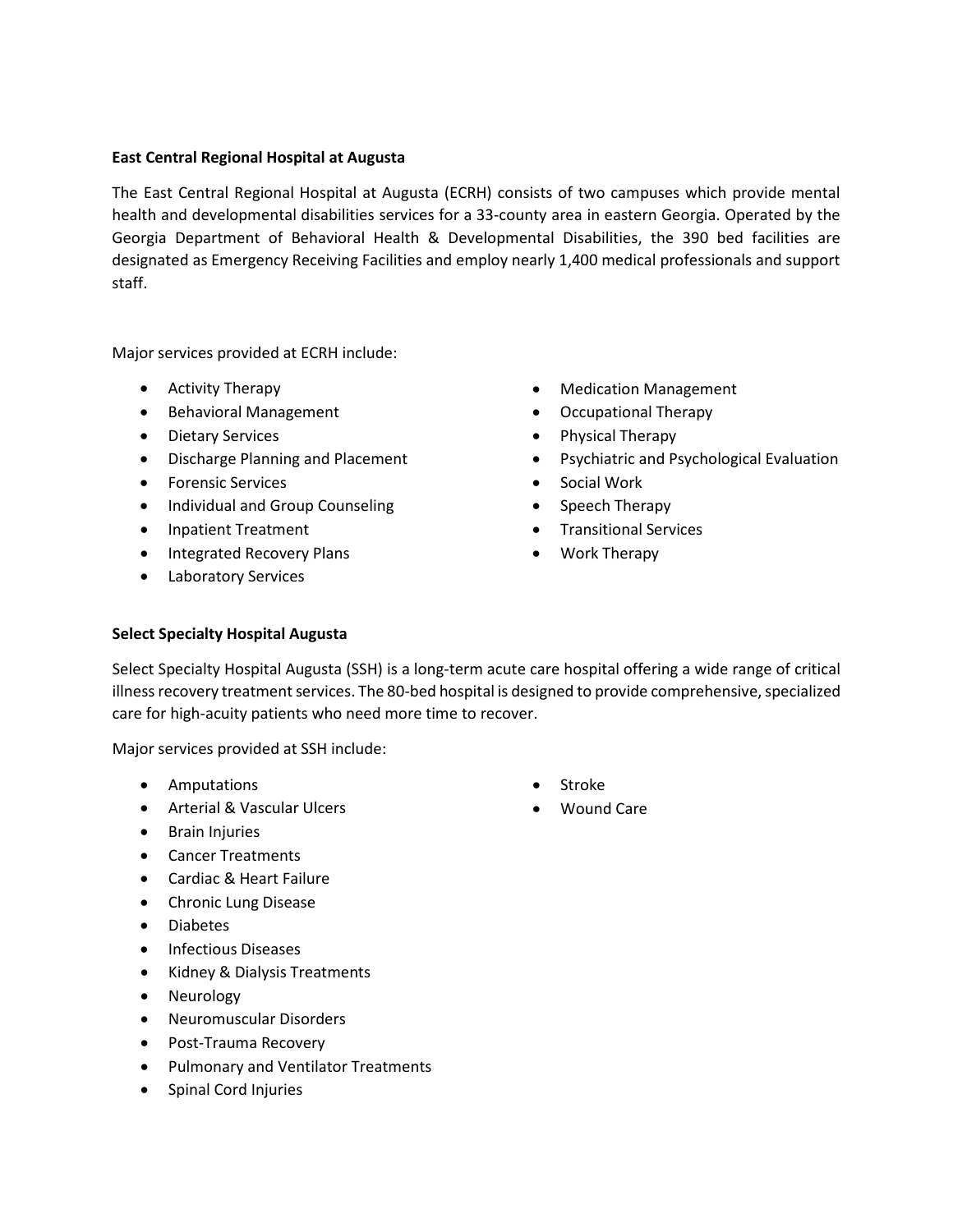**East Central Regional Hospital at Augusta**

The East Central Regional Hospital at Augusta (ECRH) consists of two campuses which provide mental health and developmental disabilities services for a 33-county area in eastern Georgia. Operated by the Georgia Department of Behavioral Health & Developmental Disabilities, the 390 bed facilities are designated as Emergency Receiving Facilities and employ nearly 1,400 medical professionals and support staff.

Major services provided at ECRH include:

- Activity Therapy
- Behavioral Management
- Dietary Services
- Discharge Planning and Placement
- Forensic Services
- Individual and Group Counseling
- Inpatient Treatment
- Integrated Recovery Plans
- Laboratory Services
- Medication Management
- Occupational Therapy
- Physical Therapy
- Psychiatric and Psychological Evaluation
- Social Work
- Speech Therapy
- Transitional Services
- Work Therapy

**Select Specialty Hospital Augusta**

Select Specialty Hospital Augusta (SSH) is a long-term acute care hospital offering a wide range of critical illness recovery treatment services. The 80-bed hospital is designed to provide comprehensive, specialized care for high-acuity patients who need more time to recover.

Major services provided at SSH include:

- Amputations
- Arterial & Vascular Ulcers
- Brain Injuries
- Cancer Treatments
- Cardiac & Heart Failure
- Chronic Lung Disease
- Diabetes
- Infectious Diseases
- Kidney & Dialysis Treatments
- Neurology
- Neuromuscular Disorders
- Post-Trauma Recovery
- Pulmonary and Ventilator Treatments
- Spinal Cord Injuries
- Stroke
- Wound Care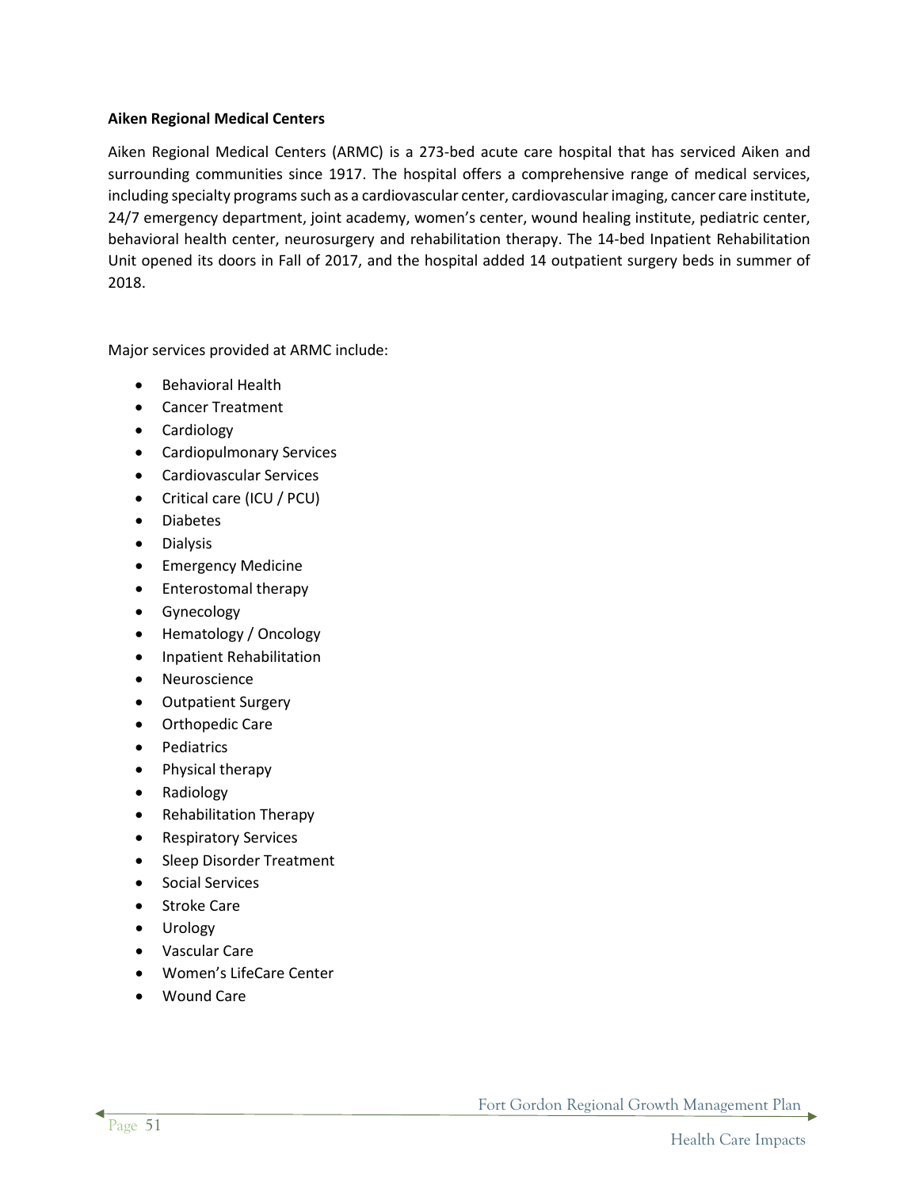**Aiken Regional Medical Centers**

Aiken Regional Medical Centers (ARMC) is a 273-bed acute care hospital that has serviced Aiken and surrounding communities since 1917. The hospital offers a comprehensive range of medical services, including specialty programs such as a cardiovascular center, cardiovascular imaging, cancer care institute, 24/7 emergency department, joint academy, women's center, wound healing institute, pediatric center, behavioral health center, neurosurgery and rehabilitation therapy. The 14-bed Inpatient Rehabilitation Unit opened its doors in Fall of 2017, and the hospital added 14 outpatient surgery beds in summer of 2018.

Major services provided at ARMC include:

- Behavioral Health
- Cancer Treatment
- Cardiology
- Cardiopulmonary Services
- Cardiovascular Services
- Critical care (ICU / PCU)
- Diabetes
- Dialysis
- Emergency Medicine
- Enterostomal therapy
- Gynecology
- Hematology / Oncology
- Inpatient Rehabilitation
- Neuroscience
- Outpatient Surgery
- Orthopedic Care
- Pediatrics
- Physical therapy
- Radiology
- Rehabilitation Therapy
- Respiratory Services
- Sleep Disorder Treatment
- Social Services
- Stroke Care
- Urology
- Vascular Care
- Women's LifeCare Center
- Wound Care